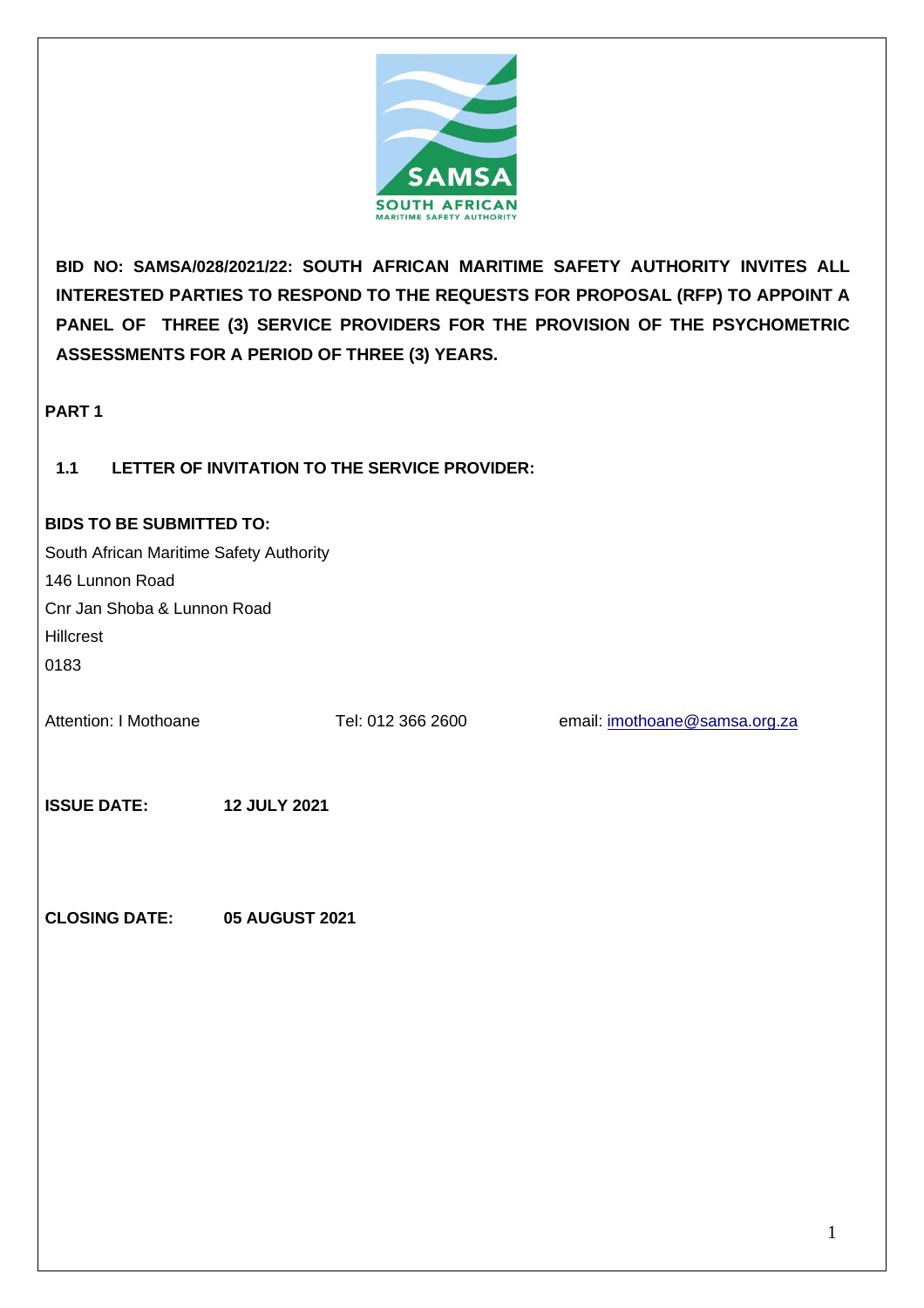**BID NO: SAMSA/028/2021/22: SOUTH AFRICAN MARITIME SAFETY AUTHORITY INVITES ALL INTERESTED PARTIES TO RESPOND TO THE REQUESTS FOR PROPOSAL (RFP) TO APPOINT A PANEL OF THREE (3) SERVICE PROVIDERS FOR THE PROVISION OF THE PSYCHOMETRIC ASSESSMENTS FOR A PERIOD OF THREE (3) YEARS.**

## PART 1

### 1.1 LETTER OF INVITATION TO THE SERVICE PROVIDER:

**BIDS TO BE SUBMITTED TO:**

South African Maritime Safety Authority
146 Lunnon Road
Cnr Jan Shoba & Lunnon Road
Hillcrest
0183

Attention: I Mothoane    Tel: 012 366 2600    email: imothoane@samsa.org.za

**ISSUE DATE:** **12 JULY 2021**

**CLOSING DATE:** **05 AUGUST 2021**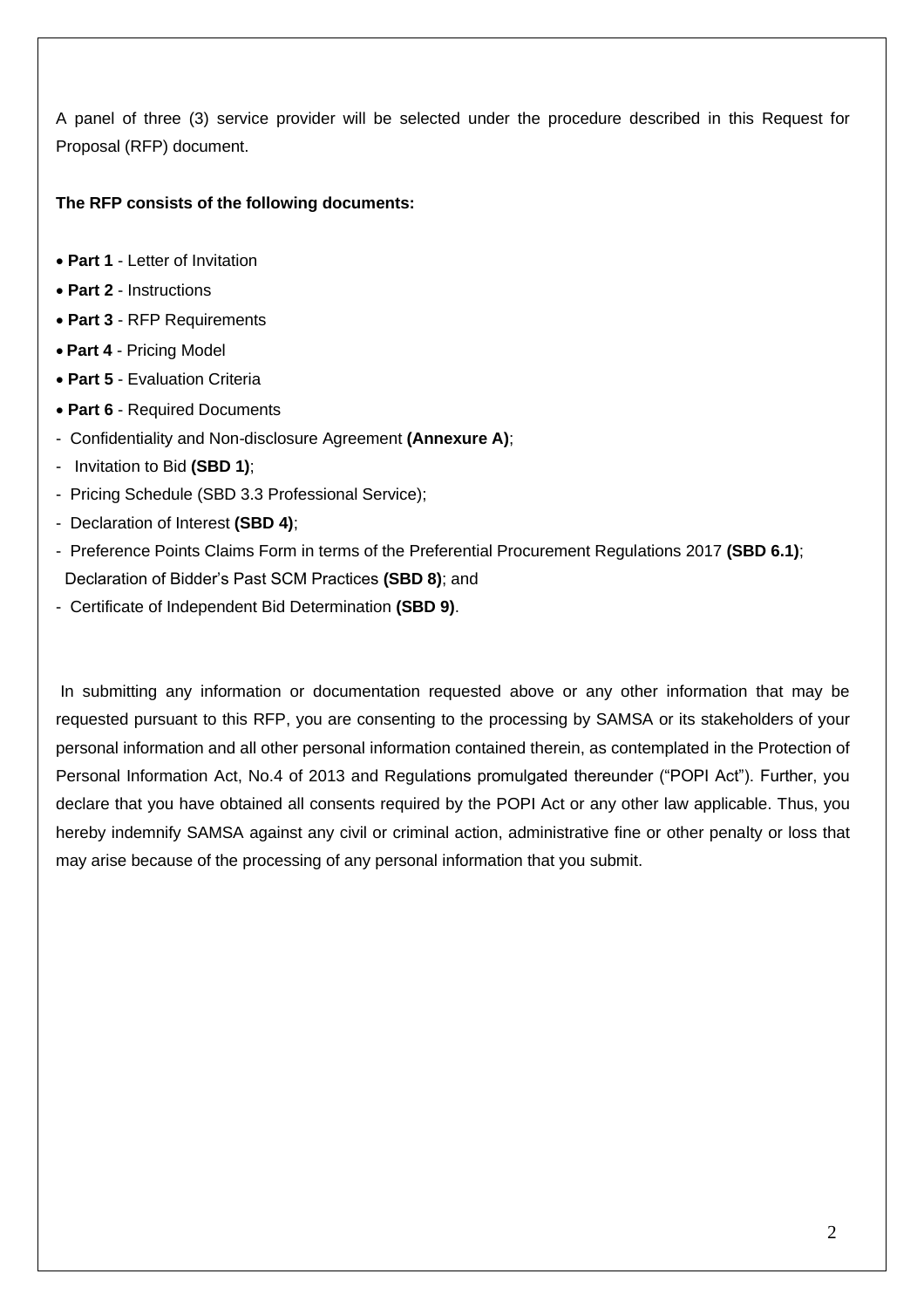A panel of three (3) service provider will be selected under the procedure described in this Request for Proposal (RFP) document.

**The RFP consists of the following documents:**

- **Part 1** - Letter of Invitation
- **Part 2** - Instructions
- **Part 3** - RFP Requirements
- **Part 4** - Pricing Model
- **Part 5** - Evaluation Criteria
- **Part 6** - Required Documents

- Confidentiality and Non-disclosure Agreement **(Annexure A)**;
- Invitation to Bid **(SBD 1)**;
- Pricing Schedule (SBD 3.3 Professional Service);
- Declaration of Interest **(SBD 4)**;
- Preference Points Claims Form in terms of the Preferential Procurement Regulations 2017 **(SBD 6.1)**; Declaration of Bidder's Past SCM Practices **(SBD 8)**; and
- Certificate of Independent Bid Determination **(SBD 9)**.

In submitting any information or documentation requested above or any other information that may be requested pursuant to this RFP, you are consenting to the processing by SAMSA or its stakeholders of your personal information and all other personal information contained therein, as contemplated in the Protection of Personal Information Act, No.4 of 2013 and Regulations promulgated thereunder ("POPI Act"). Further, you declare that you have obtained all consents required by the POPI Act or any other law applicable. Thus, you hereby indemnify SAMSA against any civil or criminal action, administrative fine or other penalty or loss that may arise because of the processing of any personal information that you submit.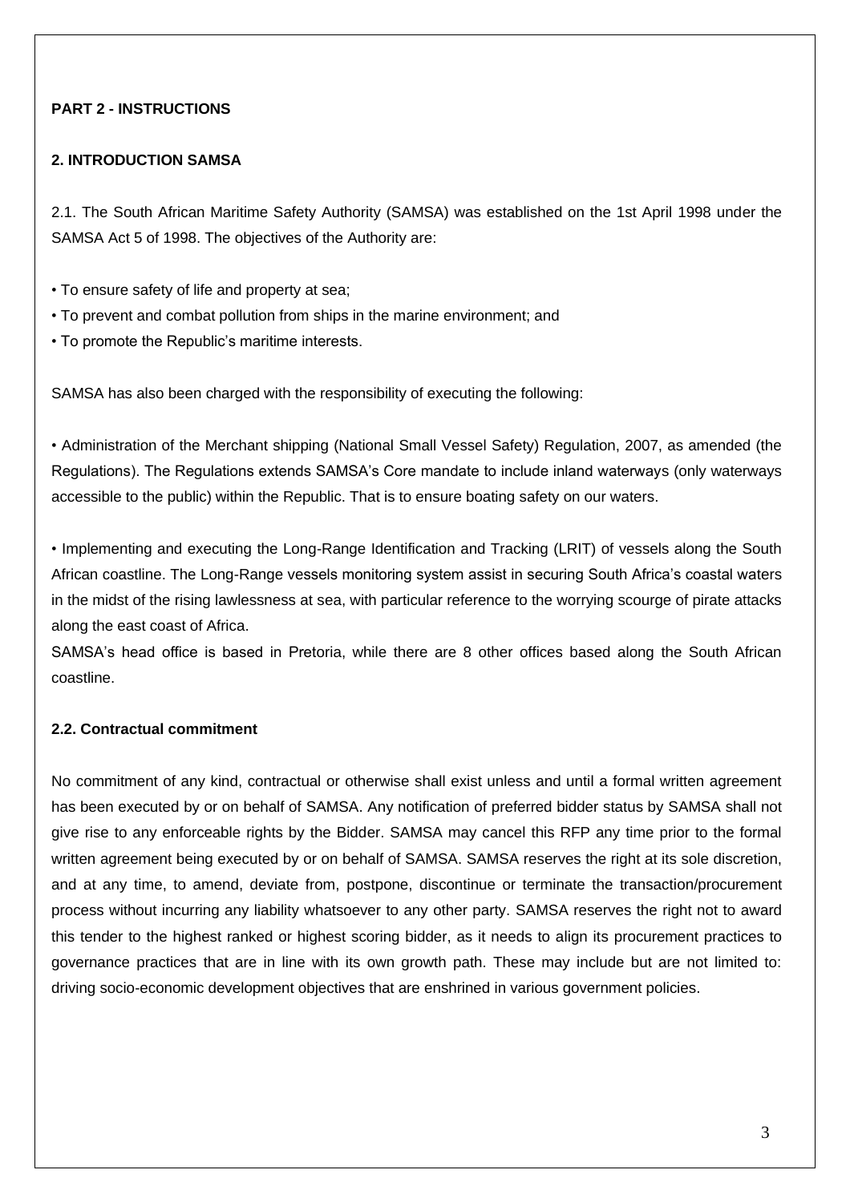**PART 2 - INSTRUCTIONS**

## 2. INTRODUCTION SAMSA

2.1. The South African Maritime Safety Authority (SAMSA) was established on the 1st April 1998 under the SAMSA Act 5 of 1998. The objectives of the Authority are:

- To ensure safety of life and property at sea;
- To prevent and combat pollution from ships in the marine environment; and
- To promote the Republic's maritime interests.

SAMSA has also been charged with the responsibility of executing the following:

- Administration of the Merchant shipping (National Small Vessel Safety) Regulation, 2007, as amended (the Regulations). The Regulations extends SAMSA's Core mandate to include inland waterways (only waterways accessible to the public) within the Republic. That is to ensure boating safety on our waters.

- Implementing and executing the Long-Range Identification and Tracking (LRIT) of vessels along the South African coastline. The Long-Range vessels monitoring system assist in securing South Africa's coastal waters in the midst of the rising lawlessness at sea, with particular reference to the worrying scourge of pirate attacks along the east coast of Africa.

SAMSA's head office is based in Pretoria, while there are 8 other offices based along the South African coastline.

### 2.2. Contractual commitment

No commitment of any kind, contractual or otherwise shall exist unless and until a formal written agreement has been executed by or on behalf of SAMSA. Any notification of preferred bidder status by SAMSA shall not give rise to any enforceable rights by the Bidder. SAMSA may cancel this RFP any time prior to the formal written agreement being executed by or on behalf of SAMSA. SAMSA reserves the right at its sole discretion, and at any time, to amend, deviate from, postpone, discontinue or terminate the transaction/procurement process without incurring any liability whatsoever to any other party. SAMSA reserves the right not to award this tender to the highest ranked or highest scoring bidder, as it needs to align its procurement practices to governance practices that are in line with its own growth path. These may include but are not limited to: driving socio-economic development objectives that are enshrined in various government policies.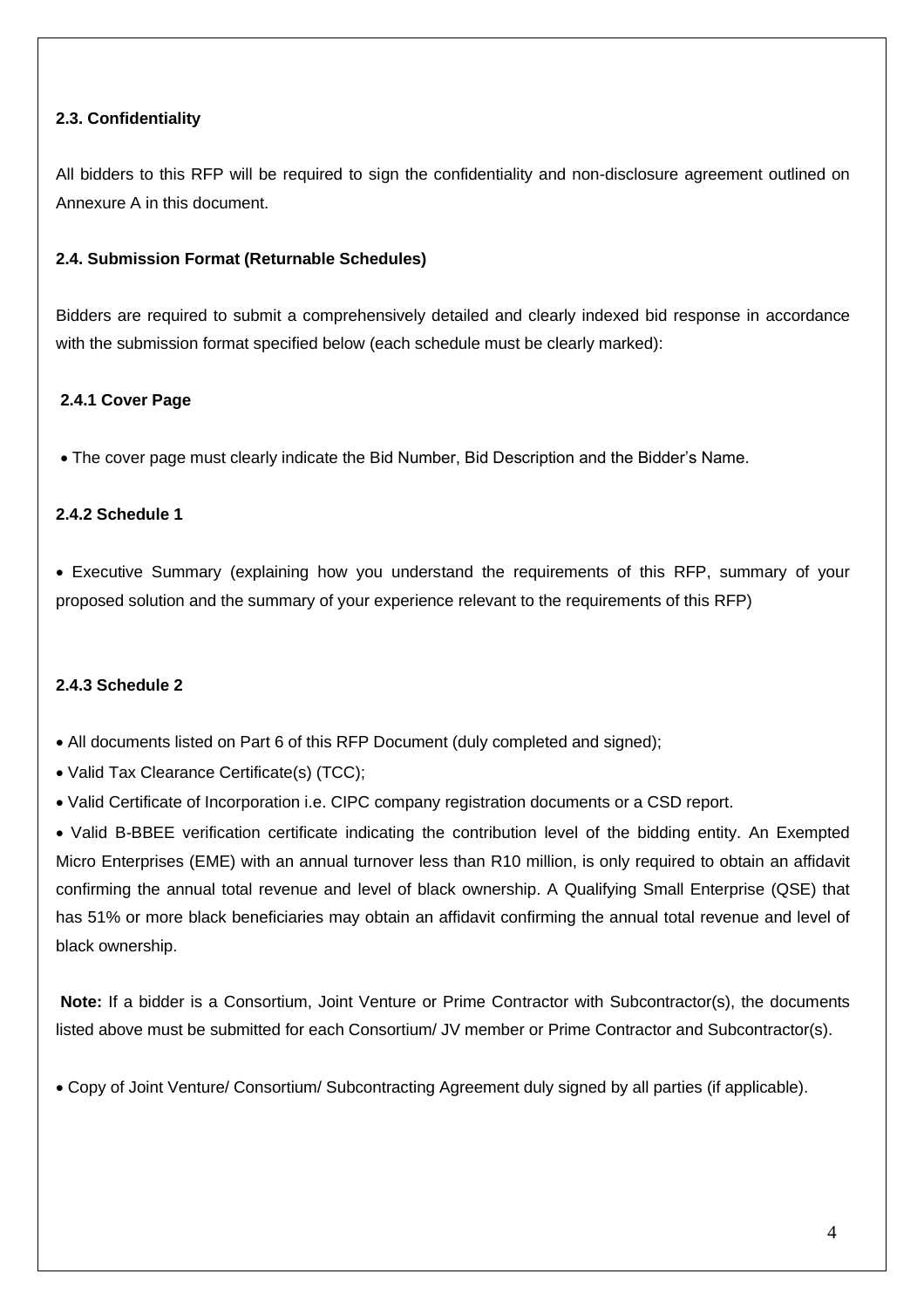### 2.3. Confidentiality

All bidders to this RFP will be required to sign the confidentiality and non-disclosure agreement outlined on Annexure A in this document.

### 2.4. Submission Format (Returnable Schedules)

Bidders are required to submit a comprehensively detailed and clearly indexed bid response in accordance with the submission format specified below (each schedule must be clearly marked):

#### 2.4.1 Cover Page

- The cover page must clearly indicate the Bid Number, Bid Description and the Bidder's Name.

#### 2.4.2 Schedule 1

- Executive Summary (explaining how you understand the requirements of this RFP, summary of your proposed solution and the summary of your experience relevant to the requirements of this RFP)

#### 2.4.3 Schedule 2

- All documents listed on Part 6 of this RFP Document (duly completed and signed);
- Valid Tax Clearance Certificate(s) (TCC);
- Valid Certificate of Incorporation i.e. CIPC company registration documents or a CSD report.
- Valid B-BBEE verification certificate indicating the contribution level of the bidding entity. An Exempted Micro Enterprises (EME) with an annual turnover less than R10 million, is only required to obtain an affidavit confirming the annual total revenue and level of black ownership. A Qualifying Small Enterprise (QSE) that has 51% or more black beneficiaries may obtain an affidavit confirming the annual total revenue and level of black ownership.

**Note:** If a bidder is a Consortium, Joint Venture or Prime Contractor with Subcontractor(s), the documents listed above must be submitted for each Consortium/ JV member or Prime Contractor and Subcontractor(s).

- Copy of Joint Venture/ Consortium/ Subcontracting Agreement duly signed by all parties (if applicable).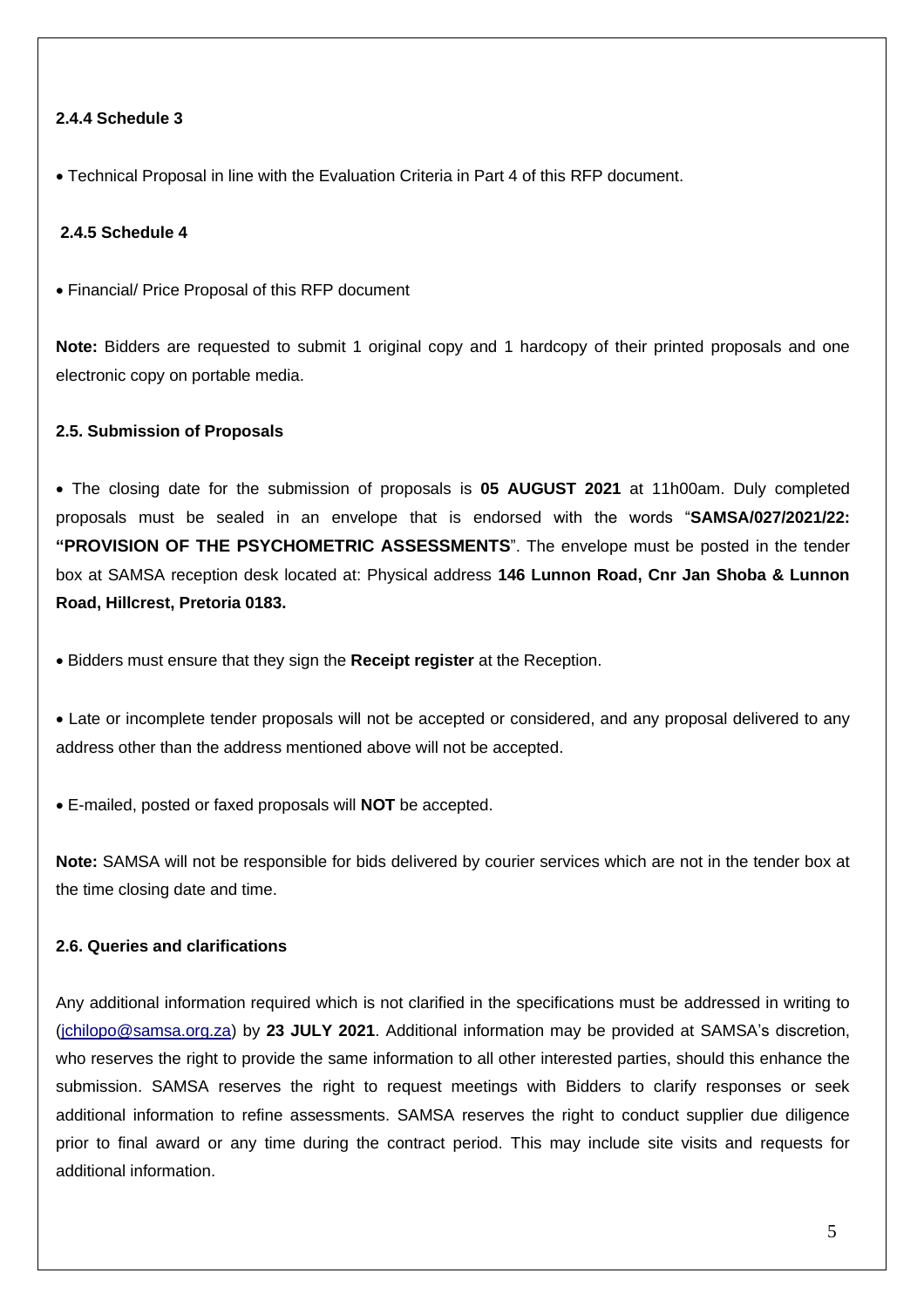**2.4.4 Schedule 3**

- Technical Proposal in line with the Evaluation Criteria in Part 4 of this RFP document.

**2.4.5 Schedule 4**

- Financial/ Price Proposal of this RFP document

**Note:** Bidders are requested to submit 1 original copy and 1 hardcopy of their printed proposals and one electronic copy on portable media.

**2.5. Submission of Proposals**

- The closing date for the submission of proposals is **05 AUGUST 2021** at 11h00am. Duly completed proposals must be sealed in an envelope that is endorsed with the words "**SAMSA/027/2021/22: "PROVISION OF THE PSYCHOMETRIC ASSESSMENTS**". The envelope must be posted in the tender box at SAMSA reception desk located at: Physical address **146 Lunnon Road, Cnr Jan Shoba & Lunnon Road, Hillcrest, Pretoria 0183.**

- Bidders must ensure that they sign the **Receipt register** at the Reception.

- Late or incomplete tender proposals will not be accepted or considered, and any proposal delivered to any address other than the address mentioned above will not be accepted.

- E-mailed, posted or faxed proposals will **NOT** be accepted.

**Note:** SAMSA will not be responsible for bids delivered by courier services which are not in the tender box at the time closing date and time.

**2.6. Queries and clarifications**

Any additional information required which is not clarified in the specifications must be addressed in writing to (jchilopo@samsa.org.za) by **23 JULY 2021**. Additional information may be provided at SAMSA's discretion, who reserves the right to provide the same information to all other interested parties, should this enhance the submission. SAMSA reserves the right to request meetings with Bidders to clarify responses or seek additional information to refine assessments. SAMSA reserves the right to conduct supplier due diligence prior to final award or any time during the contract period. This may include site visits and requests for additional information.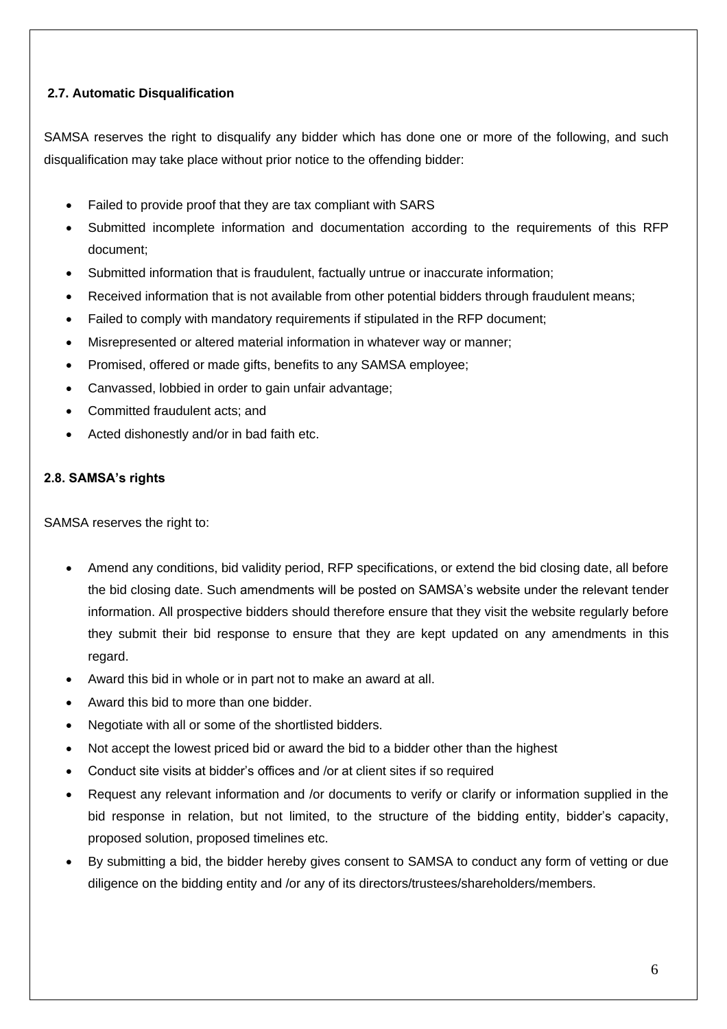### 2.7. Automatic Disqualification

SAMSA reserves the right to disqualify any bidder which has done one or more of the following, and such disqualification may take place without prior notice to the offending bidder:

- Failed to provide proof that they are tax compliant with SARS
- Submitted incomplete information and documentation according to the requirements of this RFP document;
- Submitted information that is fraudulent, factually untrue or inaccurate information;
- Received information that is not available from other potential bidders through fraudulent means;
- Failed to comply with mandatory requirements if stipulated in the RFP document;
- Misrepresented or altered material information in whatever way or manner;
- Promised, offered or made gifts, benefits to any SAMSA employee;
- Canvassed, lobbied in order to gain unfair advantage;
- Committed fraudulent acts; and
- Acted dishonestly and/or in bad faith etc.

### 2.8. SAMSA's rights

SAMSA reserves the right to:

- Amend any conditions, bid validity period, RFP specifications, or extend the bid closing date, all before the bid closing date. Such amendments will be posted on SAMSA's website under the relevant tender information. All prospective bidders should therefore ensure that they visit the website regularly before they submit their bid response to ensure that they are kept updated on any amendments in this regard.
- Award this bid in whole or in part not to make an award at all.
- Award this bid to more than one bidder.
- Negotiate with all or some of the shortlisted bidders.
- Not accept the lowest priced bid or award the bid to a bidder other than the highest
- Conduct site visits at bidder's offices and /or at client sites if so required
- Request any relevant information and /or documents to verify or clarify or information supplied in the bid response in relation, but not limited, to the structure of the bidding entity, bidder's capacity, proposed solution, proposed timelines etc.
- By submitting a bid, the bidder hereby gives consent to SAMSA to conduct any form of vetting or due diligence on the bidding entity and /or any of its directors/trustees/shareholders/members.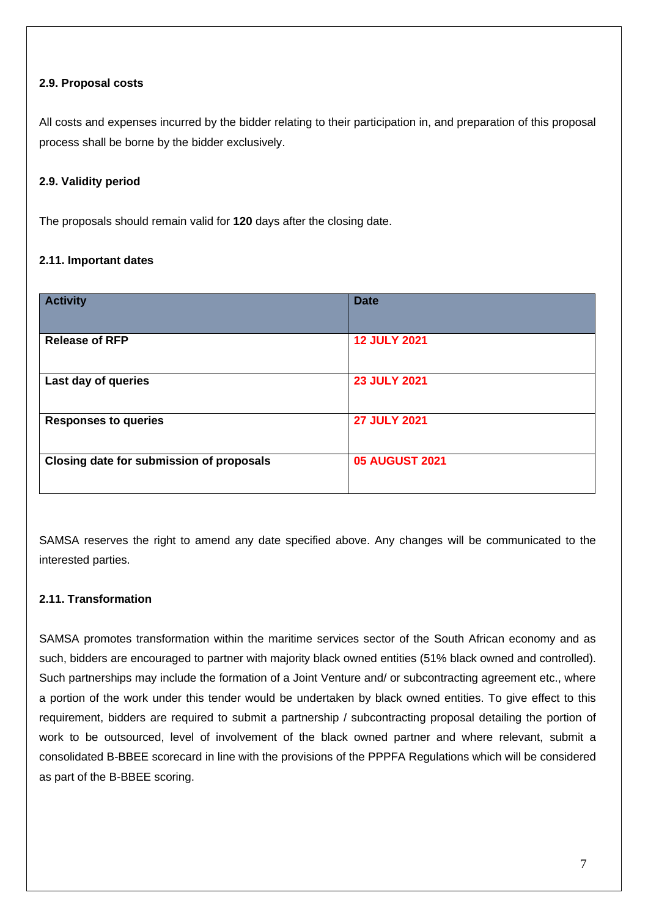### 2.9. Proposal costs

All costs and expenses incurred by the bidder relating to their participation in, and preparation of this proposal process shall be borne by the bidder exclusively.

### 2.9. Validity period

The proposals should remain valid for **120** days after the closing date.

### 2.11. Important dates

| Activity | Date |
| --- | --- |
| **Release of RFP** | **12 JULY 2021** |
| **Last day of queries** | **23 JULY 2021** |
| **Responses to queries** | **27 JULY 2021** |
| **Closing date for submission of proposals** | **05 AUGUST 2021** |

SAMSA reserves the right to amend any date specified above. Any changes will be communicated to the interested parties.

### 2.11. Transformation

SAMSA promotes transformation within the maritime services sector of the South African economy and as such, bidders are encouraged to partner with majority black owned entities (51% black owned and controlled). Such partnerships may include the formation of a Joint Venture and/ or subcontracting agreement etc., where a portion of the work under this tender would be undertaken by black owned entities. To give effect to this requirement, bidders are required to submit a partnership / subcontracting proposal detailing the portion of work to be outsourced, level of involvement of the black owned partner and where relevant, submit a consolidated B-BBEE scorecard in line with the provisions of the PPPFA Regulations which will be considered as part of the B-BBEE scoring.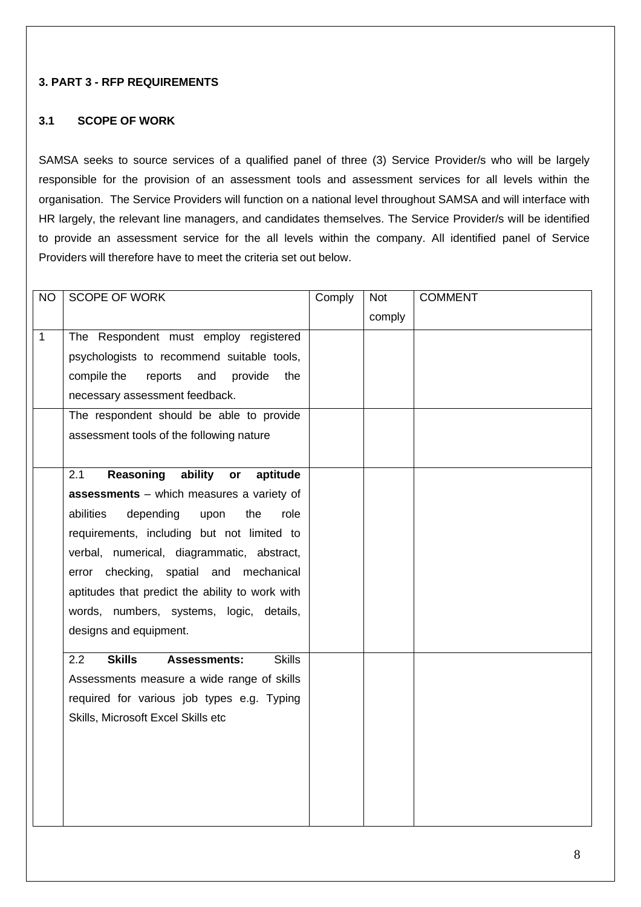### 3. PART 3 - RFP REQUIREMENTS

#### 3.1 SCOPE OF WORK

SAMSA seeks to source services of a qualified panel of three (3) Service Provider/s who will be largely responsible for the provision of an assessment tools and assessment services for all levels within the organisation. The Service Providers will function on a national level throughout SAMSA and will interface with HR largely, the relevant line managers, and candidates themselves. The Service Provider/s will be identified to provide an assessment service for the all levels within the company. All identified panel of Service Providers will therefore have to meet the criteria set out below.

| NO | SCOPE OF WORK | Comply | Not comply | COMMENT |
|---|---|---|---|---|
| 1 | The Respondent must employ registered psychologists to recommend suitable tools, compile the reports and provide the necessary assessment feedback. | | | |
| | The respondent should be able to provide assessment tools of the following nature | | | |
| | 2.1 **Reasoning ability or aptitude assessments** – which measures a variety of abilities depending upon the role requirements, including but not limited to verbal, numerical, diagrammatic, abstract, error checking, spatial and mechanical aptitudes that predict the ability to work with words, numbers, systems, logic, details, designs and equipment. | | | |
| | 2.2 **Skills Assessments:** Skills Assessments measure a wide range of skills required for various job types e.g. Typing Skills, Microsoft Excel Skills etc | | | |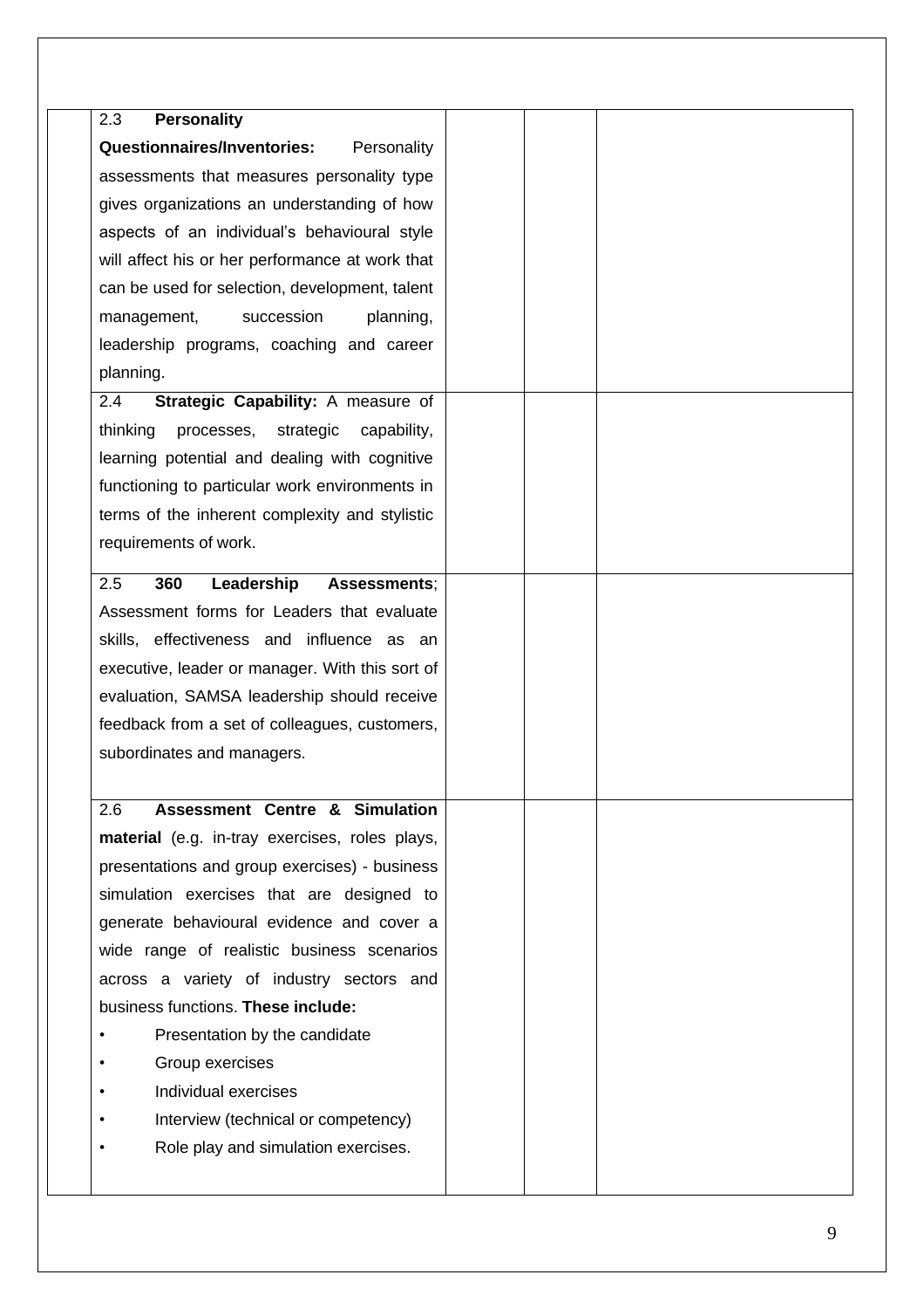| | | | | |
|---|---|---|---|---|
| | 2.3 **Personality Questionnaires/Inventories:** Personality assessments that measures personality type gives organizations an understanding of how aspects of an individual's behavioural style will affect his or her performance at work that can be used for selection, development, talent management, succession planning, leadership programs, coaching and career planning. | | | |
| | 2.4 **Strategic Capability:** A measure of thinking processes, strategic capability, learning potential and dealing with cognitive functioning to particular work environments in terms of the inherent complexity and stylistic requirements of work. | | | |
| | 2.5 **360 Leadership Assessments**; Assessment forms for Leaders that evaluate skills, effectiveness and influence as an executive, leader or manager. With this sort of evaluation, SAMSA leadership should receive feedback from a set of colleagues, customers, subordinates and managers. | | | |
| | 2.6 **Assessment Centre & Simulation material** (e.g. in-tray exercises, roles plays, presentations and group exercises) - business simulation exercises that are designed to generate behavioural evidence and cover a wide range of realistic business scenarios across a variety of industry sectors and business functions. **These include:**<br>• Presentation by the candidate<br>• Group exercises<br>• Individual exercises<br>• Interview (technical or competency)<br>• Role play and simulation exercises. | | | |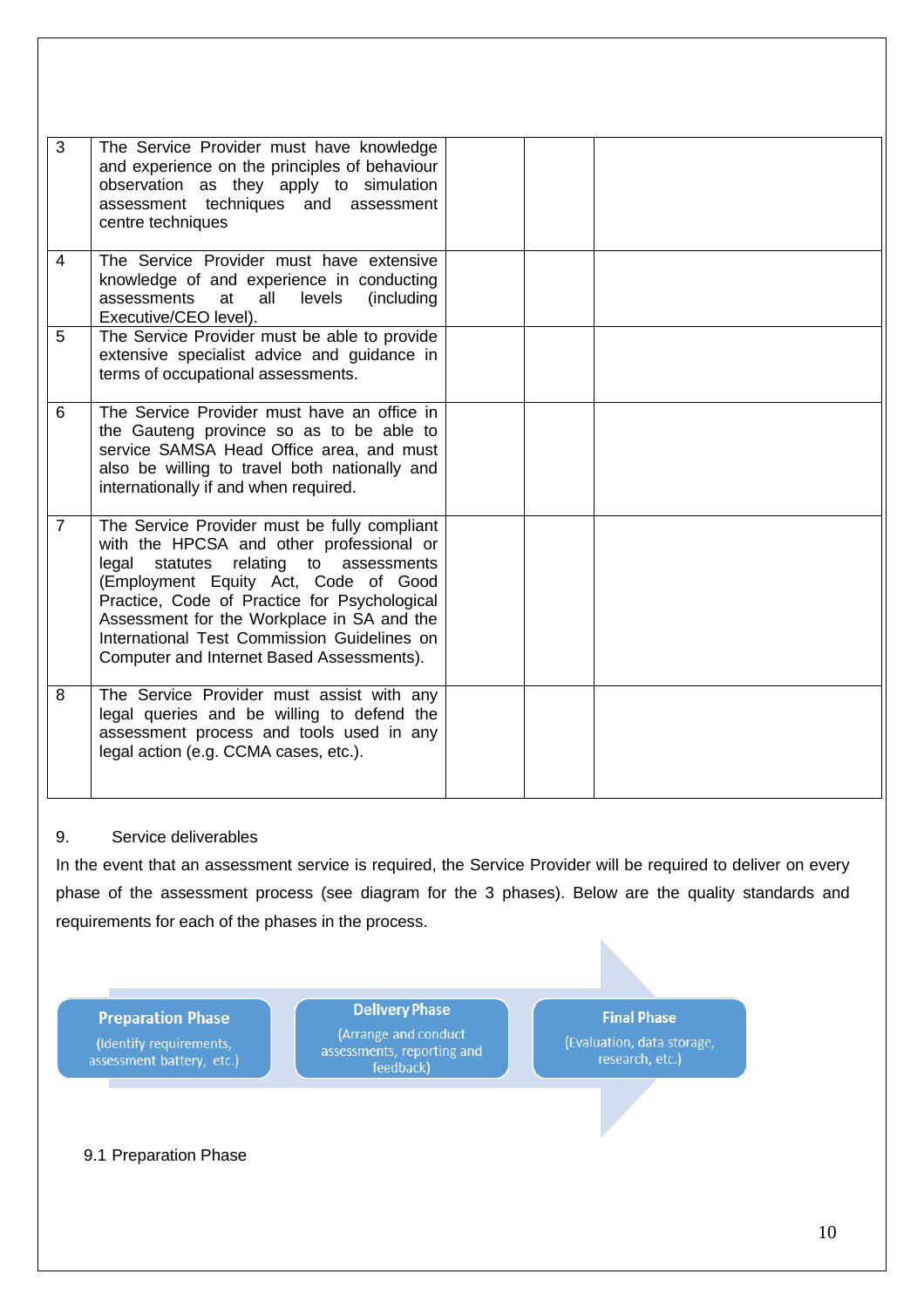| | | | | |
|---|---|---|---|---|
| 3 | The Service Provider must have knowledge and experience on the principles of behaviour observation as they apply to simulation assessment techniques and assessment centre techniques | | | |
| 4 | The Service Provider must have extensive knowledge of and experience in conducting assessments at all levels (including Executive/CEO level). | | | |
| 5 | The Service Provider must be able to provide extensive specialist advice and guidance in terms of occupational assessments. | | | |
| 6 | The Service Provider must have an office in the Gauteng province so as to be able to service SAMSA Head Office area, and must also be willing to travel both nationally and internationally if and when required. | | | |
| 7 | The Service Provider must be fully compliant with the HPCSA and other professional or legal statutes relating to assessments (Employment Equity Act, Code of Good Practice, Code of Practice for Psychological Assessment for the Workplace in SA and the International Test Commission Guidelines on Computer and Internet Based Assessments). | | | |
| 8 | The Service Provider must assist with any legal queries and be willing to defend the assessment process and tools used in any legal action (e.g. CCMA cases, etc.). | | | |

9. Service deliverables

In the event that an assessment service is required, the Service Provider will be required to deliver on every phase of the assessment process (see diagram for the 3 phases). Below are the quality standards and requirements for each of the phases in the process.

**Preparation Phase** (Identify requirements, assessment battery, etc.) → **Delivery Phase** (Arrange and conduct assessments, reporting and feedback) → **Final Phase** (Evaluation, data storage, research, etc.)

9.1 Preparation Phase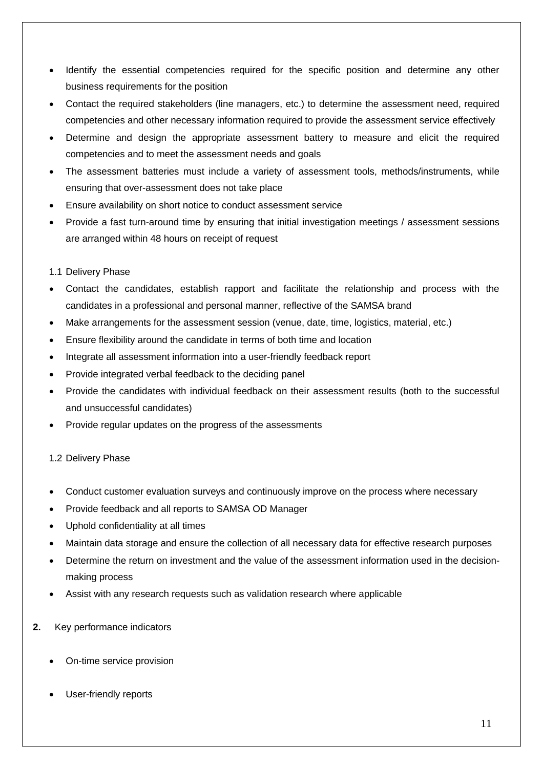- Identify the essential competencies required for the specific position and determine any other business requirements for the position
- Contact the required stakeholders (line managers, etc.) to determine the assessment need, required competencies and other necessary information required to provide the assessment service effectively
- Determine and design the appropriate assessment battery to measure and elicit the required competencies and to meet the assessment needs and goals
- The assessment batteries must include a variety of assessment tools, methods/instruments, while ensuring that over-assessment does not take place
- Ensure availability on short notice to conduct assessment service
- Provide a fast turn-around time by ensuring that initial investigation meetings / assessment sessions are arranged within 48 hours on receipt of request

1.1 Delivery Phase

- Contact the candidates, establish rapport and facilitate the relationship and process with the candidates in a professional and personal manner, reflective of the SAMSA brand
- Make arrangements for the assessment session (venue, date, time, logistics, material, etc.)
- Ensure flexibility around the candidate in terms of both time and location
- Integrate all assessment information into a user-friendly feedback report
- Provide integrated verbal feedback to the deciding panel
- Provide the candidates with individual feedback on their assessment results (both to the successful and unsuccessful candidates)
- Provide regular updates on the progress of the assessments

1.2 Delivery Phase

- Conduct customer evaluation surveys and continuously improve on the process where necessary
- Provide feedback and all reports to SAMSA OD Manager
- Uphold confidentiality at all times
- Maintain data storage and ensure the collection of all necessary data for effective research purposes
- Determine the return on investment and the value of the assessment information used in the decision-making process
- Assist with any research requests such as validation research where applicable

**2.** Key performance indicators

- On-time service provision
- User-friendly reports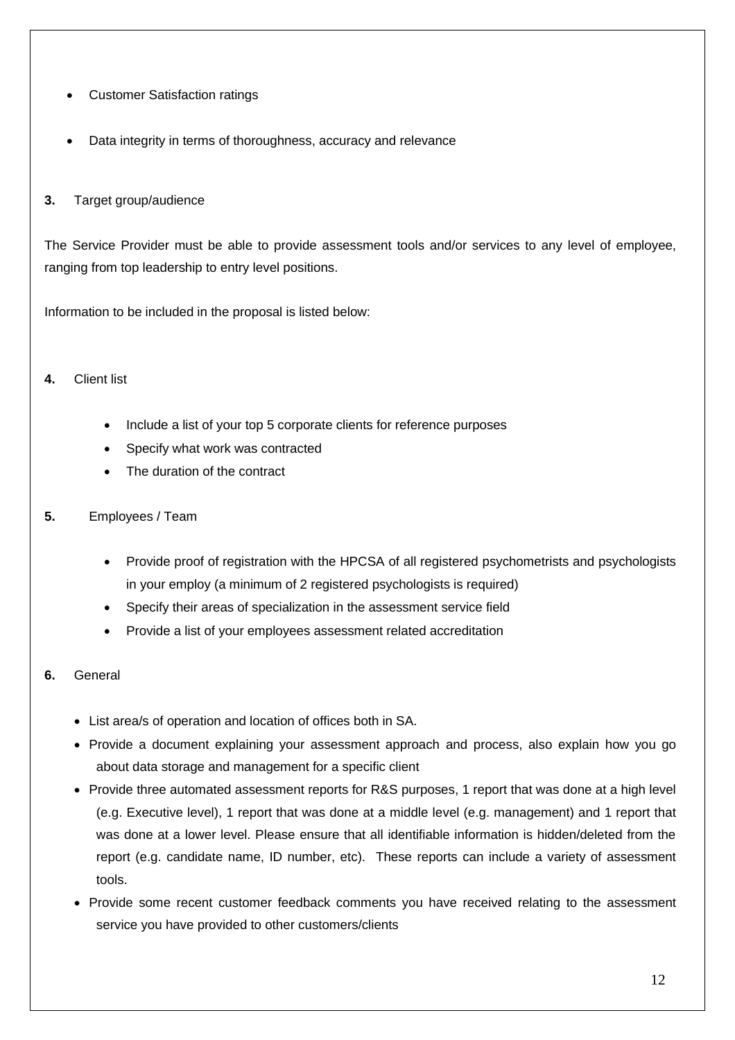- Customer Satisfaction ratings
- Data integrity in terms of thoroughness, accuracy and relevance

**3.** Target group/audience

The Service Provider must be able to provide assessment tools and/or services to any level of employee, ranging from top leadership to entry level positions.

Information to be included in the proposal is listed below:

**4.** Client list

- Include a list of your top 5 corporate clients for reference purposes
- Specify what work was contracted
- The duration of the contract

**5.** Employees / Team

- Provide proof of registration with the HPCSA of all registered psychometrists and psychologists in your employ (a minimum of 2 registered psychologists is required)
- Specify their areas of specialization in the assessment service field
- Provide a list of your employees assessment related accreditation

**6.** General

- List area/s of operation and location of offices both in SA.
- Provide a document explaining your assessment approach and process, also explain how you go about data storage and management for a specific client
- Provide three automated assessment reports for R&S purposes, 1 report that was done at a high level (e.g. Executive level), 1 report that was done at a middle level (e.g. management) and 1 report that was done at a lower level. Please ensure that all identifiable information is hidden/deleted from the report (e.g. candidate name, ID number, etc). These reports can include a variety of assessment tools.
- Provide some recent customer feedback comments you have received relating to the assessment service you have provided to other customers/clients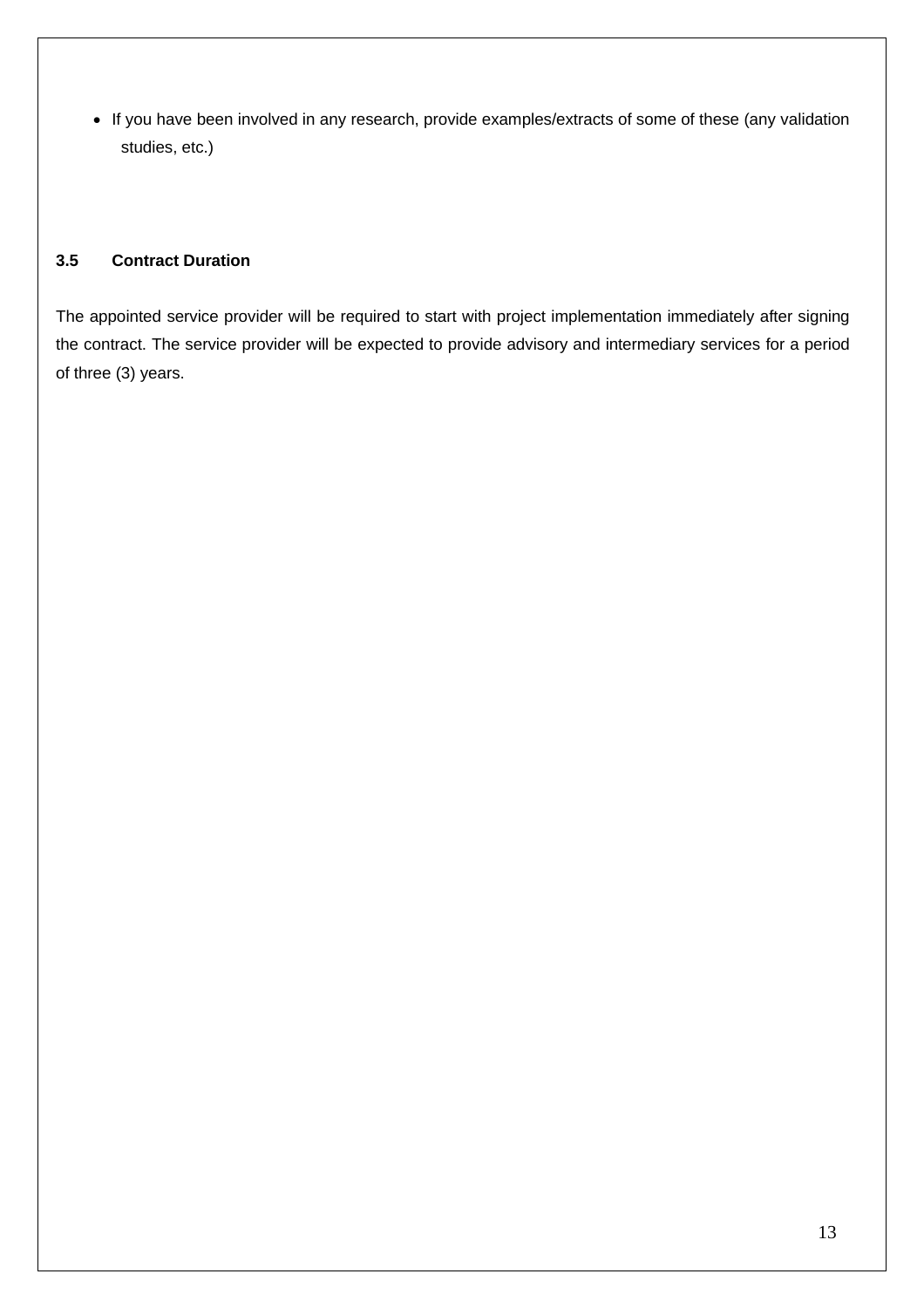- If you have been involved in any research, provide examples/extracts of some of these (any validation studies, etc.)

### 3.5 Contract Duration

The appointed service provider will be required to start with project implementation immediately after signing the contract. The service provider will be expected to provide advisory and intermediary services for a period of three (3) years.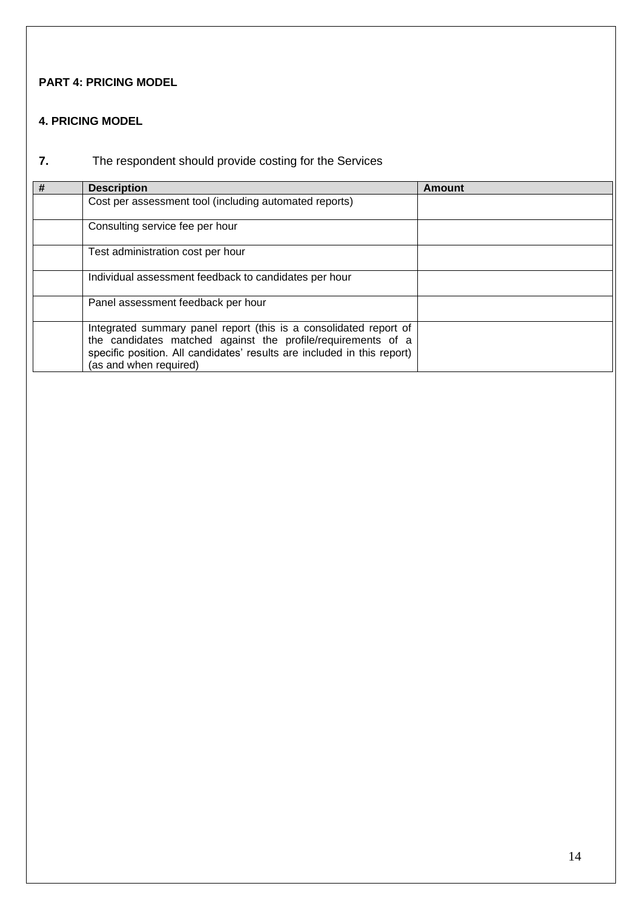**PART 4: PRICING MODEL**

**4. PRICING MODEL**

**7.** The respondent should provide costing for the Services

| # | Description | Amount |
|---|---|---|
| | Cost per assessment tool (including automated reports) | |
| | Consulting service fee per hour | |
| | Test administration cost per hour | |
| | Individual assessment feedback to candidates per hour | |
| | Panel assessment feedback per hour | |
| | Integrated summary panel report (this is a consolidated report of the candidates matched against the profile/requirements of a specific position. All candidates' results are included in this report) (as and when required) | |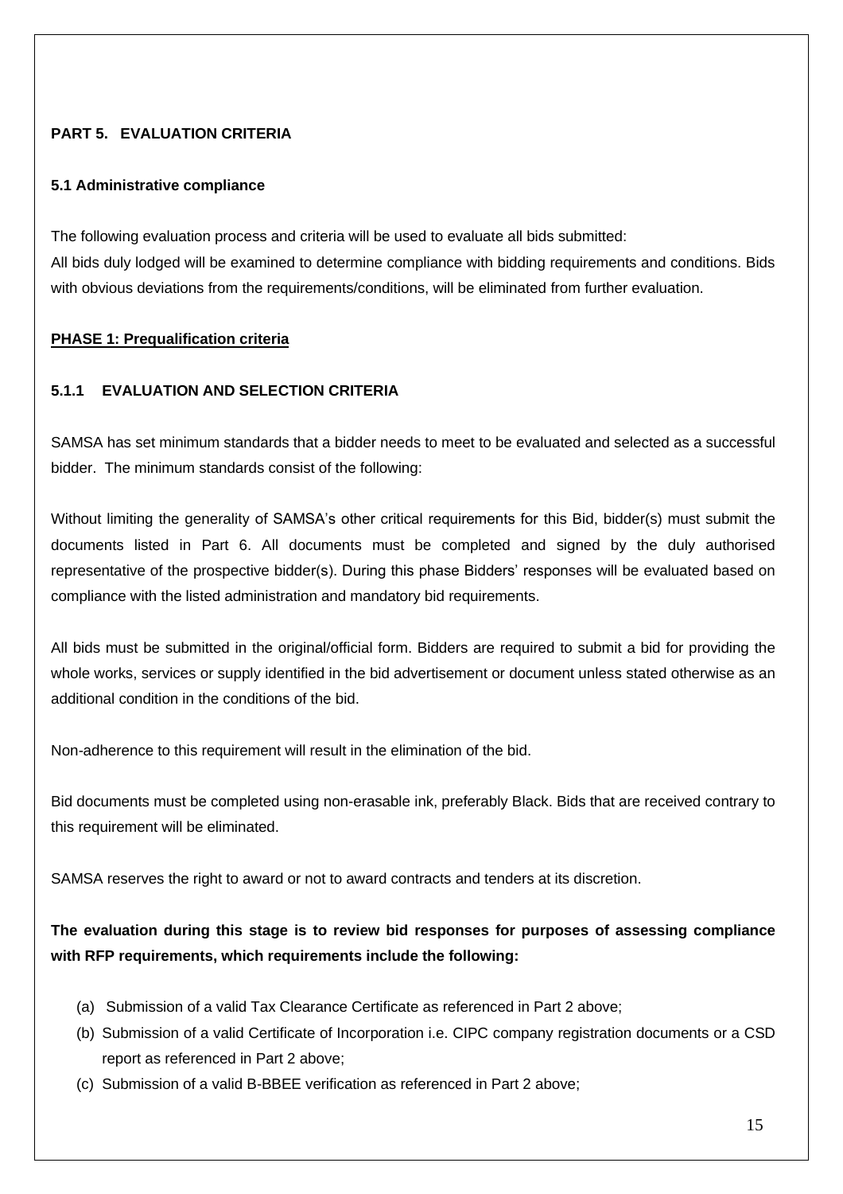## PART 5. EVALUATION CRITERIA

### 5.1 Administrative compliance

The following evaluation process and criteria will be used to evaluate all bids submitted:
All bids duly lodged will be examined to determine compliance with bidding requirements and conditions. Bids with obvious deviations from the requirements/conditions, will be eliminated from further evaluation.

**PHASE 1: Prequalification criteria**

### 5.1.1 EVALUATION AND SELECTION CRITERIA

SAMSA has set minimum standards that a bidder needs to meet to be evaluated and selected as a successful bidder. The minimum standards consist of the following:

Without limiting the generality of SAMSA's other critical requirements for this Bid, bidder(s) must submit the documents listed in Part 6. All documents must be completed and signed by the duly authorised representative of the prospective bidder(s). During this phase Bidders' responses will be evaluated based on compliance with the listed administration and mandatory bid requirements.

All bids must be submitted in the original/official form. Bidders are required to submit a bid for providing the whole works, services or supply identified in the bid advertisement or document unless stated otherwise as an additional condition in the conditions of the bid.

Non-adherence to this requirement will result in the elimination of the bid.

Bid documents must be completed using non-erasable ink, preferably Black. Bids that are received contrary to this requirement will be eliminated.

SAMSA reserves the right to award or not to award contracts and tenders at its discretion.

**The evaluation during this stage is to review bid responses for purposes of assessing compliance with RFP requirements, which requirements include the following:**

(a) Submission of a valid Tax Clearance Certificate as referenced in Part 2 above;
(b) Submission of a valid Certificate of Incorporation i.e. CIPC company registration documents or a CSD report as referenced in Part 2 above;
(c) Submission of a valid B-BBEE verification as referenced in Part 2 above;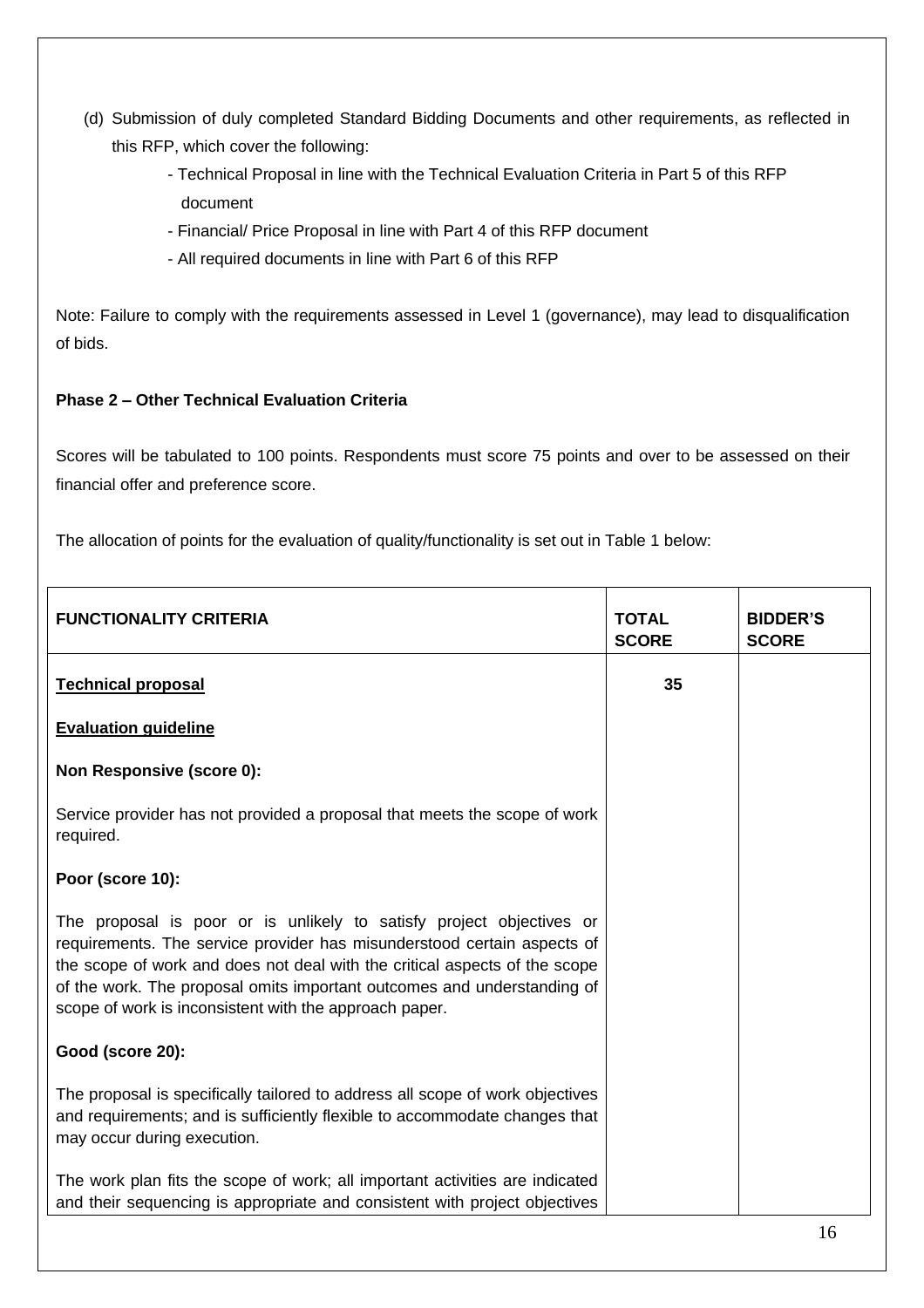(d) Submission of duly completed Standard Bidding Documents and other requirements, as reflected in this RFP, which cover the following:

- Technical Proposal in line with the Technical Evaluation Criteria in Part 5 of this RFP document
- Financial/ Price Proposal in line with Part 4 of this RFP document
- All required documents in line with Part 6 of this RFP

Note: Failure to comply with the requirements assessed in Level 1 (governance), may lead to disqualification of bids.

**Phase 2 – Other Technical Evaluation Criteria**

Scores will be tabulated to 100 points. Respondents must score 75 points and over to be assessed on their financial offer and preference score.

The allocation of points for the evaluation of quality/functionality is set out in Table 1 below:

| **FUNCTIONALITY CRITERIA** | **TOTAL SCORE** | **BIDDER'S SCORE** |
|---|---|---|
| **Technical proposal**<br><br>**Evaluation guideline**<br><br>**Non Responsive (score 0):**<br><br>Service provider has not provided a proposal that meets the scope of work required.<br><br>**Poor (score 10):**<br><br>The proposal is poor or is unlikely to satisfy project objectives or requirements. The service provider has misunderstood certain aspects of the scope of work and does not deal with the critical aspects of the scope of the work. The proposal omits important outcomes and understanding of scope of work is inconsistent with the approach paper.<br><br>**Good (score 20):**<br><br>The proposal is specifically tailored to address all scope of work objectives and requirements; and is sufficiently flexible to accommodate changes that may occur during execution.<br><br>The work plan fits the scope of work; all important activities are indicated and their sequencing is appropriate and consistent with project objectives | **35** | |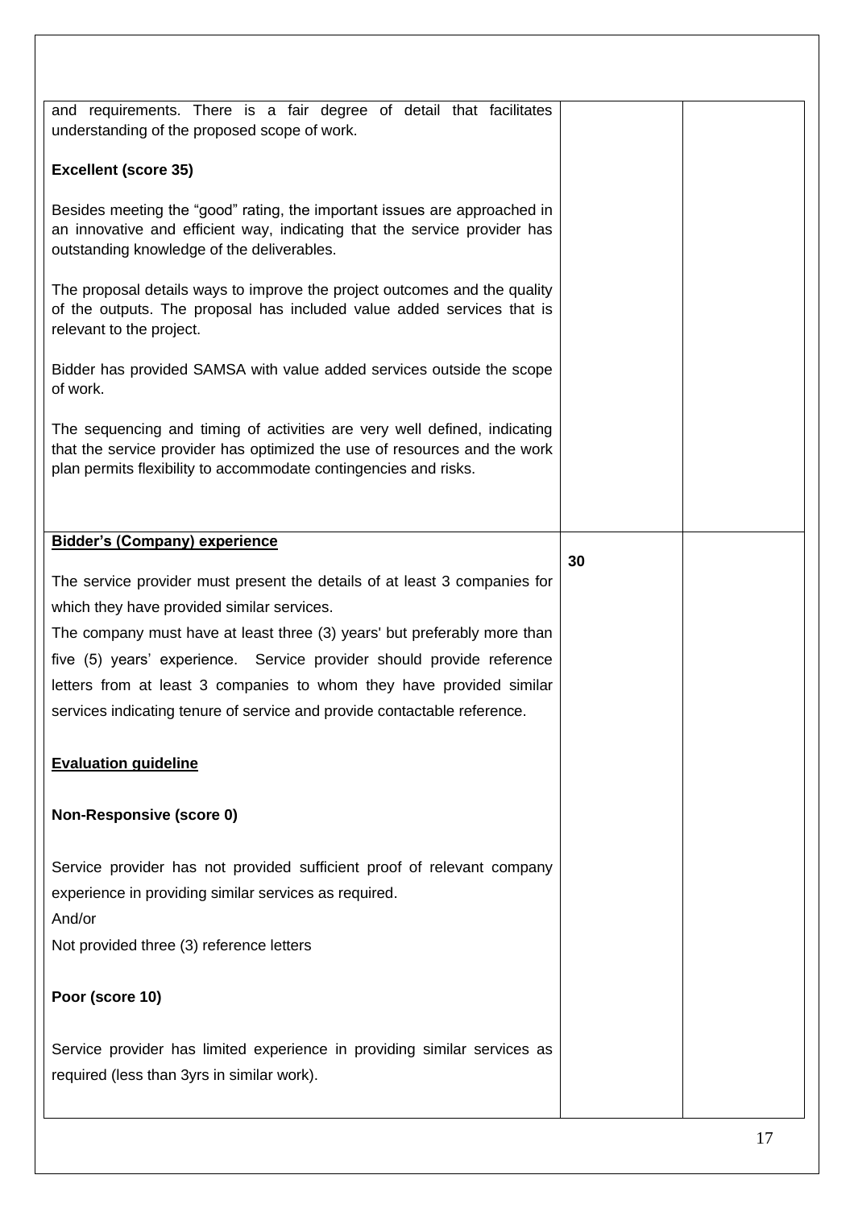| | | |
|---|---|---|
| and requirements. There is a fair degree of detail that facilitates understanding of the proposed scope of work.<br><br>**Excellent (score 35)**<br><br>Besides meeting the "good" rating, the important issues are approached in an innovative and efficient way, indicating that the service provider has outstanding knowledge of the deliverables.<br><br>The proposal details ways to improve the project outcomes and the quality of the outputs. The proposal has included value added services that is relevant to the project.<br><br>Bidder has provided SAMSA with value added services outside the scope of work.<br><br>The sequencing and timing of activities are very well defined, indicating that the service provider has optimized the use of resources and the work plan permits flexibility to accommodate contingencies and risks. | | |
| **Bidder's (Company) experience**<br><br>The service provider must present the details of at least 3 companies for which they have provided similar services.<br>The company must have at least three (3) years' but preferably more than five (5) years' experience. Service provider should provide reference letters from at least 3 companies to whom they have provided similar services indicating tenure of service and provide contactable reference.<br><br>**Evaluation guideline**<br><br>**Non-Responsive (score 0)**<br><br>Service provider has not provided sufficient proof of relevant company experience in providing similar services as required.<br>And/or<br>Not provided three (3) reference letters<br><br>**Poor (score 10)**<br><br>Service provider has limited experience in providing similar services as required (less than 3yrs in similar work). | **30** | |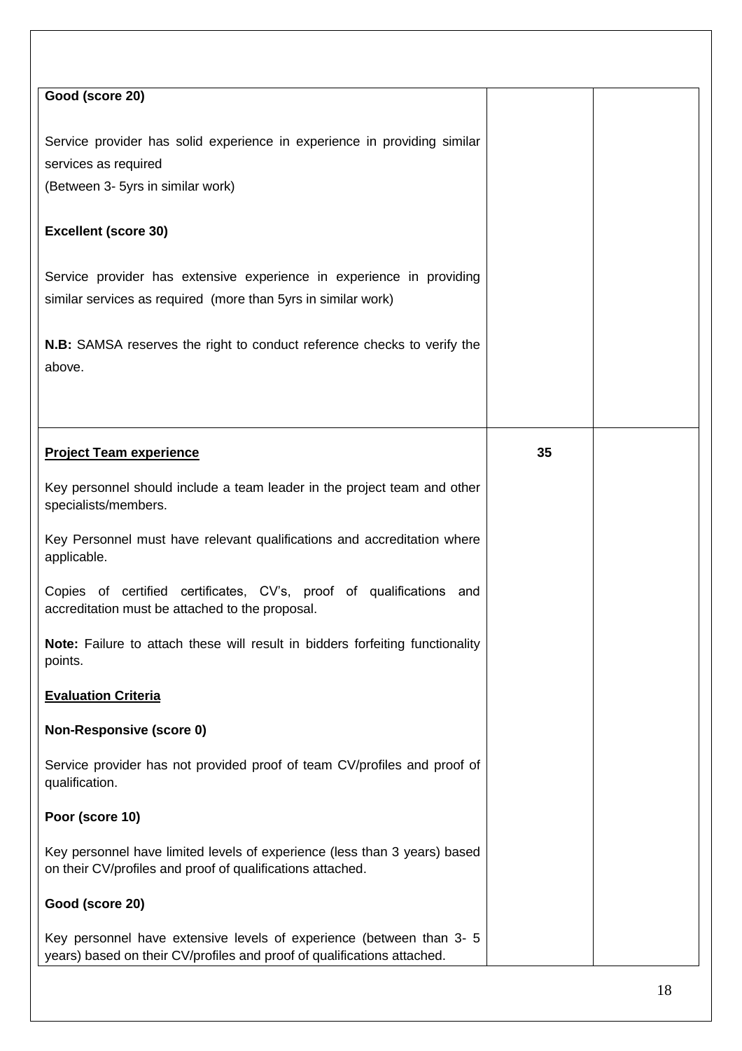| | | |
|---|---|---|
| **Good (score 20)**<br><br>Service provider has solid experience in experience in providing similar services as required<br>(Between 3- 5yrs in similar work)<br><br>**Excellent (score 30)**<br><br>Service provider has extensive experience in experience in providing similar services as required (more than 5yrs in similar work)<br><br>**N.B:** SAMSA reserves the right to conduct reference checks to verify the above. | | |
| **<u>Project Team experience</u>**<br><br>Key personnel should include a team leader in the project team and other specialists/members.<br><br>Key Personnel must have relevant qualifications and accreditation where applicable.<br><br>Copies of certified certificates, CV's, proof of qualifications and accreditation must be attached to the proposal.<br><br>**Note:** Failure to attach these will result in bidders forfeiting functionality points.<br><br>**<u>Evaluation Criteria</u>**<br><br>**Non-Responsive (score 0)**<br><br>Service provider has not provided proof of team CV/profiles and proof of qualification.<br><br>**Poor (score 10)**<br><br>Key personnel have limited levels of experience (less than 3 years) based on their CV/profiles and proof of qualifications attached.<br><br>**Good (score 20)**<br><br>Key personnel have extensive levels of experience (between than 3- 5 years) based on their CV/profiles and proof of qualifications attached. | **35** | |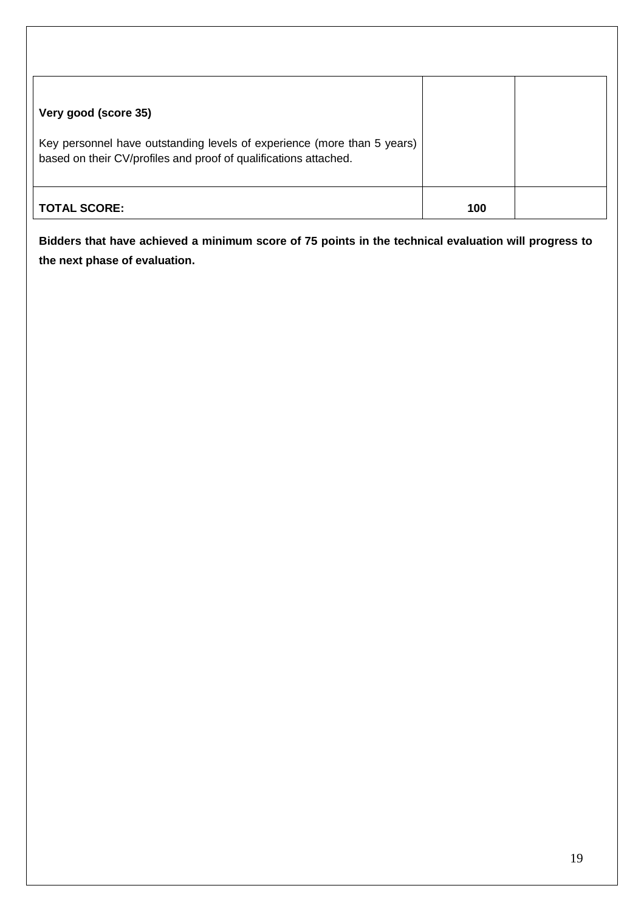| | | |
|---|---|---|
| **Very good (score 35)**<br><br>Key personnel have outstanding levels of experience (more than 5 years) based on their CV/profiles and proof of qualifications attached. | | |
| **TOTAL SCORE:** | **100** | |

**Bidders that have achieved a minimum score of 75 points in the technical evaluation will progress to the next phase of evaluation.**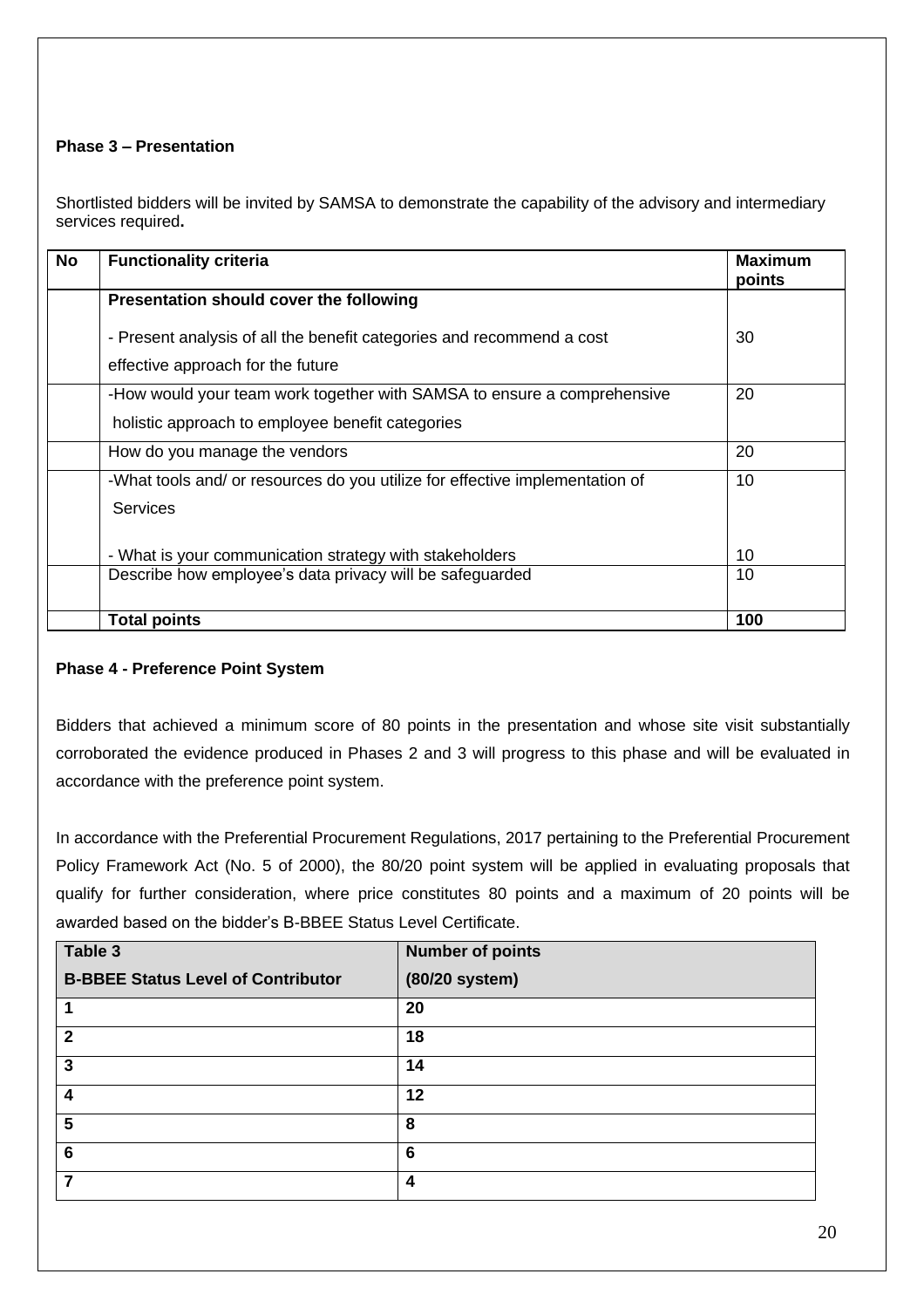**Phase 3 – Presentation**

Shortlisted bidders will be invited by SAMSA to demonstrate the capability of the advisory and intermediary services required**.**

| No | Functionality criteria | Maximum points |
|---|---|---|
| | **Presentation should cover the following**<br><br>- Present analysis of all the benefit categories and recommend a cost effective approach for the future | 30 |
| | -How would your team work together with SAMSA to ensure a comprehensive holistic approach to employee benefit categories | 20 |
| | How do you manage the vendors | 20 |
| | -What tools and/ or resources do you utilize for effective implementation of Services | 10 |
| | - What is your communication strategy with stakeholders | 10 |
| | Describe how employee's data privacy will be safeguarded | 10 |
| | **Total points** | **100** |

**Phase 4 - Preference Point System**

Bidders that achieved a minimum score of 80 points in the presentation and whose site visit substantially corroborated the evidence produced in Phases 2 and 3 will progress to this phase and will be evaluated in accordance with the preference point system.

In accordance with the Preferential Procurement Regulations, 2017 pertaining to the Preferential Procurement Policy Framework Act (No. 5 of 2000), the 80/20 point system will be applied in evaluating proposals that qualify for further consideration, where price constitutes 80 points and a maximum of 20 points will be awarded based on the bidder's B-BBEE Status Level Certificate.

| Table 3<br>B-BBEE Status Level of Contributor | Number of points<br>(80/20 system) |
|---|---|
| **1** | **20** |
| **2** | **18** |
| **3** | **14** |
| **4** | **12** |
| **5** | **8** |
| **6** | **6** |
| **7** | **4** |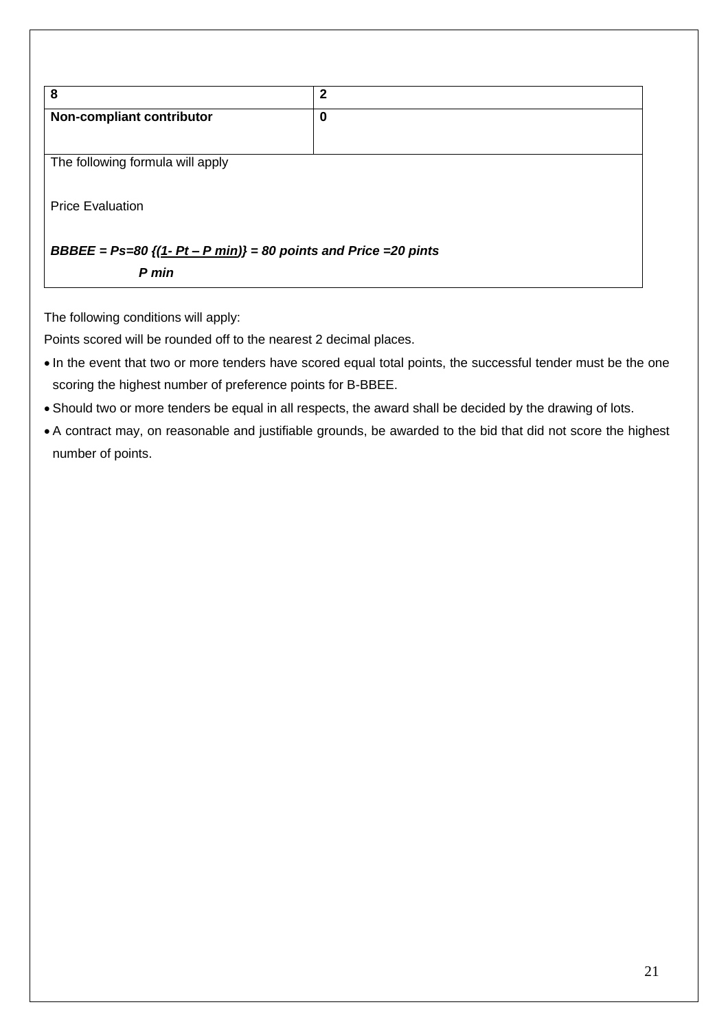| 8 | 2 |
|---|---|
| **Non-compliant contributor** | **0** |

The following formula will apply

Price Evaluation

***BBBEE = Ps=80 {(1- Pt – P min)} = 80 points and Price =20 pints***
***P min***

The following conditions will apply:

Points scored will be rounded off to the nearest 2 decimal places.

- In the event that two or more tenders have scored equal total points, the successful tender must be the one scoring the highest number of preference points for B-BBEE.
- Should two or more tenders be equal in all respects, the award shall be decided by the drawing of lots.
- A contract may, on reasonable and justifiable grounds, be awarded to the bid that did not score the highest number of points.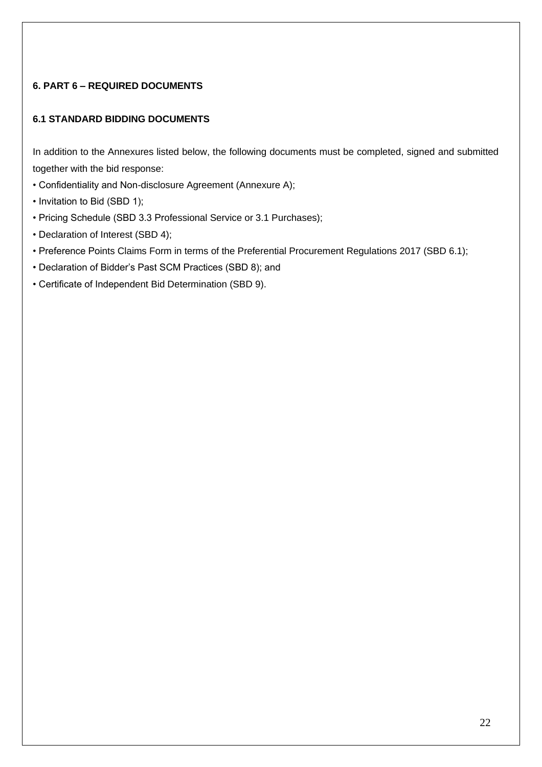## 6. PART 6 – REQUIRED DOCUMENTS

### 6.1 STANDARD BIDDING DOCUMENTS

In addition to the Annexures listed below, the following documents must be completed, signed and submitted together with the bid response:

- Confidentiality and Non-disclosure Agreement (Annexure A);
- Invitation to Bid (SBD 1);
- Pricing Schedule (SBD 3.3 Professional Service or 3.1 Purchases);
- Declaration of Interest (SBD 4);
- Preference Points Claims Form in terms of the Preferential Procurement Regulations 2017 (SBD 6.1);
- Declaration of Bidder's Past SCM Practices (SBD 8); and
- Certificate of Independent Bid Determination (SBD 9).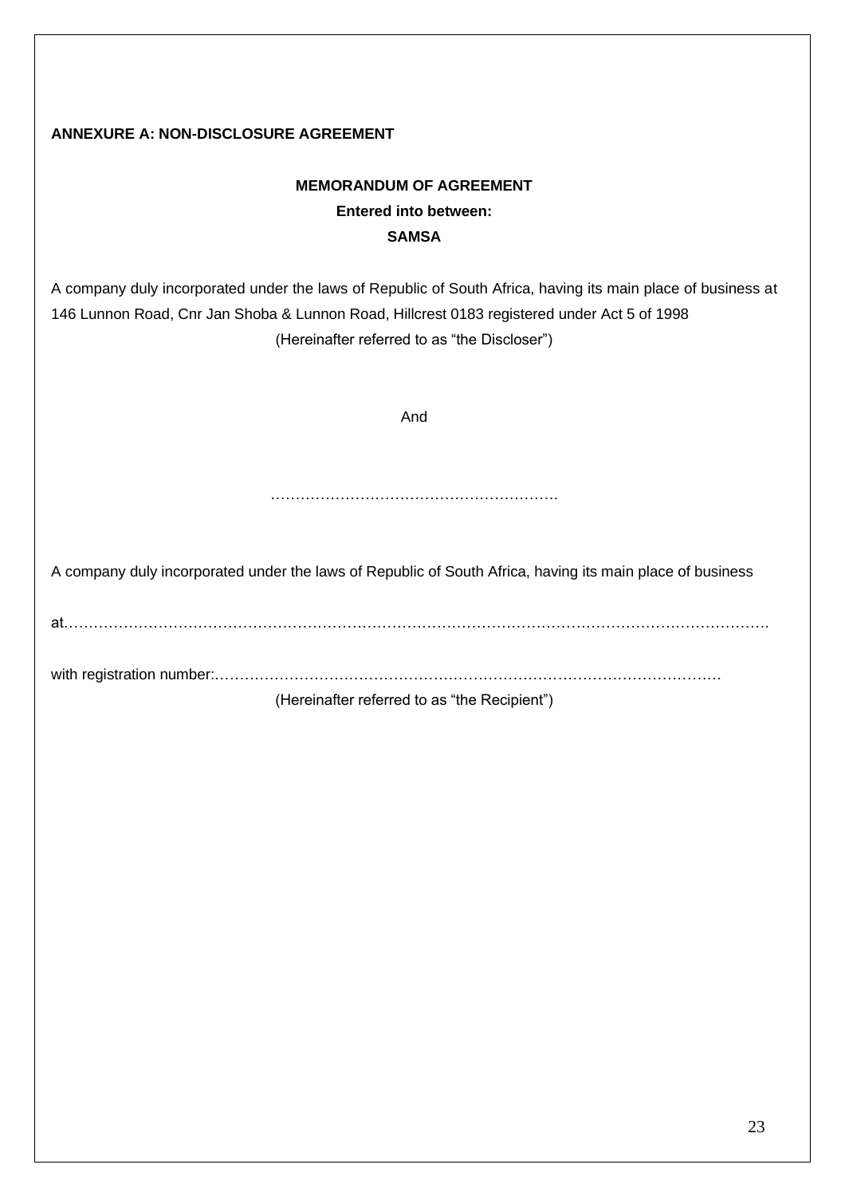**ANNEXURE A: NON-DISCLOSURE AGREEMENT**

**MEMORANDUM OF AGREEMENT**

**Entered into between:**

**SAMSA**

A company duly incorporated under the laws of Republic of South Africa, having its main place of business at 146 Lunnon Road, Cnr Jan Shoba & Lunnon Road, Hillcrest 0183 registered under Act 5 of 1998

(Hereinafter referred to as "the Discloser")

And

………………………………………………….

A company duly incorporated under the laws of Republic of South Africa, having its main place of business

at…………………………………………………………………………………………………………………….

with registration number:…………………………………………………………………………………………

(Hereinafter referred to as "the Recipient")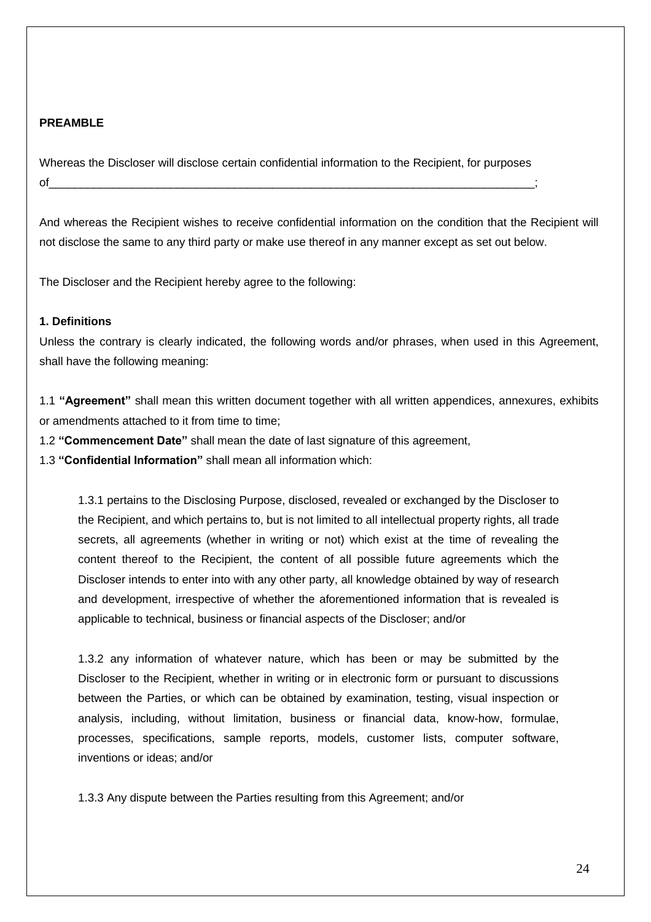**PREAMBLE**

Whereas the Discloser will disclose certain confidential information to the Recipient, for purposes of_______________________________________________________________________________;

And whereas the Recipient wishes to receive confidential information on the condition that the Recipient will not disclose the same to any third party or make use thereof in any manner except as set out below.

The Discloser and the Recipient hereby agree to the following:

**1. Definitions**

Unless the contrary is clearly indicated, the following words and/or phrases, when used in this Agreement, shall have the following meaning:

1.1 **"Agreement"** shall mean this written document together with all written appendices, annexures, exhibits or amendments attached to it from time to time;

1.2 **"Commencement Date"** shall mean the date of last signature of this agreement,

1.3 **"Confidential Information"** shall mean all information which:

> 1.3.1 pertains to the Disclosing Purpose, disclosed, revealed or exchanged by the Discloser to the Recipient, and which pertains to, but is not limited to all intellectual property rights, all trade secrets, all agreements (whether in writing or not) which exist at the time of revealing the content thereof to the Recipient, the content of all possible future agreements which the Discloser intends to enter into with any other party, all knowledge obtained by way of research and development, irrespective of whether the aforementioned information that is revealed is applicable to technical, business or financial aspects of the Discloser; and/or
>
> 1.3.2 any information of whatever nature, which has been or may be submitted by the Discloser to the Recipient, whether in writing or in electronic form or pursuant to discussions between the Parties, or which can be obtained by examination, testing, visual inspection or analysis, including, without limitation, business or financial data, know-how, formulae, processes, specifications, sample reports, models, customer lists, computer software, inventions or ideas; and/or
>
> 1.3.3 Any dispute between the Parties resulting from this Agreement; and/or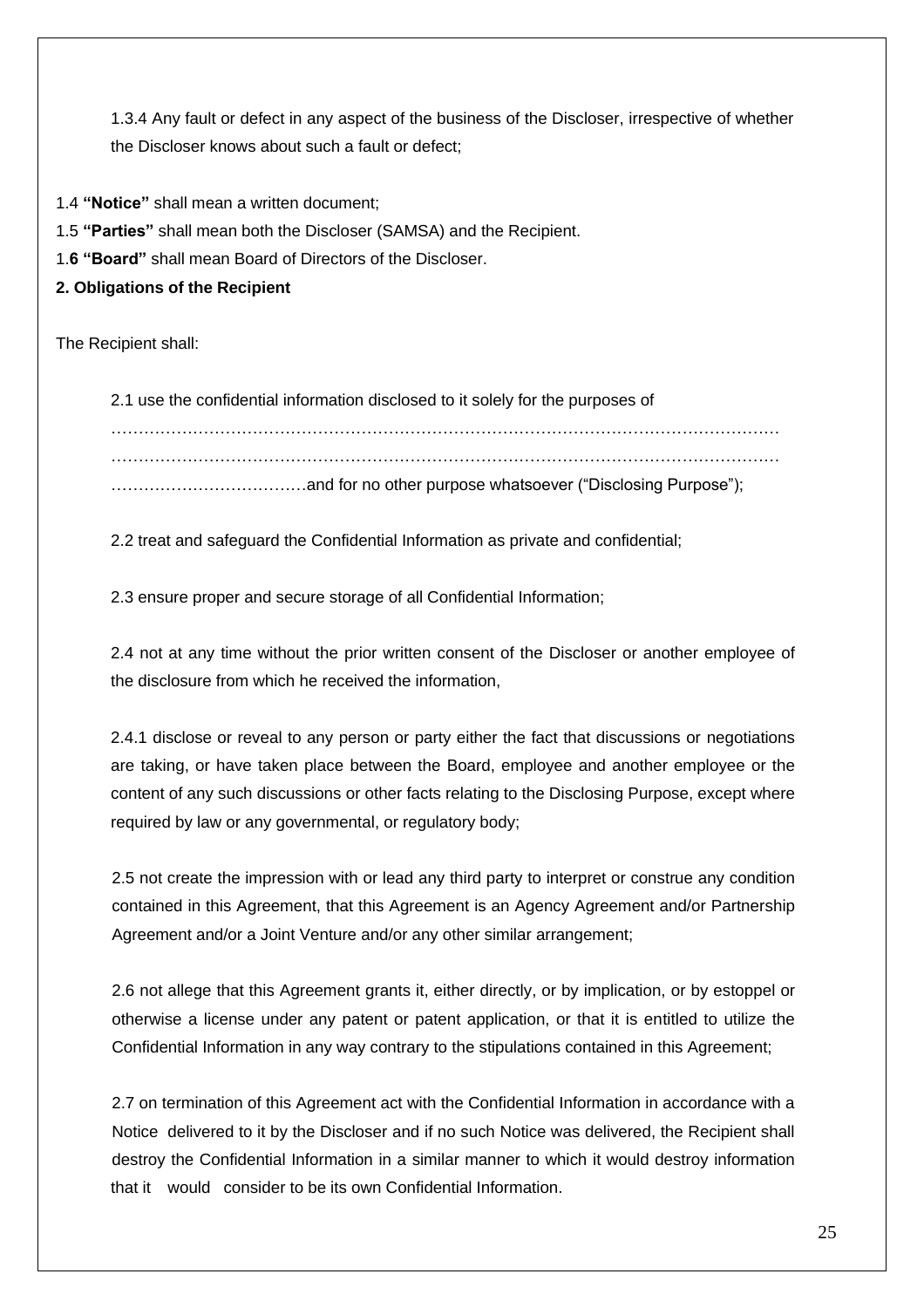1.3.4 Any fault or defect in any aspect of the business of the Discloser, irrespective of whether the Discloser knows about such a fault or defect;

1.4 **"Notice"** shall mean a written document;

1.5 **"Parties"** shall mean both the Discloser (SAMSA) and the Recipient.

1.**6 "Board"** shall mean Board of Directors of the Discloser.

**2. Obligations of the Recipient**

The Recipient shall:

2.1 use the confidential information disclosed to it solely for the purposes of ………………………………………………………………………………………………………… ………………………………………………………………………………………………………… ………………………………and for no other purpose whatsoever ("Disclosing Purpose");

2.2 treat and safeguard the Confidential Information as private and confidential;

2.3 ensure proper and secure storage of all Confidential Information;

2.4 not at any time without the prior written consent of the Discloser or another employee of the disclosure from which he received the information,

2.4.1 disclose or reveal to any person or party either the fact that discussions or negotiations are taking, or have taken place between the Board, employee and another employee or the content of any such discussions or other facts relating to the Disclosing Purpose, except where required by law or any governmental, or regulatory body;

2.5 not create the impression with or lead any third party to interpret or construe any condition contained in this Agreement, that this Agreement is an Agency Agreement and/or Partnership Agreement and/or a Joint Venture and/or any other similar arrangement;

2.6 not allege that this Agreement grants it, either directly, or by implication, or by estoppel or otherwise a license under any patent or patent application, or that it is entitled to utilize the Confidential Information in any way contrary to the stipulations contained in this Agreement;

2.7 on termination of this Agreement act with the Confidential Information in accordance with a Notice delivered to it by the Discloser and if no such Notice was delivered, the Recipient shall destroy the Confidential Information in a similar manner to which it would destroy information that it would consider to be its own Confidential Information.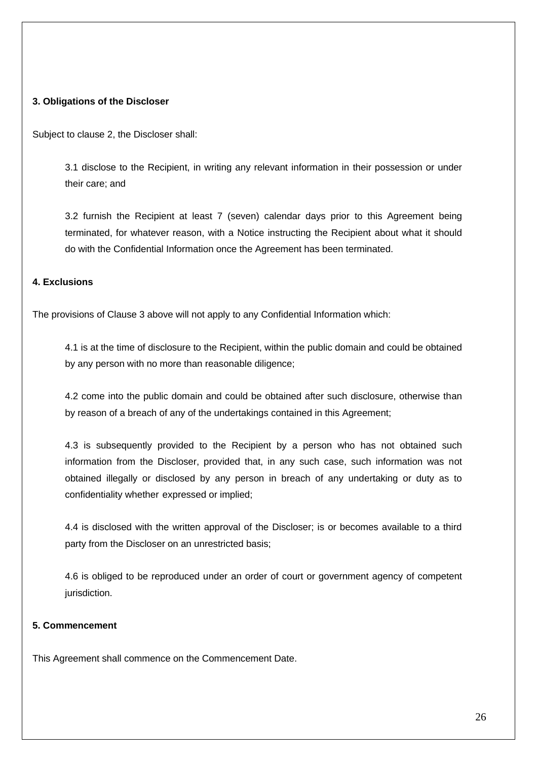**3. Obligations of the Discloser**

Subject to clause 2, the Discloser shall:

3.1 disclose to the Recipient, in writing any relevant information in their possession or under their care; and

3.2 furnish the Recipient at least 7 (seven) calendar days prior to this Agreement being terminated, for whatever reason, with a Notice instructing the Recipient about what it should do with the Confidential Information once the Agreement has been terminated.

**4. Exclusions**

The provisions of Clause 3 above will not apply to any Confidential Information which:

4.1 is at the time of disclosure to the Recipient, within the public domain and could be obtained by any person with no more than reasonable diligence;

4.2 come into the public domain and could be obtained after such disclosure, otherwise than by reason of a breach of any of the undertakings contained in this Agreement;

4.3 is subsequently provided to the Recipient by a person who has not obtained such information from the Discloser, provided that, in any such case, such information was not obtained illegally or disclosed by any person in breach of any undertaking or duty as to confidentiality whether expressed or implied;

4.4 is disclosed with the written approval of the Discloser; is or becomes available to a third party from the Discloser on an unrestricted basis;

4.6 is obliged to be reproduced under an order of court or government agency of competent jurisdiction.

**5. Commencement**

This Agreement shall commence on the Commencement Date.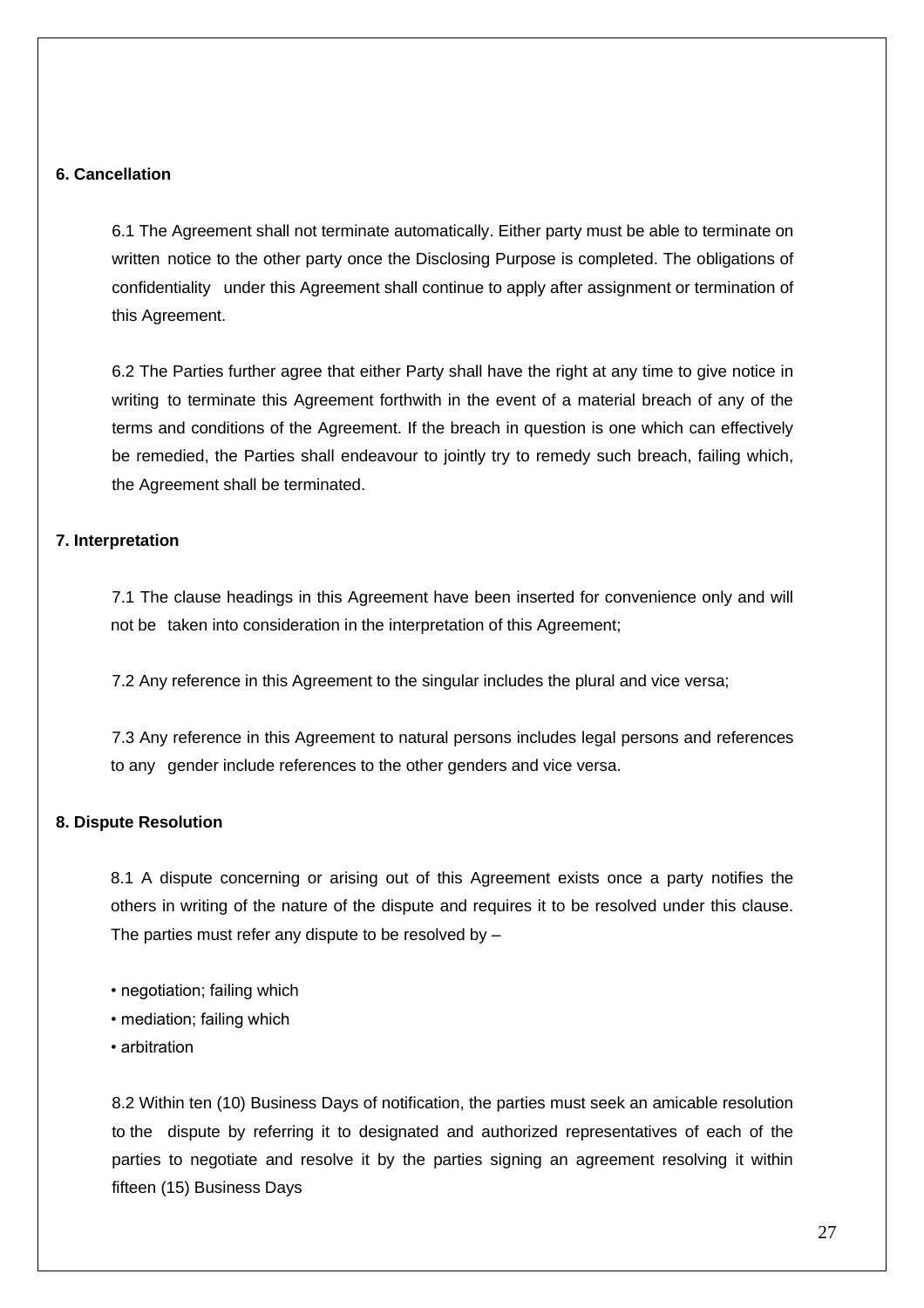**6. Cancellation**

6.1 The Agreement shall not terminate automatically. Either party must be able to terminate on written notice to the other party once the Disclosing Purpose is completed. The obligations of confidentiality under this Agreement shall continue to apply after assignment or termination of this Agreement.

6.2 The Parties further agree that either Party shall have the right at any time to give notice in writing to terminate this Agreement forthwith in the event of a material breach of any of the terms and conditions of the Agreement. If the breach in question is one which can effectively be remedied, the Parties shall endeavour to jointly try to remedy such breach, failing which, the Agreement shall be terminated.

**7. Interpretation**

7.1 The clause headings in this Agreement have been inserted for convenience only and will not be taken into consideration in the interpretation of this Agreement;

7.2 Any reference in this Agreement to the singular includes the plural and vice versa;

7.3 Any reference in this Agreement to natural persons includes legal persons and references to any gender include references to the other genders and vice versa.

**8. Dispute Resolution**

8.1 A dispute concerning or arising out of this Agreement exists once a party notifies the others in writing of the nature of the dispute and requires it to be resolved under this clause. The parties must refer any dispute to be resolved by –

- negotiation; failing which
- mediation; failing which
- arbitration

8.2 Within ten (10) Business Days of notification, the parties must seek an amicable resolution to the dispute by referring it to designated and authorized representatives of each of the parties to negotiate and resolve it by the parties signing an agreement resolving it within fifteen (15) Business Days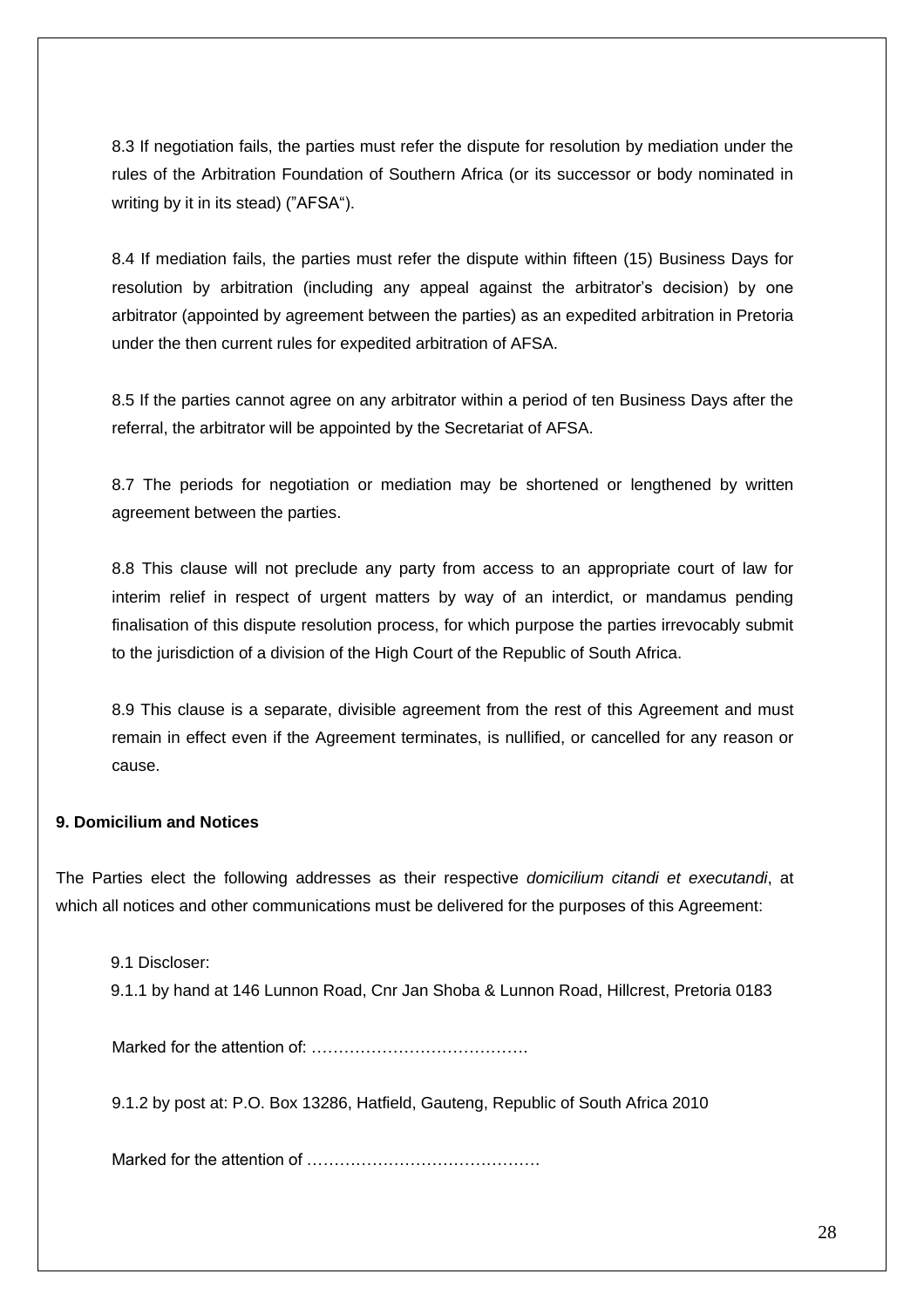8.3 If negotiation fails, the parties must refer the dispute for resolution by mediation under the rules of the Arbitration Foundation of Southern Africa (or its successor or body nominated in writing by it in its stead) ("AFSA").

8.4 If mediation fails, the parties must refer the dispute within fifteen (15) Business Days for resolution by arbitration (including any appeal against the arbitrator's decision) by one arbitrator (appointed by agreement between the parties) as an expedited arbitration in Pretoria under the then current rules for expedited arbitration of AFSA.

8.5 If the parties cannot agree on any arbitrator within a period of ten Business Days after the referral, the arbitrator will be appointed by the Secretariat of AFSA.

8.7 The periods for negotiation or mediation may be shortened or lengthened by written agreement between the parties.

8.8 This clause will not preclude any party from access to an appropriate court of law for interim relief in respect of urgent matters by way of an interdict, or mandamus pending finalisation of this dispute resolution process, for which purpose the parties irrevocably submit to the jurisdiction of a division of the High Court of the Republic of South Africa.

8.9 This clause is a separate, divisible agreement from the rest of this Agreement and must remain in effect even if the Agreement terminates, is nullified, or cancelled for any reason or cause.

**9. Domicilium and Notices**

The Parties elect the following addresses as their respective *domicilium citandi et executandi*, at which all notices and other communications must be delivered for the purposes of this Agreement:

9.1 Discloser:

9.1.1 by hand at 146 Lunnon Road, Cnr Jan Shoba & Lunnon Road, Hillcrest, Pretoria 0183

Marked for the attention of: ………………………………….

9.1.2 by post at: P.O. Box 13286, Hatfield, Gauteng, Republic of South Africa 2010

Marked for the attention of ……………………………………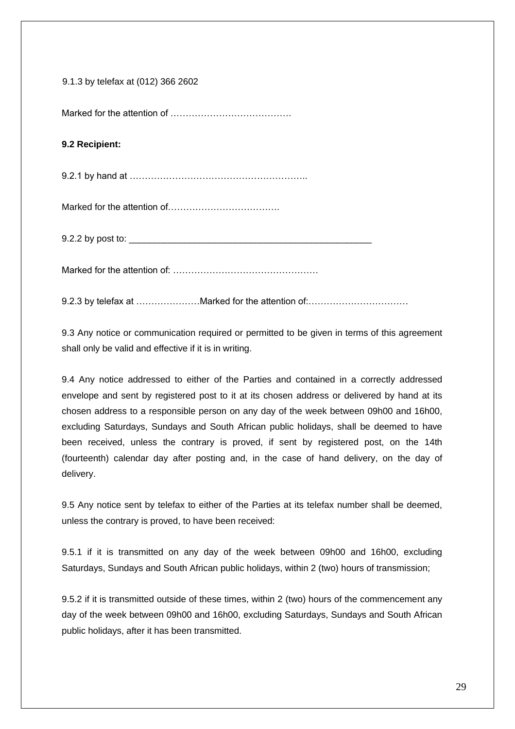9.1.3 by telefax at (012) 366 2602

Marked for the attention of ………………………………….

**9.2 Recipient:**

9.2.1 by hand at …………………………………………………..

Marked for the attention of……………………………….

9.2.2 by post to: ________________________________________________

Marked for the attention of: …………………………………………

9.2.3 by telefax at …………………Marked for the attention of:……………………………

9.3 Any notice or communication required or permitted to be given in terms of this agreement shall only be valid and effective if it is in writing.

9.4 Any notice addressed to either of the Parties and contained in a correctly addressed envelope and sent by registered post to it at its chosen address or delivered by hand at its chosen address to a responsible person on any day of the week between 09h00 and 16h00, excluding Saturdays, Sundays and South African public holidays, shall be deemed to have been received, unless the contrary is proved, if sent by registered post, on the 14th (fourteenth) calendar day after posting and, in the case of hand delivery, on the day of delivery.

9.5 Any notice sent by telefax to either of the Parties at its telefax number shall be deemed, unless the contrary is proved, to have been received:

9.5.1 if it is transmitted on any day of the week between 09h00 and 16h00, excluding Saturdays, Sundays and South African public holidays, within 2 (two) hours of transmission;

9.5.2 if it is transmitted outside of these times, within 2 (two) hours of the commencement any day of the week between 09h00 and 16h00, excluding Saturdays, Sundays and South African public holidays, after it has been transmitted.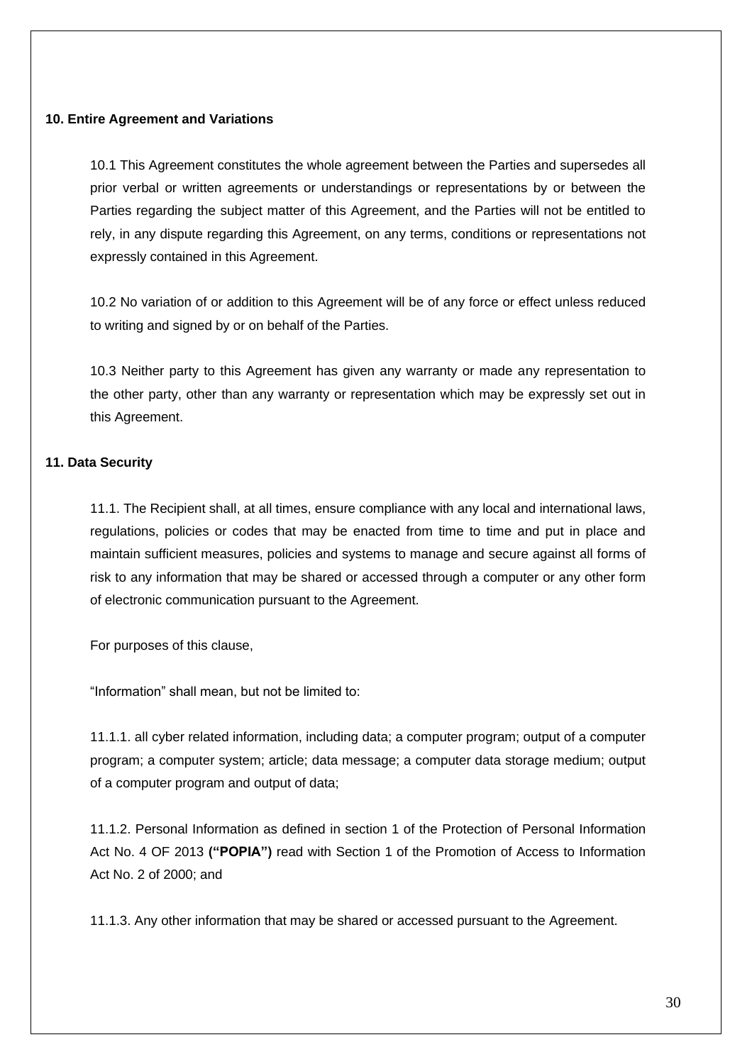**10. Entire Agreement and Variations**

10.1 This Agreement constitutes the whole agreement between the Parties and supersedes all prior verbal or written agreements or understandings or representations by or between the Parties regarding the subject matter of this Agreement, and the Parties will not be entitled to rely, in any dispute regarding this Agreement, on any terms, conditions or representations not expressly contained in this Agreement.

10.2 No variation of or addition to this Agreement will be of any force or effect unless reduced to writing and signed by or on behalf of the Parties.

10.3 Neither party to this Agreement has given any warranty or made any representation to the other party, other than any warranty or representation which may be expressly set out in this Agreement.

**11. Data Security**

11.1. The Recipient shall, at all times, ensure compliance with any local and international laws, regulations, policies or codes that may be enacted from time to time and put in place and maintain sufficient measures, policies and systems to manage and secure against all forms of risk to any information that may be shared or accessed through a computer or any other form of electronic communication pursuant to the Agreement.

For purposes of this clause,

"Information" shall mean, but not be limited to:

11.1.1. all cyber related information, including data; a computer program; output of a computer program; a computer system; article; data message; a computer data storage medium; output of a computer program and output of data;

11.1.2. Personal Information as defined in section 1 of the Protection of Personal Information Act No. 4 OF 2013 **("POPIA")** read with Section 1 of the Promotion of Access to Information Act No. 2 of 2000; and

11.1.3. Any other information that may be shared or accessed pursuant to the Agreement.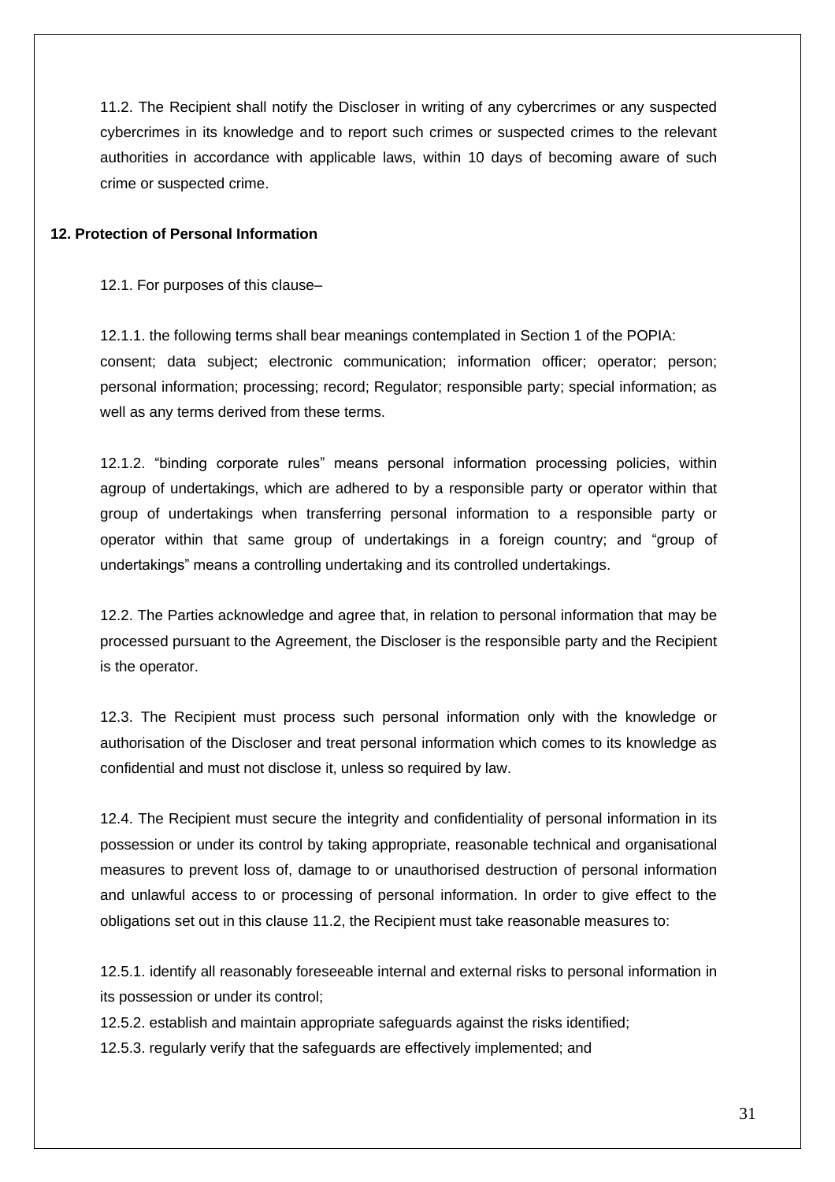11.2. The Recipient shall notify the Discloser in writing of any cybercrimes or any suspected cybercrimes in its knowledge and to report such crimes or suspected crimes to the relevant authorities in accordance with applicable laws, within 10 days of becoming aware of such crime or suspected crime.

**12. Protection of Personal Information**

12.1. For purposes of this clause–

12.1.1. the following terms shall bear meanings contemplated in Section 1 of the POPIA: consent; data subject; electronic communication; information officer; operator; person; personal information; processing; record; Regulator; responsible party; special information; as well as any terms derived from these terms.

12.1.2. "binding corporate rules" means personal information processing policies, within agroup of undertakings, which are adhered to by a responsible party or operator within that group of undertakings when transferring personal information to a responsible party or operator within that same group of undertakings in a foreign country; and "group of undertakings" means a controlling undertaking and its controlled undertakings.

12.2. The Parties acknowledge and agree that, in relation to personal information that may be processed pursuant to the Agreement, the Discloser is the responsible party and the Recipient is the operator.

12.3. The Recipient must process such personal information only with the knowledge or authorisation of the Discloser and treat personal information which comes to its knowledge as confidential and must not disclose it, unless so required by law.

12.4. The Recipient must secure the integrity and confidentiality of personal information in its possession or under its control by taking appropriate, reasonable technical and organisational measures to prevent loss of, damage to or unauthorised destruction of personal information and unlawful access to or processing of personal information. In order to give effect to the obligations set out in this clause 11.2, the Recipient must take reasonable measures to:

12.5.1. identify all reasonably foreseeable internal and external risks to personal information in its possession or under its control;

12.5.2. establish and maintain appropriate safeguards against the risks identified;

12.5.3. regularly verify that the safeguards are effectively implemented; and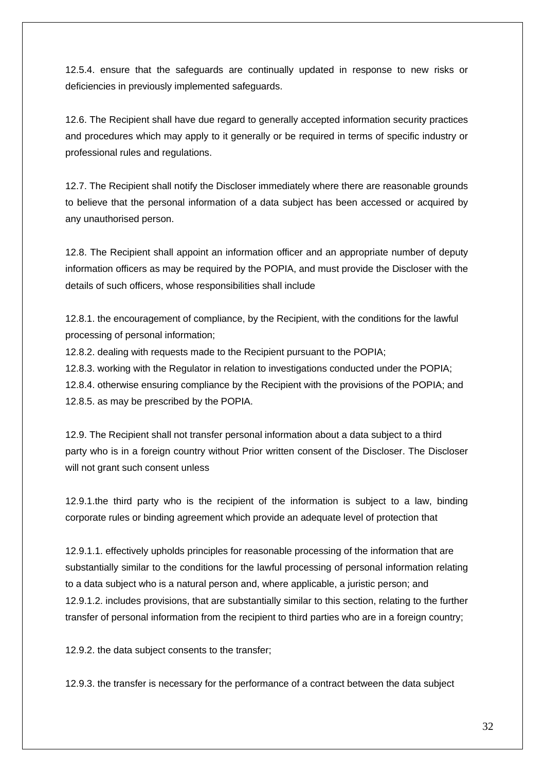12.5.4. ensure that the safeguards are continually updated in response to new risks or deficiencies in previously implemented safeguards.

12.6. The Recipient shall have due regard to generally accepted information security practices and procedures which may apply to it generally or be required in terms of specific industry or professional rules and regulations.

12.7. The Recipient shall notify the Discloser immediately where there are reasonable grounds to believe that the personal information of a data subject has been accessed or acquired by any unauthorised person.

12.8. The Recipient shall appoint an information officer and an appropriate number of deputy information officers as may be required by the POPIA, and must provide the Discloser with the details of such officers, whose responsibilities shall include

12.8.1. the encouragement of compliance, by the Recipient, with the conditions for the lawful processing of personal information;
12.8.2. dealing with requests made to the Recipient pursuant to the POPIA;
12.8.3. working with the Regulator in relation to investigations conducted under the POPIA;
12.8.4. otherwise ensuring compliance by the Recipient with the provisions of the POPIA; and
12.8.5. as may be prescribed by the POPIA.

12.9. The Recipient shall not transfer personal information about a data subject to a third party who is in a foreign country without Prior written consent of the Discloser. The Discloser will not grant such consent unless

12.9.1.the third party who is the recipient of the information is subject to a law, binding corporate rules or binding agreement which provide an adequate level of protection that

12.9.1.1. effectively upholds principles for reasonable processing of the information that are substantially similar to the conditions for the lawful processing of personal information relating to a data subject who is a natural person and, where applicable, a juristic person; and
12.9.1.2. includes provisions, that are substantially similar to this section, relating to the further transfer of personal information from the recipient to third parties who are in a foreign country;

12.9.2. the data subject consents to the transfer;

12.9.3. the transfer is necessary for the performance of a contract between the data subject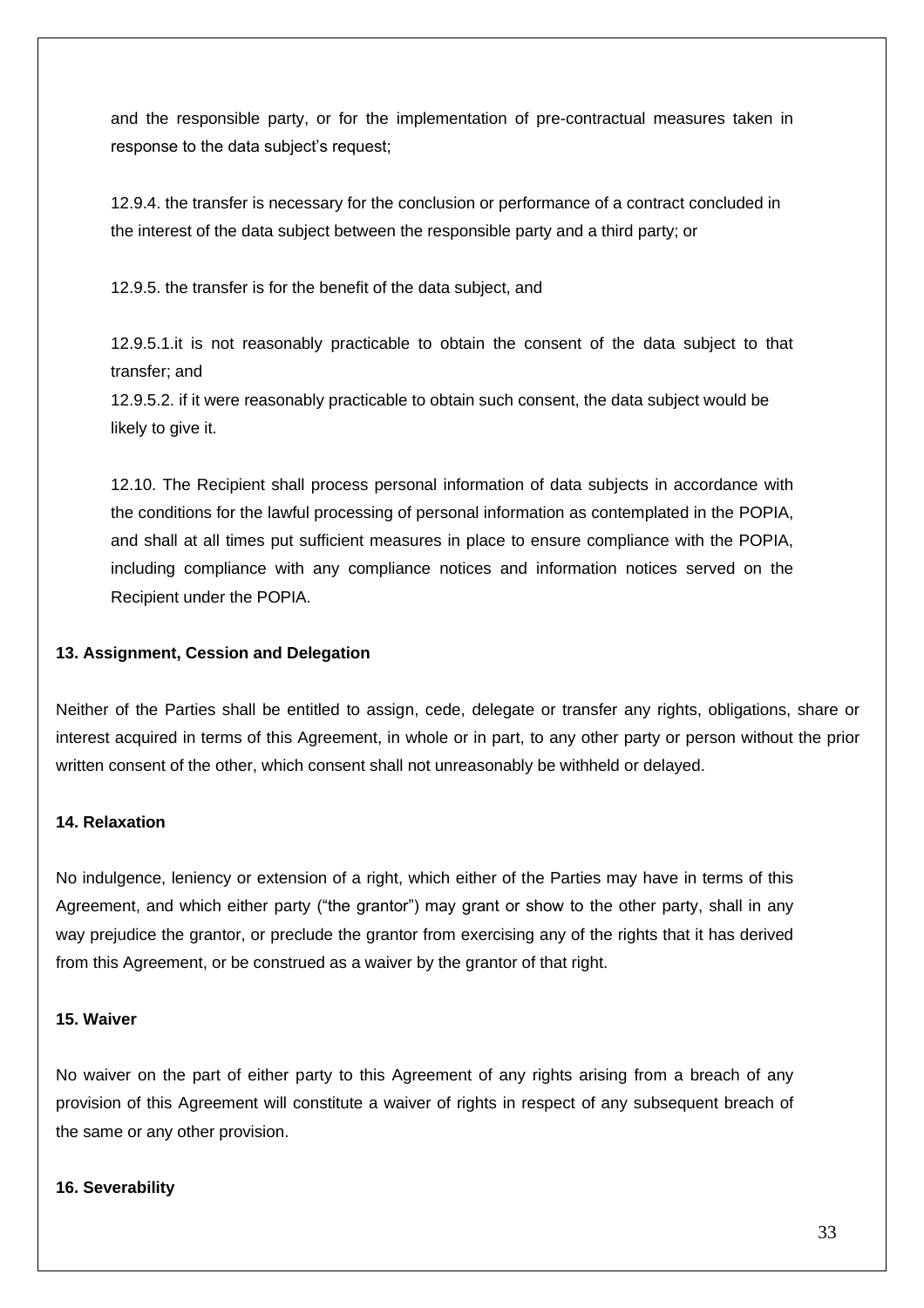and the responsible party, or for the implementation of pre-contractual measures taken in response to the data subject's request;

12.9.4. the transfer is necessary for the conclusion or performance of a contract concluded in the interest of the data subject between the responsible party and a third party; or

12.9.5. the transfer is for the benefit of the data subject, and

12.9.5.1.it is not reasonably practicable to obtain the consent of the data subject to that transfer; and

12.9.5.2. if it were reasonably practicable to obtain such consent, the data subject would be likely to give it.

12.10. The Recipient shall process personal information of data subjects in accordance with the conditions for the lawful processing of personal information as contemplated in the POPIA, and shall at all times put sufficient measures in place to ensure compliance with the POPIA, including compliance with any compliance notices and information notices served on the Recipient under the POPIA.

**13. Assignment, Cession and Delegation**

Neither of the Parties shall be entitled to assign, cede, delegate or transfer any rights, obligations, share or interest acquired in terms of this Agreement, in whole or in part, to any other party or person without the prior written consent of the other, which consent shall not unreasonably be withheld or delayed.

**14. Relaxation**

No indulgence, leniency or extension of a right, which either of the Parties may have in terms of this Agreement, and which either party ("the grantor") may grant or show to the other party, shall in any way prejudice the grantor, or preclude the grantor from exercising any of the rights that it has derived from this Agreement, or be construed as a waiver by the grantor of that right.

**15. Waiver**

No waiver on the part of either party to this Agreement of any rights arising from a breach of any provision of this Agreement will constitute a waiver of rights in respect of any subsequent breach of the same or any other provision.

**16. Severability**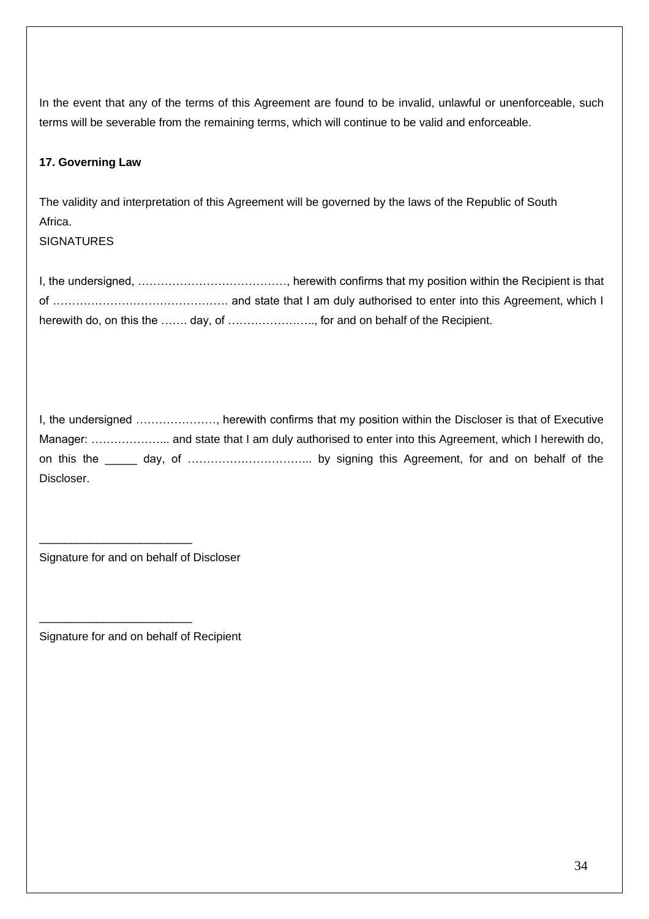In the event that any of the terms of this Agreement are found to be invalid, unlawful or unenforceable, such terms will be severable from the remaining terms, which will continue to be valid and enforceable.

**17. Governing Law**

The validity and interpretation of this Agreement will be governed by the laws of the Republic of South Africa.

SIGNATURES

I, the undersigned, …………………………………, herewith confirms that my position within the Recipient is that of ………………………………………. and state that I am duly authorised to enter into this Agreement, which I herewith do, on this the ……. day, of ………………….., for and on behalf of the Recipient.

I, the undersigned …………………, herewith confirms that my position within the Discloser is that of Executive Manager: ………………... and state that I am duly authorised to enter into this Agreement, which I herewith do, on this the _____ day, of …………………………... by signing this Agreement, for and on behalf of the Discloser.

_______________________

Signature for and on behalf of Discloser

_______________________

Signature for and on behalf of Recipient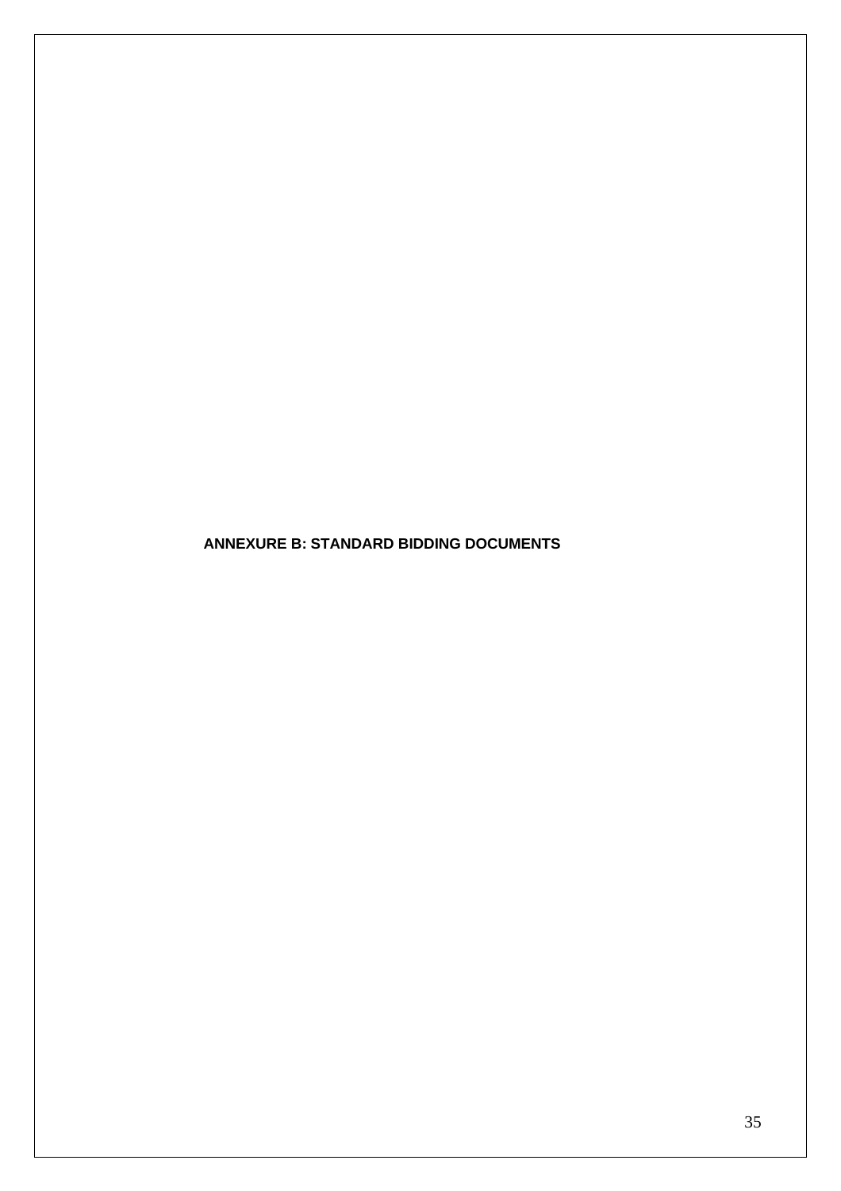# ANNEXURE B: STANDARD BIDDING DOCUMENTS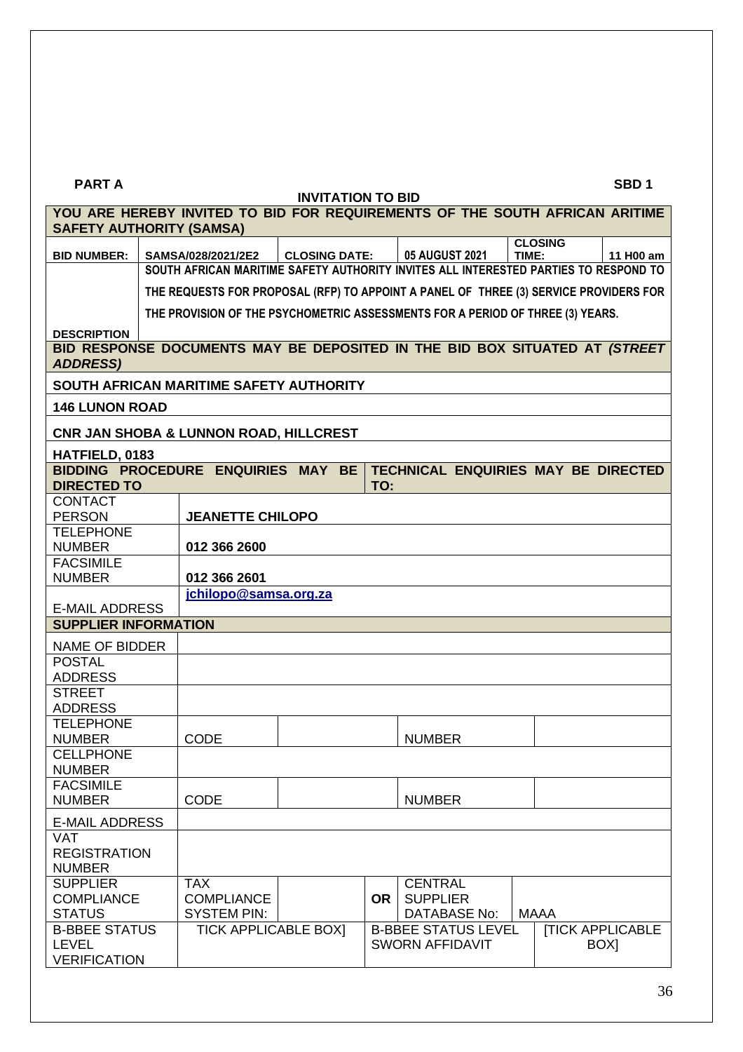**PART A** **SBD 1**

**INVITATION TO BID**

| YOU ARE HEREBY INVITED TO BID FOR REQUIREMENTS OF THE SOUTH AFRICAN ARITIME SAFETY AUTHORITY (SAMSA) | | | | | | | |
|---|---|---|---|---|---|---|---|
| **BID NUMBER:** | **SAMSA/028/2021/2E2** | **CLOSING DATE:** | | **05 AUGUST 2021** | **CLOSING TIME:** | | **11 H00 am** |
| **DESCRIPTION** | **SOUTH AFRICAN MARITIME SAFETY AUTHORITY INVITES ALL INTERESTED PARTIES TO RESPOND TO THE REQUESTS FOR PROPOSAL (RFP) TO APPOINT A PANEL OF THREE (3) SERVICE PROVIDERS FOR THE PROVISION OF THE PSYCHOMETRIC ASSESSMENTS FOR A PERIOD OF THREE (3) YEARS.** | | | | | | |
| **BID RESPONSE DOCUMENTS MAY BE DEPOSITED IN THE BID BOX SITUATED AT *(STREET ADDRESS)*** | | | | | | | |
| **SOUTH AFRICAN MARITIME SAFETY AUTHORITY** | | | | | | | |
| **146 LUNON ROAD** | | | | | | | |
| **CNR JAN SHOBA & LUNNON ROAD, HILLCREST** | | | | | | | |
| **HATFIELD, 0183** | | | | | | | |
| **BIDDING PROCEDURE ENQUIRIES MAY BE DIRECTED TO** | | | **TECHNICAL ENQUIRIES MAY BE DIRECTED TO:** | | | | |
| CONTACT PERSON | **JEANETTE CHILOPO** | | | | | | |
| TELEPHONE NUMBER | **012 366 2600** | | | | | | |
| FACSIMILE NUMBER | **012 366 2601** | | | | | | |
| E-MAIL ADDRESS | **jchilopo@samsa.org.za** | | | | | | |
| **SUPPLIER INFORMATION** | | | | | | | |
| NAME OF BIDDER | | | | | | | |
| POSTAL ADDRESS | | | | | | | |
| STREET ADDRESS | | | | | | | |
| TELEPHONE NUMBER | CODE | | | NUMBER | | | |
| CELLPHONE NUMBER | | | | | | | |
| FACSIMILE NUMBER | CODE | | | NUMBER | | | |
| E-MAIL ADDRESS | | | | | | | |
| VAT REGISTRATION NUMBER | | | | | | | |
| SUPPLIER COMPLIANCE STATUS | TAX COMPLIANCE SYSTEM PIN: | | **OR** | CENTRAL SUPPLIER DATABASE No: | MAAA | | |
| B-BBEE STATUS LEVEL VERIFICATION | TICK APPLICABLE BOX] | | B-BBEE STATUS LEVEL SWORN AFFIDAVIT | | | [TICK APPLICABLE BOX] | |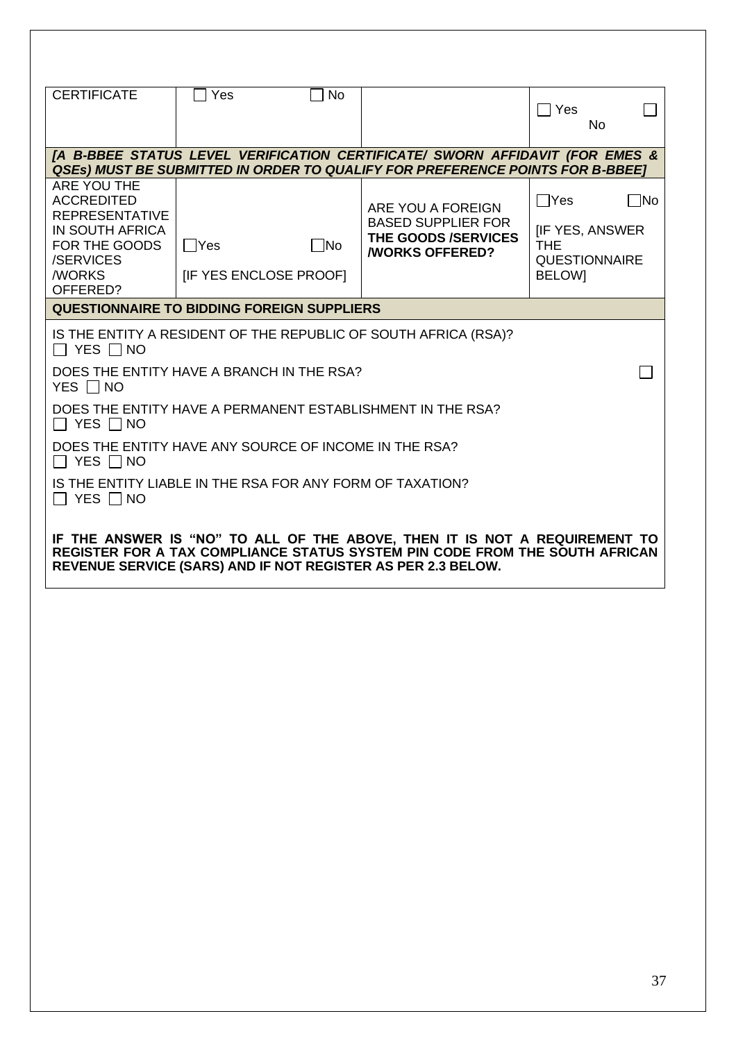| CERTIFICATE | ☐ Yes ☐ No | | ☐ Yes ☐ No |
|---|---|---|---|
| ***[A B-BBEE STATUS LEVEL VERIFICATION CERTIFICATE/ SWORN AFFIDAVIT (FOR EMES & QSEs) MUST BE SUBMITTED IN ORDER TO QUALIFY FOR PREFERENCE POINTS FOR B-BBEE]*** | | | |
| ARE YOU THE ACCREDITED REPRESENTATIVE IN SOUTH AFRICA FOR THE GOODS /SERVICES /WORKS OFFERED? | ☐Yes ☐No [IF YES ENCLOSE PROOF] | ARE YOU A FOREIGN BASED SUPPLIER FOR **THE GOODS /SERVICES /WORKS OFFERED?** | ☐Yes ☐No [IF YES, ANSWER THE QUESTIONNAIRE BELOW] |
| **QUESTIONNAIRE TO BIDDING FOREIGN SUPPLIERS** | | | |
| IS THE ENTITY A RESIDENT OF THE REPUBLIC OF SOUTH AFRICA (RSA)? ☐ YES ☐ NO | | | |
| DOES THE ENTITY HAVE A BRANCH IN THE RSA? ☐ YES ☐ NO | | | |
| DOES THE ENTITY HAVE A PERMANENT ESTABLISHMENT IN THE RSA? ☐ YES ☐ NO | | | |
| DOES THE ENTITY HAVE ANY SOURCE OF INCOME IN THE RSA? ☐ YES ☐ NO | | | |
| IS THE ENTITY LIABLE IN THE RSA FOR ANY FORM OF TAXATION? ☐ YES ☐ NO | | | |
| **IF THE ANSWER IS "NO" TO ALL OF THE ABOVE, THEN IT IS NOT A REQUIREMENT TO REGISTER FOR A TAX COMPLIANCE STATUS SYSTEM PIN CODE FROM THE SOUTH AFRICAN REVENUE SERVICE (SARS) AND IF NOT REGISTER AS PER 2.3 BELOW.** | | | |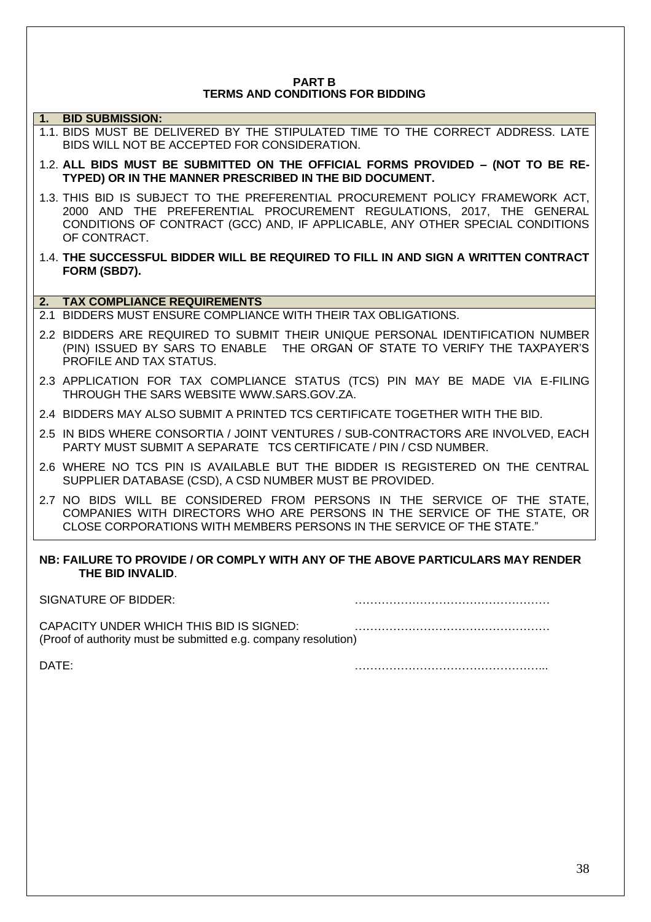**PART B**
**TERMS AND CONDITIONS FOR BIDDING**

**1. BID SUBMISSION:**

1.1. BIDS MUST BE DELIVERED BY THE STIPULATED TIME TO THE CORRECT ADDRESS. LATE BIDS WILL NOT BE ACCEPTED FOR CONSIDERATION.

1.2. **ALL BIDS MUST BE SUBMITTED ON THE OFFICIAL FORMS PROVIDED – (NOT TO BE RE-TYPED) OR IN THE MANNER PRESCRIBED IN THE BID DOCUMENT.**

1.3. THIS BID IS SUBJECT TO THE PREFERENTIAL PROCUREMENT POLICY FRAMEWORK ACT, 2000 AND THE PREFERENTIAL PROCUREMENT REGULATIONS, 2017, THE GENERAL CONDITIONS OF CONTRACT (GCC) AND, IF APPLICABLE, ANY OTHER SPECIAL CONDITIONS OF CONTRACT.

1.4. **THE SUCCESSFUL BIDDER WILL BE REQUIRED TO FILL IN AND SIGN A WRITTEN CONTRACT FORM (SBD7).**

**2. TAX COMPLIANCE REQUIREMENTS**

2.1 BIDDERS MUST ENSURE COMPLIANCE WITH THEIR TAX OBLIGATIONS.

2.2 BIDDERS ARE REQUIRED TO SUBMIT THEIR UNIQUE PERSONAL IDENTIFICATION NUMBER (PIN) ISSUED BY SARS TO ENABLE THE ORGAN OF STATE TO VERIFY THE TAXPAYER'S PROFILE AND TAX STATUS.

2.3 APPLICATION FOR TAX COMPLIANCE STATUS (TCS) PIN MAY BE MADE VIA E-FILING THROUGH THE SARS WEBSITE WWW.SARS.GOV.ZA.

2.4 BIDDERS MAY ALSO SUBMIT A PRINTED TCS CERTIFICATE TOGETHER WITH THE BID.

2.5 IN BIDS WHERE CONSORTIA / JOINT VENTURES / SUB-CONTRACTORS ARE INVOLVED, EACH PARTY MUST SUBMIT A SEPARATE TCS CERTIFICATE / PIN / CSD NUMBER.

2.6 WHERE NO TCS PIN IS AVAILABLE BUT THE BIDDER IS REGISTERED ON THE CENTRAL SUPPLIER DATABASE (CSD), A CSD NUMBER MUST BE PROVIDED.

2.7 NO BIDS WILL BE CONSIDERED FROM PERSONS IN THE SERVICE OF THE STATE, COMPANIES WITH DIRECTORS WHO ARE PERSONS IN THE SERVICE OF THE STATE, OR CLOSE CORPORATIONS WITH MEMBERS PERSONS IN THE SERVICE OF THE STATE."

**NB: FAILURE TO PROVIDE / OR COMPLY WITH ANY OF THE ABOVE PARTICULARS MAY RENDER THE BID INVALID**.

SIGNATURE OF BIDDER: ……………………………………………

CAPACITY UNDER WHICH THIS BID IS SIGNED: ……………………………………………
(Proof of authority must be submitted e.g. company resolution)

DATE: …………………………………………...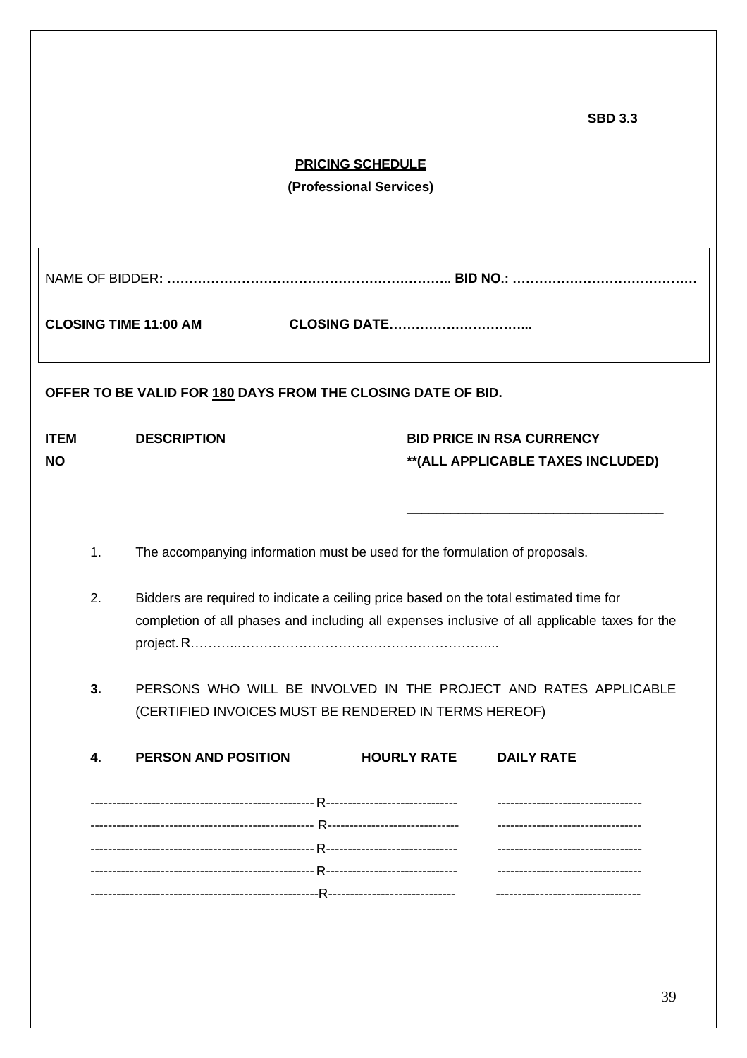**SBD 3.3**

## PRICING SCHEDULE

**(Professional Services)**

NAME OF BIDDER**: ……………………………………………………….. BID NO.: ……………………………………**

**CLOSING TIME 11:00 AM** **CLOSING DATE…………………………...**

**OFFER TO BE VALID FOR 180 DAYS FROM THE CLOSING DATE OF BID.**

| **ITEM NO** | **DESCRIPTION** | **BID PRICE IN RSA CURRENCY \*\*(ALL APPLICABLE TAXES INCLUDED)** |
|---|---|---|
| | | ___________________________________ |

1. The accompanying information must be used for the formulation of proposals.

2. Bidders are required to indicate a ceiling price based on the total estimated time for completion of all phases and including all expenses inclusive of all applicable taxes for the project. R………..…………………………………………………...

3. PERSONS WHO WILL BE INVOLVED IN THE PROJECT AND RATES APPLICABLE (CERTIFIED INVOICES MUST BE RENDERED IN TERMS HEREOF)

4. **PERSON AND POSITION** **HOURLY RATE** **DAILY RATE**

| PERSON AND POSITION | HOURLY RATE | DAILY RATE |
|---|---|---|
| -------------------------------------------------- | R----------------------------- | -------------------------------- |
| -------------------------------------------------- | R----------------------------- | -------------------------------- |
| -------------------------------------------------- | R----------------------------- | -------------------------------- |
| -------------------------------------------------- | R----------------------------- | -------------------------------- |
| -------------------------------------------------- | R----------------------------- | -------------------------------- |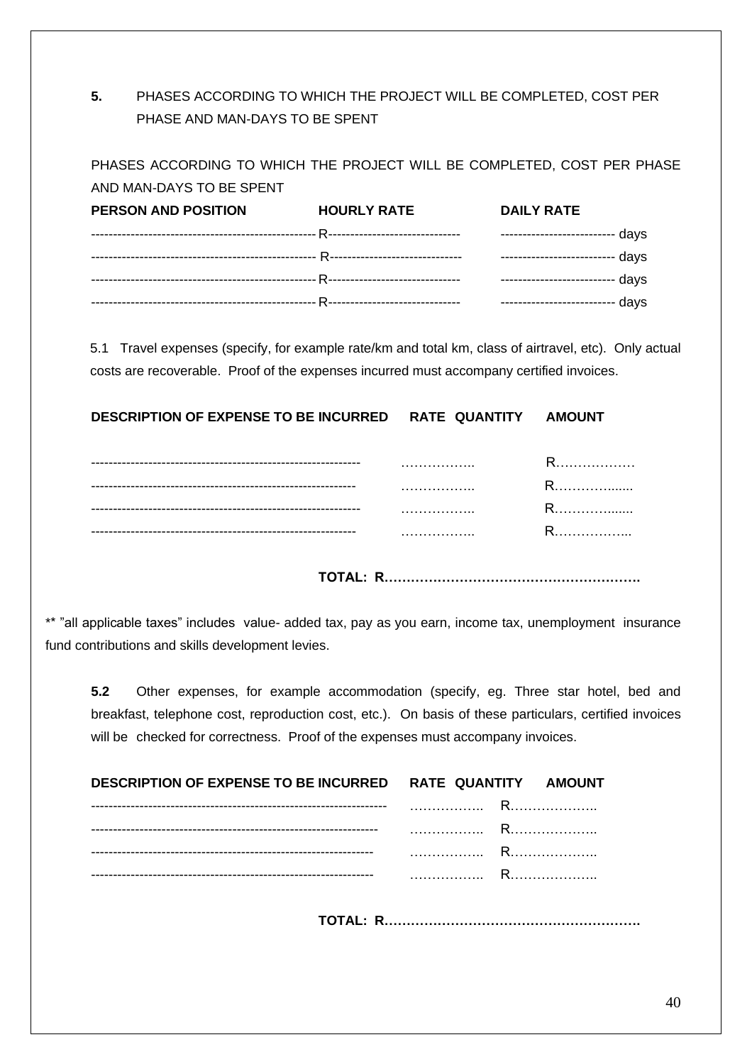**5.** PHASES ACCORDING TO WHICH THE PROJECT WILL BE COMPLETED, COST PER PHASE AND MAN-DAYS TO BE SPENT

PHASES ACCORDING TO WHICH THE PROJECT WILL BE COMPLETED, COST PER PHASE AND MAN-DAYS TO BE SPENT

| PERSON AND POSITION | HOURLY RATE | DAILY RATE |
|---|---|---|
| -------------------------------------------------- | R------------------------------ | ------------------------- days |
| -------------------------------------------------- | R------------------------------ | ------------------------- days |
| -------------------------------------------------- | R------------------------------ | ------------------------- days |
| -------------------------------------------------- | R------------------------------ | ------------------------- days |

5.1 Travel expenses (specify, for example rate/km and total km, class of airtravel, etc). Only actual costs are recoverable. Proof of the expenses incurred must accompany certified invoices.

| DESCRIPTION OF EXPENSE TO BE INCURRED | RATE QUANTITY | AMOUNT |
|---|---|---|
| ------------------------------------------------------------ | …………….. | R……………… |
| ------------------------------------------------------------ | …………….. | R………….…... |
| ------------------------------------------------------------ | …………….. | R………….…... |
| ------------------------------------------------------------ | …………….. | R……………... |

**TOTAL: R………………………………………………….**

** "all applicable taxes" includes value- added tax, pay as you earn, income tax, unemployment insurance fund contributions and skills development levies.

**5.2** Other expenses, for example accommodation (specify, eg. Three star hotel, bed and breakfast, telephone cost, reproduction cost, etc.). On basis of these particulars, certified invoices will be checked for correctness. Proof of the expenses must accompany invoices.

| DESCRIPTION OF EXPENSE TO BE INCURRED | RATE QUANTITY | AMOUNT |
|---|---|---|
| ---------------------------------------------------------------- | …………….. | R……………….. |
| ---------------------------------------------------------------- | …………….. | R……………….. |
| ---------------------------------------------------------------- | …………….. | R……………….. |
| ---------------------------------------------------------------- | …………….. | R……………….. |

**TOTAL: R………………………………………………….**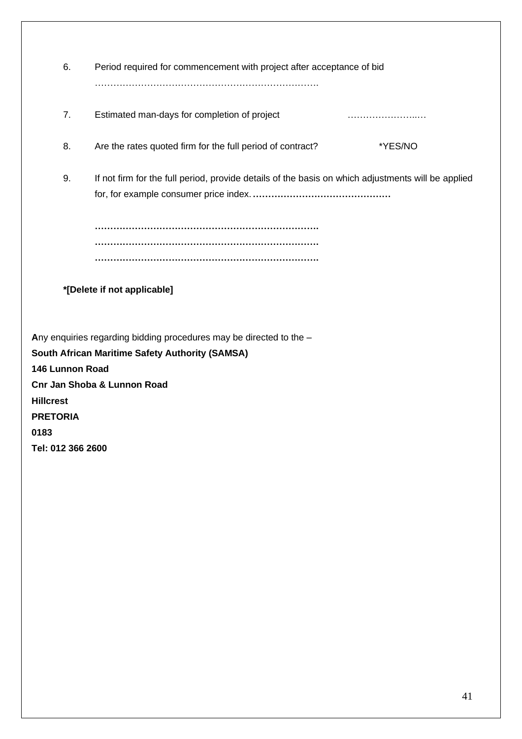6. Period required for commencement with project after acceptance of bid

   ……………………………………………………………….

7. Estimated man-days for completion of project ……………………..…

8. Are the rates quoted firm for the full period of contract? *YES/NO

9. If not firm for the full period, provide details of the basis on which adjustments will be applied for, for example consumer price index. **………………………………………**

   **……………………………………………………………….**
   **……………………………………………………………….**
   **……………………………………………………………….**

**\*[Delete if not applicable]**

**A**ny enquiries regarding bidding procedures may be directed to the –
**South African Maritime Safety Authority (SAMSA)**
**146 Lunnon Road**
**Cnr Jan Shoba & Lunnon Road**
**Hillcrest**
**PRETORIA**
**0183**
**Tel: 012 366 2600**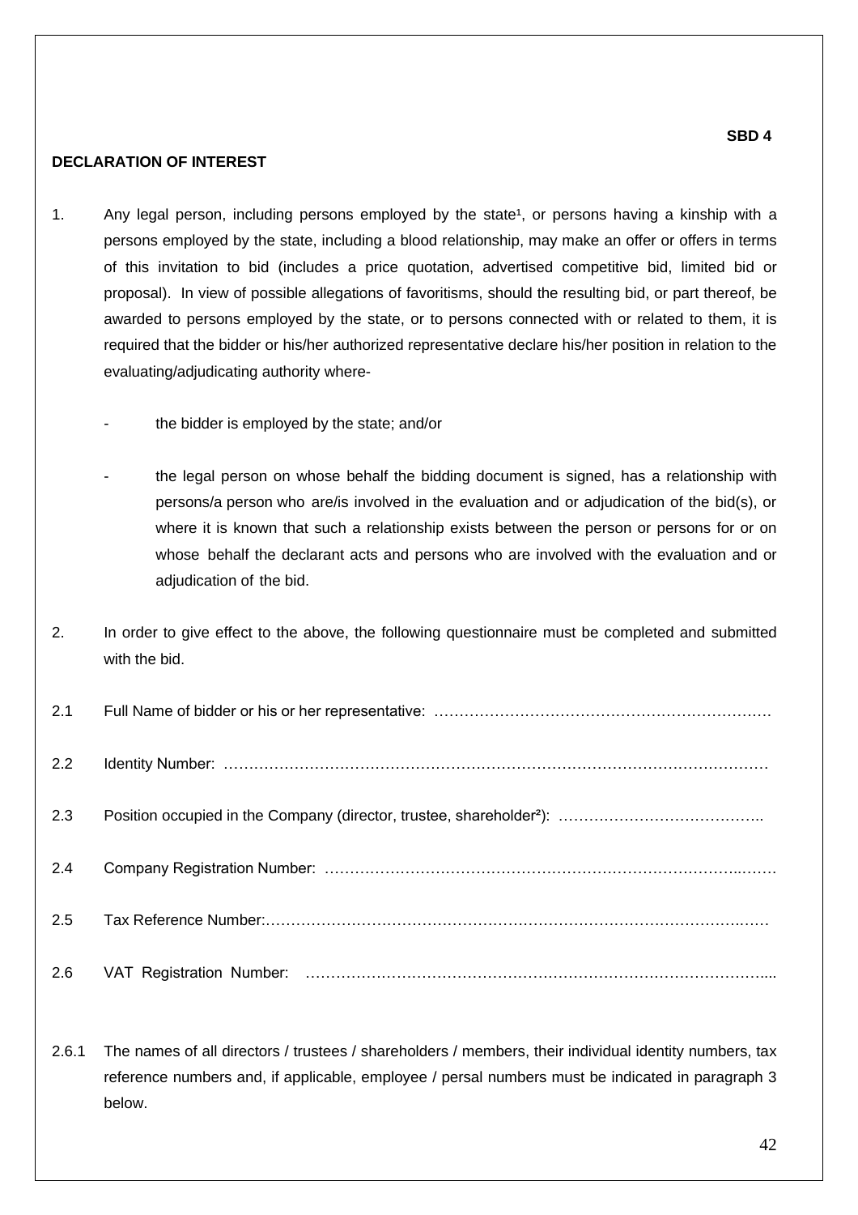**SBD 4**

**DECLARATION OF INTEREST**

1. Any legal person, including persons employed by the state[1], or persons having a kinship with a persons employed by the state, including a blood relationship, may make an offer or offers in terms of this invitation to bid (includes a price quotation, advertised competitive bid, limited bid or proposal). In view of possible allegations of favoritisms, should the resulting bid, or part thereof, be awarded to persons employed by the state, or to persons connected with or related to them, it is required that the bidder or his/her authorized representative declare his/her position in relation to the evaluating/adjudicating authority where-

   - the bidder is employed by the state; and/or

   - the legal person on whose behalf the bidding document is signed, has a relationship with persons/a person who are/is involved in the evaluation and or adjudication of the bid(s), or where it is known that such a relationship exists between the person or persons for or on whose behalf the declarant acts and persons who are involved with the evaluation and or adjudication of the bid.

2. In order to give effect to the above, the following questionnaire must be completed and submitted with the bid.

2.1 Full Name of bidder or his or her representative: ………………………………………………………….

2.2 Identity Number: ………………………………………………………………………………………………

2.3 Position occupied in the Company (director, trustee, shareholder[2]): …………………………………..

2.4 Company Registration Number: ……………………………………………………………………..……

2.5 Tax Reference Number:……………………………………………………………………………….……

2.6 VAT Registration Number: ……………………………………………………………………………....

2.6.1 The names of all directors / trustees / shareholders / members, their individual identity numbers, tax reference numbers and, if applicable, employee / persal numbers must be indicated in paragraph 3 below.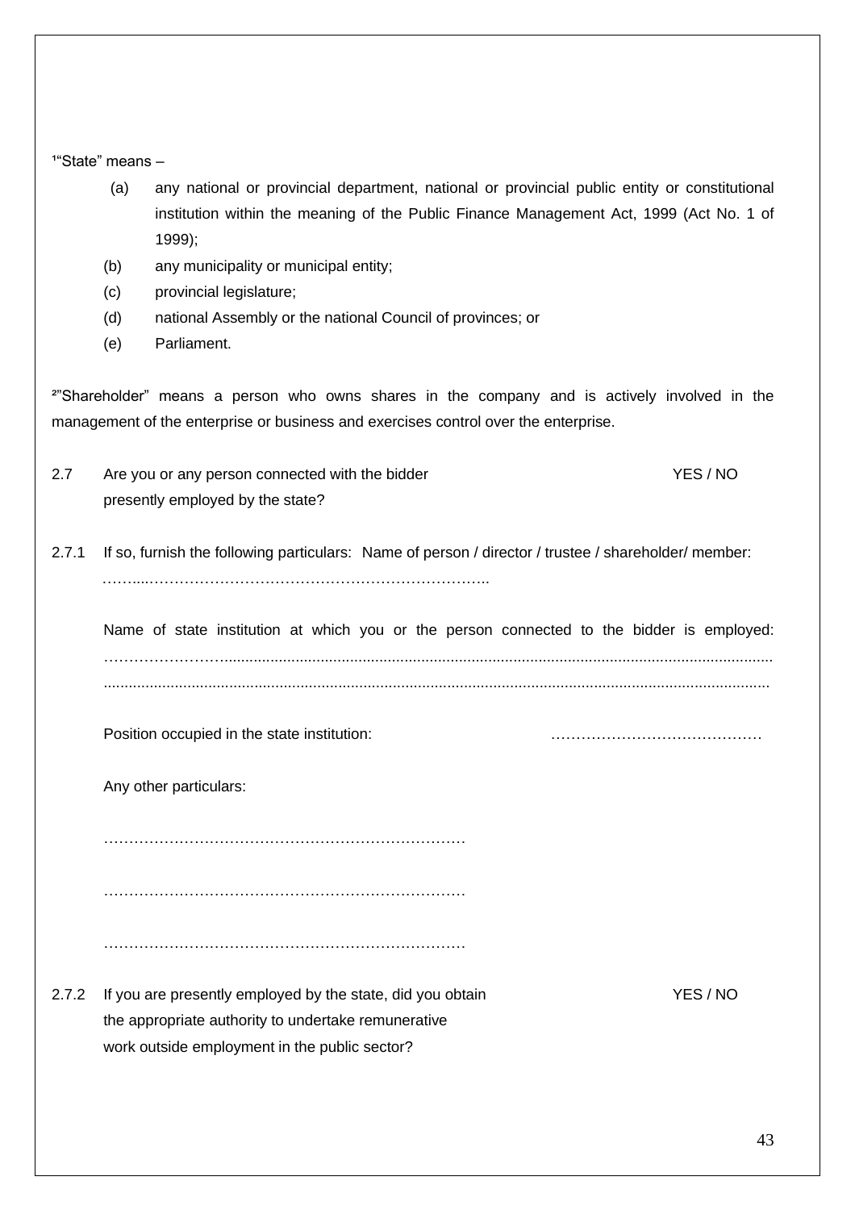[1]"State" means –

(a) any national or provincial department, national or provincial public entity or constitutional institution within the meaning of the Public Finance Management Act, 1999 (Act No. 1 of 1999);

(b) any municipality or municipal entity;

(c) provincial legislature;

(d) national Assembly or the national Council of provinces; or

(e) Parliament.

[2]"Shareholder" means a person who owns shares in the company and is actively involved in the management of the enterprise or business and exercises control over the enterprise.

2.7 Are you or any person connected with the bidder presently employed by the state? YES / NO

2.7.1 If so, furnish the following particulars: Name of person / director / trustee / shareholder/ member:

……....……………………………………………………………..

Name of state institution at which you or the person connected to the bidder is employed:

……………………........................................................................................................................................
..............................................................................................................................................................

Position occupied in the state institution: ……………………………………

Any other particulars:

………………………………………………………………

………………………………………………………………

………………………………………………………………

2.7.2 If you are presently employed by the state, did you obtain the appropriate authority to undertake remunerative work outside employment in the public sector? YES / NO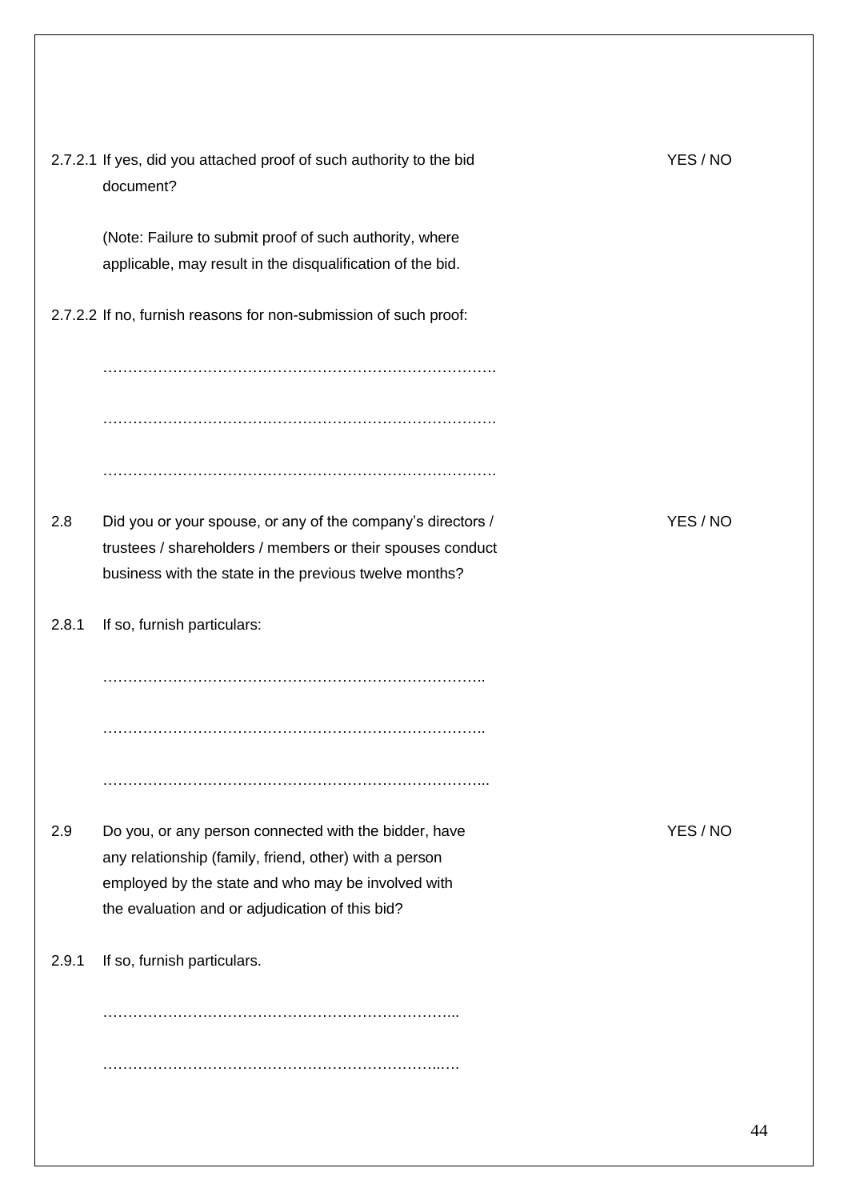2.7.2.1 If yes, did you attached proof of such authority to the bid document? YES / NO

(Note: Failure to submit proof of such authority, where applicable, may result in the disqualification of the bid.

2.7.2.2 If no, furnish reasons for non-submission of such proof:

…………………………………………………………………….

…………………………………………………………………….

…………………………………………………………………….

2.8 Did you or your spouse, or any of the company's directors / trustees / shareholders / members or their spouses conduct business with the state in the previous twelve months? YES / NO

2.8.1 If so, furnish particulars:

…………………………………………………………………..

…………………………………………………………………..

…………………………………………………………………...

2.9 Do you, or any person connected with the bidder, have any relationship (family, friend, other) with a person employed by the state and who may be involved with the evaluation and or adjudication of this bid? YES / NO

2.9.1 If so, furnish particulars.

……………………………………………………………...

…………………………………………………………..….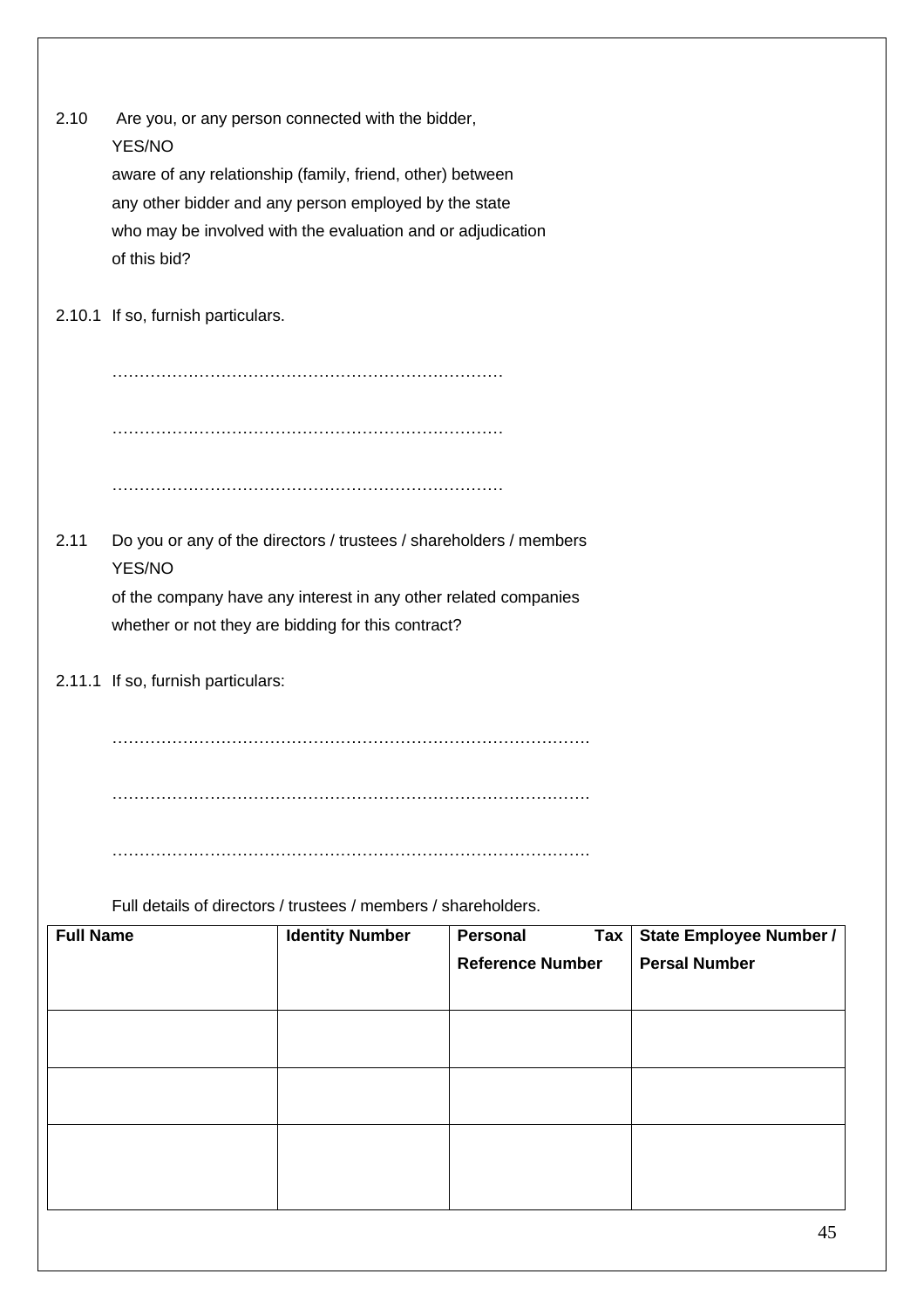2.10 Are you, or any person connected with the bidder, YES/NO
aware of any relationship (family, friend, other) between
any other bidder and any person employed by the state
who may be involved with the evaluation and or adjudication
of this bid?

2.10.1 If so, furnish particulars.

………………………………………………………………

………………………………………………………………

………………………………………………………………

2.11 Do you or any of the directors / trustees / shareholders / members YES/NO
of the company have any interest in any other related companies
whether or not they are bidding for this contract?

2.11.1 If so, furnish particulars:

…………………………………………………………………………….

…………………………………………………………………………….

…………………………………………………………………………….

Full details of directors / trustees / members / shareholders.

| **Full Name** | **Identity Number** | **Personal Tax Reference Number** | **State Employee Number / Persal Number** |
|---|---|---|---|
| | | | |
| | | | |
| | | | |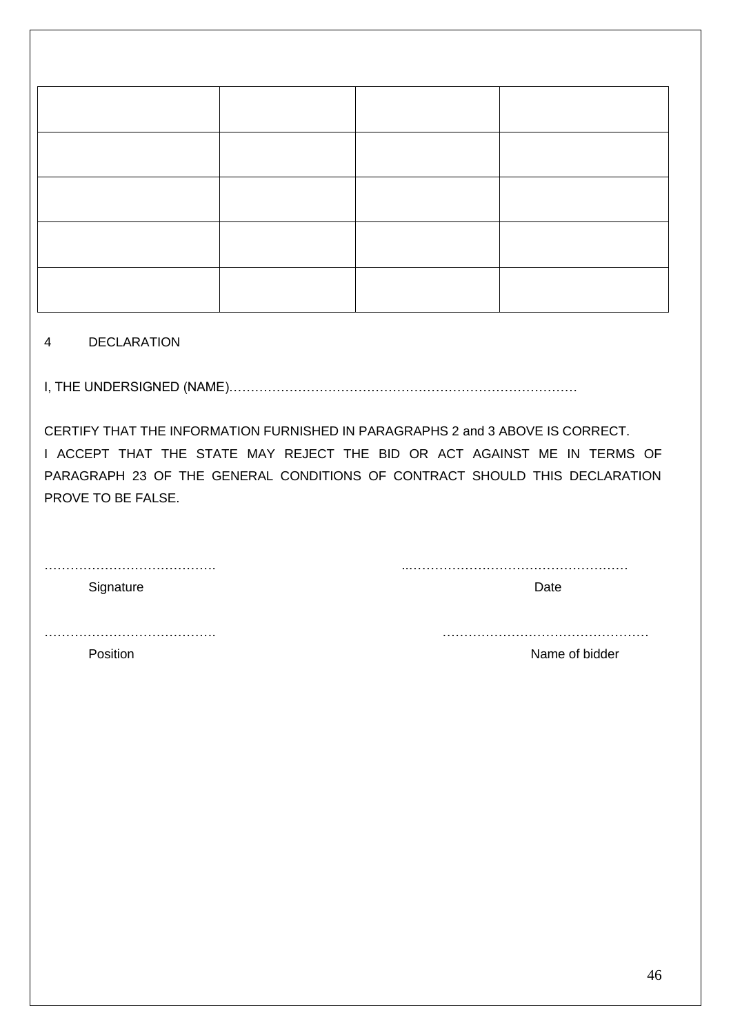| | | | |
|---|---|---|---|
| | | | |
| | | | |
| | | | |
| | | | |

4 DECLARATION

I, THE UNDERSIGNED (NAME)……………………………………………………………………

CERTIFY THAT THE INFORMATION FURNISHED IN PARAGRAPHS 2 and 3 ABOVE IS CORRECT.
I ACCEPT THAT THE STATE MAY REJECT THE BID OR ACT AGAINST ME IN TERMS OF PARAGRAPH 23 OF THE GENERAL CONDITIONS OF CONTRACT SHOULD THIS DECLARATION PROVE TO BE FALSE.

…………………………………. ..……………………………………………
Signature Date

…………………………………. …………………………………………
Position Name of bidder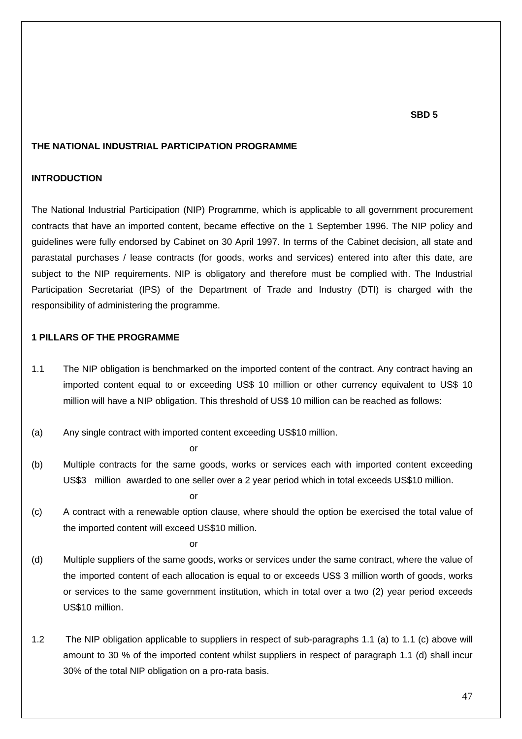**SBD 5**

**THE NATIONAL INDUSTRIAL PARTICIPATION PROGRAMME**

**INTRODUCTION**

The National Industrial Participation (NIP) Programme, which is applicable to all government procurement contracts that have an imported content, became effective on the 1 September 1996. The NIP policy and guidelines were fully endorsed by Cabinet on 30 April 1997. In terms of the Cabinet decision, all state and parastatal purchases / lease contracts (for goods, works and services) entered into after this date, are subject to the NIP requirements. NIP is obligatory and therefore must be complied with. The Industrial Participation Secretariat (IPS) of the Department of Trade and Industry (DTI) is charged with the responsibility of administering the programme.

**1 PILLARS OF THE PROGRAMME**

1.1 The NIP obligation is benchmarked on the imported content of the contract. Any contract having an imported content equal to or exceeding US$ 10 million or other currency equivalent to US$ 10 million will have a NIP obligation. This threshold of US$ 10 million can be reached as follows:

(a) Any single contract with imported content exceeding US$10 million.

or

(b) Multiple contracts for the same goods, works or services each with imported content exceeding US$3 million awarded to one seller over a 2 year period which in total exceeds US$10 million.

or

(c) A contract with a renewable option clause, where should the option be exercised the total value of the imported content will exceed US$10 million.

or

(d) Multiple suppliers of the same goods, works or services under the same contract, where the value of the imported content of each allocation is equal to or exceeds US$ 3 million worth of goods, works or services to the same government institution, which in total over a two (2) year period exceeds US$10 million.

1.2 The NIP obligation applicable to suppliers in respect of sub-paragraphs 1.1 (a) to 1.1 (c) above will amount to 30 % of the imported content whilst suppliers in respect of paragraph 1.1 (d) shall incur 30% of the total NIP obligation on a pro-rata basis.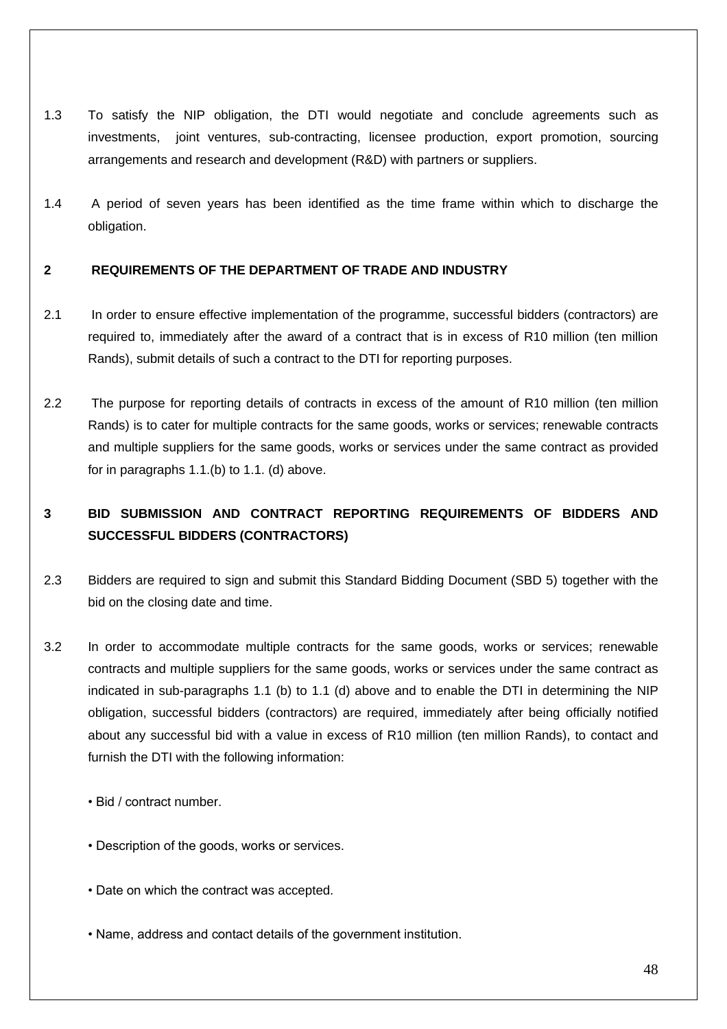1.3 To satisfy the NIP obligation, the DTI would negotiate and conclude agreements such as investments, joint ventures, sub-contracting, licensee production, export promotion, sourcing arrangements and research and development (R&D) with partners or suppliers.

1.4 A period of seven years has been identified as the time frame within which to discharge the obligation.

**2 REQUIREMENTS OF THE DEPARTMENT OF TRADE AND INDUSTRY**

2.1 In order to ensure effective implementation of the programme, successful bidders (contractors) are required to, immediately after the award of a contract that is in excess of R10 million (ten million Rands), submit details of such a contract to the DTI for reporting purposes.

2.2 The purpose for reporting details of contracts in excess of the amount of R10 million (ten million Rands) is to cater for multiple contracts for the same goods, works or services; renewable contracts and multiple suppliers for the same goods, works or services under the same contract as provided for in paragraphs 1.1.(b) to 1.1. (d) above.

**3 BID SUBMISSION AND CONTRACT REPORTING REQUIREMENTS OF BIDDERS AND SUCCESSFUL BIDDERS (CONTRACTORS)**

2.3 Bidders are required to sign and submit this Standard Bidding Document (SBD 5) together with the bid on the closing date and time.

3.2 In order to accommodate multiple contracts for the same goods, works or services; renewable contracts and multiple suppliers for the same goods, works or services under the same contract as indicated in sub-paragraphs 1.1 (b) to 1.1 (d) above and to enable the DTI in determining the NIP obligation, successful bidders (contractors) are required, immediately after being officially notified about any successful bid with a value in excess of R10 million (ten million Rands), to contact and furnish the DTI with the following information:

- Bid / contract number.
- Description of the goods, works or services.
- Date on which the contract was accepted.
- Name, address and contact details of the government institution.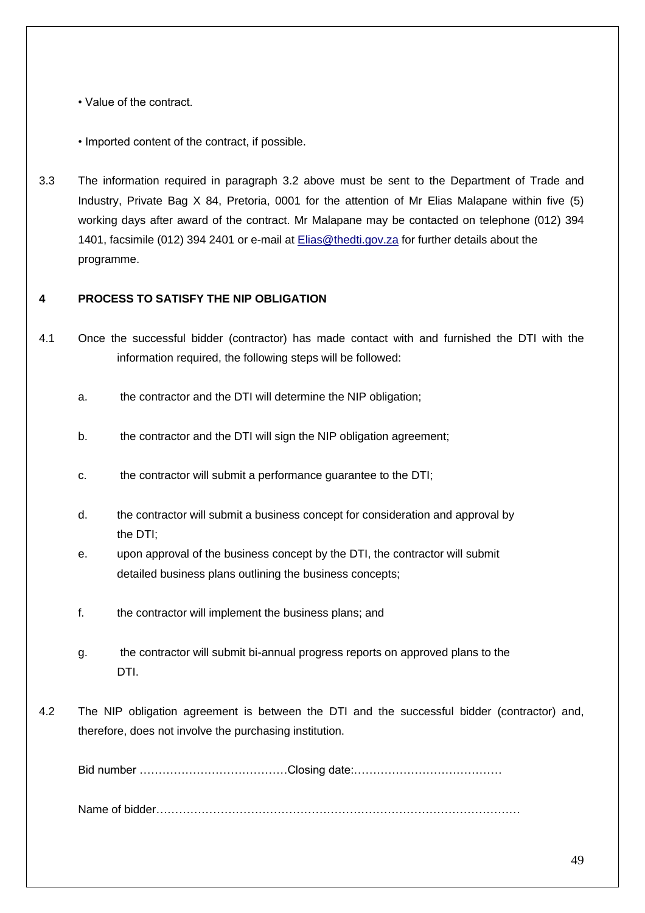- Value of the contract.

- Imported content of the contract, if possible.

3.3 The information required in paragraph 3.2 above must be sent to the Department of Trade and Industry, Private Bag X 84, Pretoria, 0001 for the attention of Mr Elias Malapane within five (5) working days after award of the contract. Mr Malapane may be contacted on telephone (012) 394 1401, facsimile (012) 394 2401 or e-mail at Elias@thedti.gov.za for further details about the programme.

**4 PROCESS TO SATISFY THE NIP OBLIGATION**

4.1 Once the successful bidder (contractor) has made contact with and furnished the DTI with the information required, the following steps will be followed:

a. the contractor and the DTI will determine the NIP obligation;

b. the contractor and the DTI will sign the NIP obligation agreement;

c. the contractor will submit a performance guarantee to the DTI;

d. the contractor will submit a business concept for consideration and approval by the DTI;

e. upon approval of the business concept by the DTI, the contractor will submit detailed business plans outlining the business concepts;

f. the contractor will implement the business plans; and

g. the contractor will submit bi-annual progress reports on approved plans to the DTI.

4.2 The NIP obligation agreement is between the DTI and the successful bidder (contractor) and, therefore, does not involve the purchasing institution.

Bid number …………………………………Closing date:…………………………………

Name of bidder………………………………………………………………………………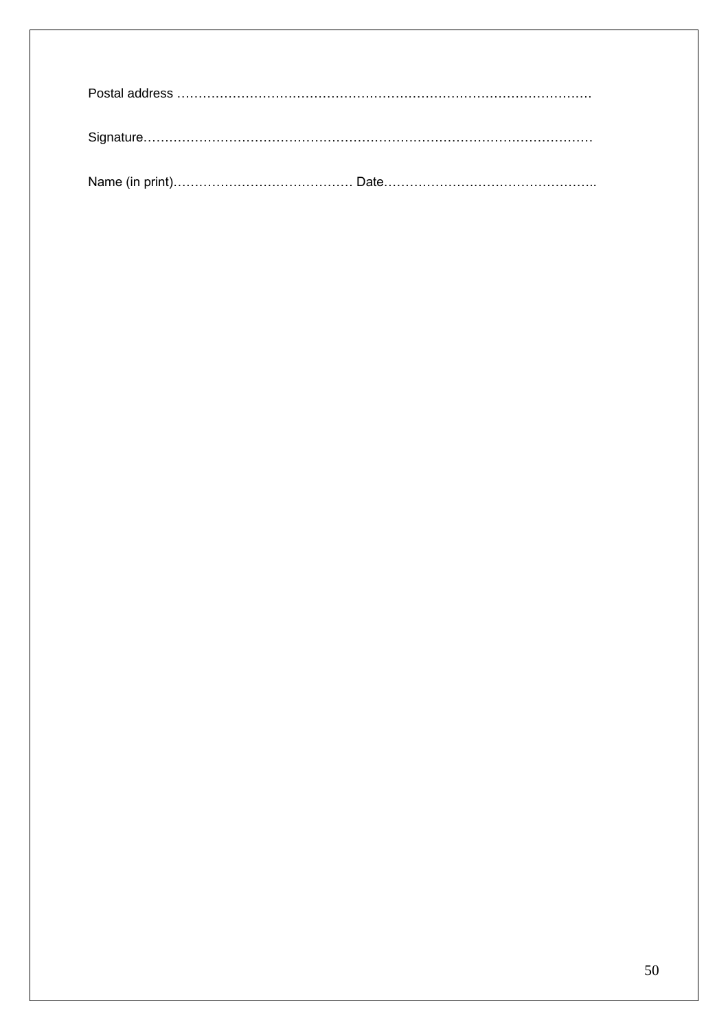Postal address ………………………………………………………………………………………

Signature……………………………………………………………………………………………

Name (in print)…………………………………… Date…………………………………………..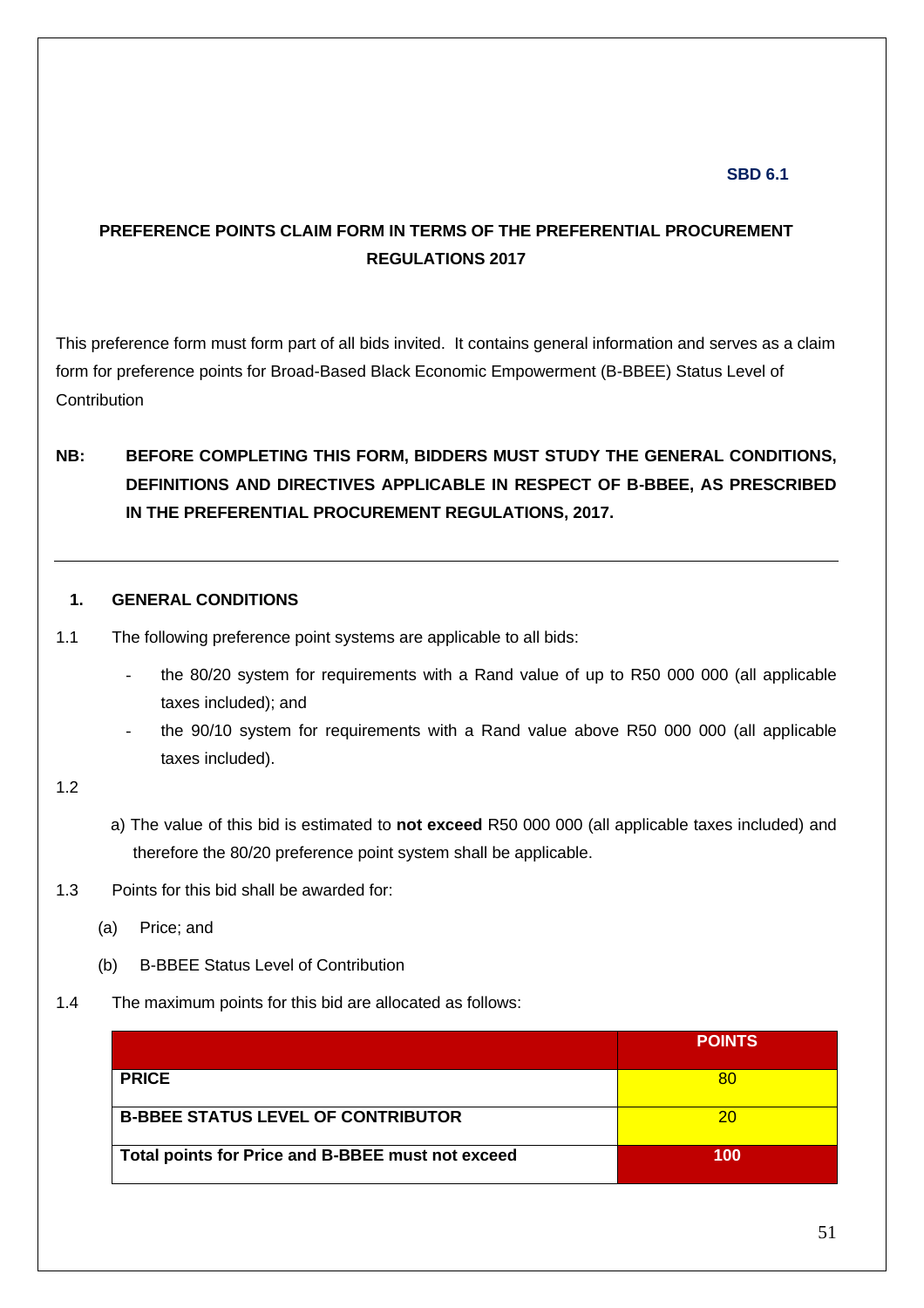**SBD 6.1**

## PREFERENCE POINTS CLAIM FORM IN TERMS OF THE PREFERENTIAL PROCUREMENT REGULATIONS 2017

This preference form must form part of all bids invited. It contains general information and serves as a claim form for preference points for Broad-Based Black Economic Empowerment (B-BBEE) Status Level of Contribution

**NB: BEFORE COMPLETING THIS FORM, BIDDERS MUST STUDY THE GENERAL CONDITIONS, DEFINITIONS AND DIRECTIVES APPLICABLE IN RESPECT OF B-BBEE, AS PRESCRIBED IN THE PREFERENTIAL PROCUREMENT REGULATIONS, 2017.**

---

### 1. GENERAL CONDITIONS

1.1 The following preference point systems are applicable to all bids:

- the 80/20 system for requirements with a Rand value of up to R50 000 000 (all applicable taxes included); and
- the 90/10 system for requirements with a Rand value above R50 000 000 (all applicable taxes included).

1.2

a) The value of this bid is estimated to **not exceed** R50 000 000 (all applicable taxes included) and therefore the 80/20 preference point system shall be applicable.

1.3 Points for this bid shall be awarded for:

(a) Price; and

(b) B-BBEE Status Level of Contribution

1.4 The maximum points for this bid are allocated as follows:

| | POINTS |
|---|---|
| **PRICE** | 80 |
| **B-BBEE STATUS LEVEL OF CONTRIBUTOR** | 20 |
| **Total points for Price and B-BBEE must not exceed** | **100** |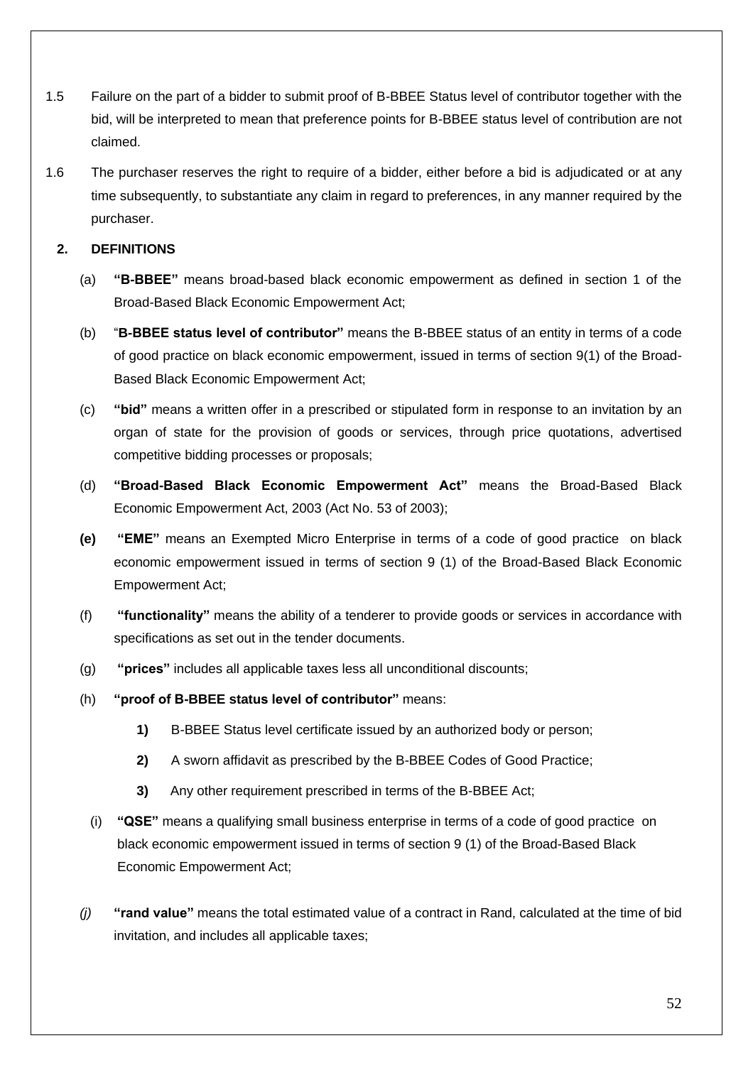1.5 Failure on the part of a bidder to submit proof of B-BBEE Status level of contributor together with the bid, will be interpreted to mean that preference points for B-BBEE status level of contribution are not claimed.

1.6 The purchaser reserves the right to require of a bidder, either before a bid is adjudicated or at any time subsequently, to substantiate any claim in regard to preferences, in any manner required by the purchaser.

## 2. DEFINITIONS

(a) **"B-BBEE"** means broad-based black economic empowerment as defined in section 1 of the Broad-Based Black Economic Empowerment Act;

(b) "**B-BBEE status level of contributor"** means the B-BBEE status of an entity in terms of a code of good practice on black economic empowerment, issued in terms of section 9(1) of the Broad-Based Black Economic Empowerment Act;

(c) **"bid"** means a written offer in a prescribed or stipulated form in response to an invitation by an organ of state for the provision of goods or services, through price quotations, advertised competitive bidding processes or proposals;

(d) **"Broad-Based Black Economic Empowerment Act"** means the Broad-Based Black Economic Empowerment Act, 2003 (Act No. 53 of 2003);

**(e)** **"EME"** means an Exempted Micro Enterprise in terms of a code of good practice on black economic empowerment issued in terms of section 9 (1) of the Broad-Based Black Economic Empowerment Act;

(f) **"functionality"** means the ability of a tenderer to provide goods or services in accordance with specifications as set out in the tender documents.

(g) **"prices"** includes all applicable taxes less all unconditional discounts;

(h) **"proof of B-BBEE status level of contributor"** means:

**1)** B-BBEE Status level certificate issued by an authorized body or person;

**2)** A sworn affidavit as prescribed by the B-BBEE Codes of Good Practice;

**3)** Any other requirement prescribed in terms of the B-BBEE Act;

(i) **"QSE"** means a qualifying small business enterprise in terms of a code of good practice on black economic empowerment issued in terms of section 9 (1) of the Broad-Based Black Economic Empowerment Act;

*(j)* **"rand value"** means the total estimated value of a contract in Rand, calculated at the time of bid invitation, and includes all applicable taxes;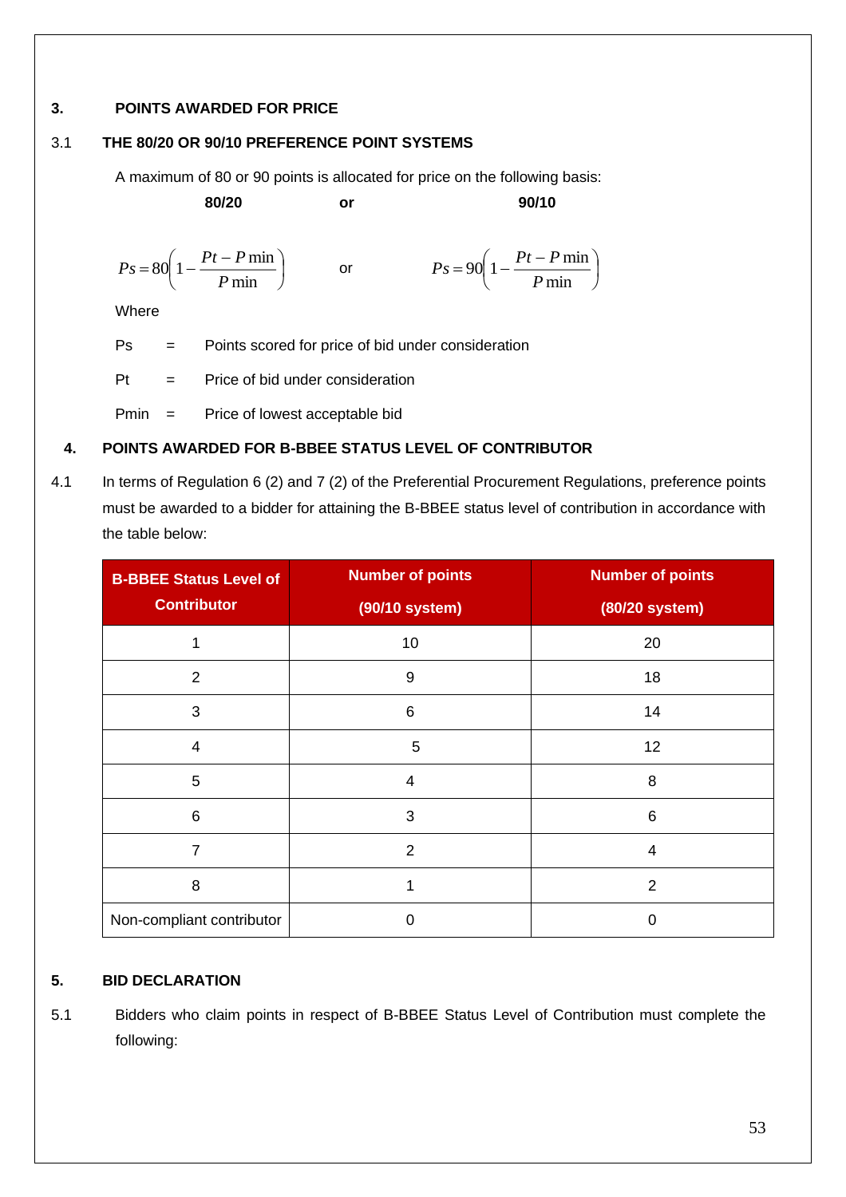## 3. POINTS AWARDED FOR PRICE

### 3.1 THE 80/20 OR 90/10 PREFERENCE POINT SYSTEMS

A maximum of 80 or 90 points is allocated for price on the following basis:

**80/20** **or** **90/10**

$$Ps = 80\left(1 - \frac{Pt - P\min}{P\min}\right) \quad \text{or} \quad Ps = 90\left(1 - \frac{Pt - P\min}{P\min}\right)$$

Where

Ps = Points scored for price of bid under consideration

Pt = Price of bid under consideration

Pmin = Price of lowest acceptable bid

## 4. POINTS AWARDED FOR B-BBEE STATUS LEVEL OF CONTRIBUTOR

4.1 In terms of Regulation 6 (2) and 7 (2) of the Preferential Procurement Regulations, preference points must be awarded to a bidder for attaining the B-BBEE status level of contribution in accordance with the table below:

| B-BBEE Status Level of Contributor | Number of points (90/10 system) | Number of points (80/20 system) |
|---|---|---|
| 1 | 10 | 20 |
| 2 | 9 | 18 |
| 3 | 6 | 14 |
| 4 | 5 | 12 |
| 5 | 4 | 8 |
| 6 | 3 | 6 |
| 7 | 2 | 4 |
| 8 | 1 | 2 |
| Non-compliant contributor | 0 | 0 |

## 5. BID DECLARATION

5.1 Bidders who claim points in respect of B-BBEE Status Level of Contribution must complete the following: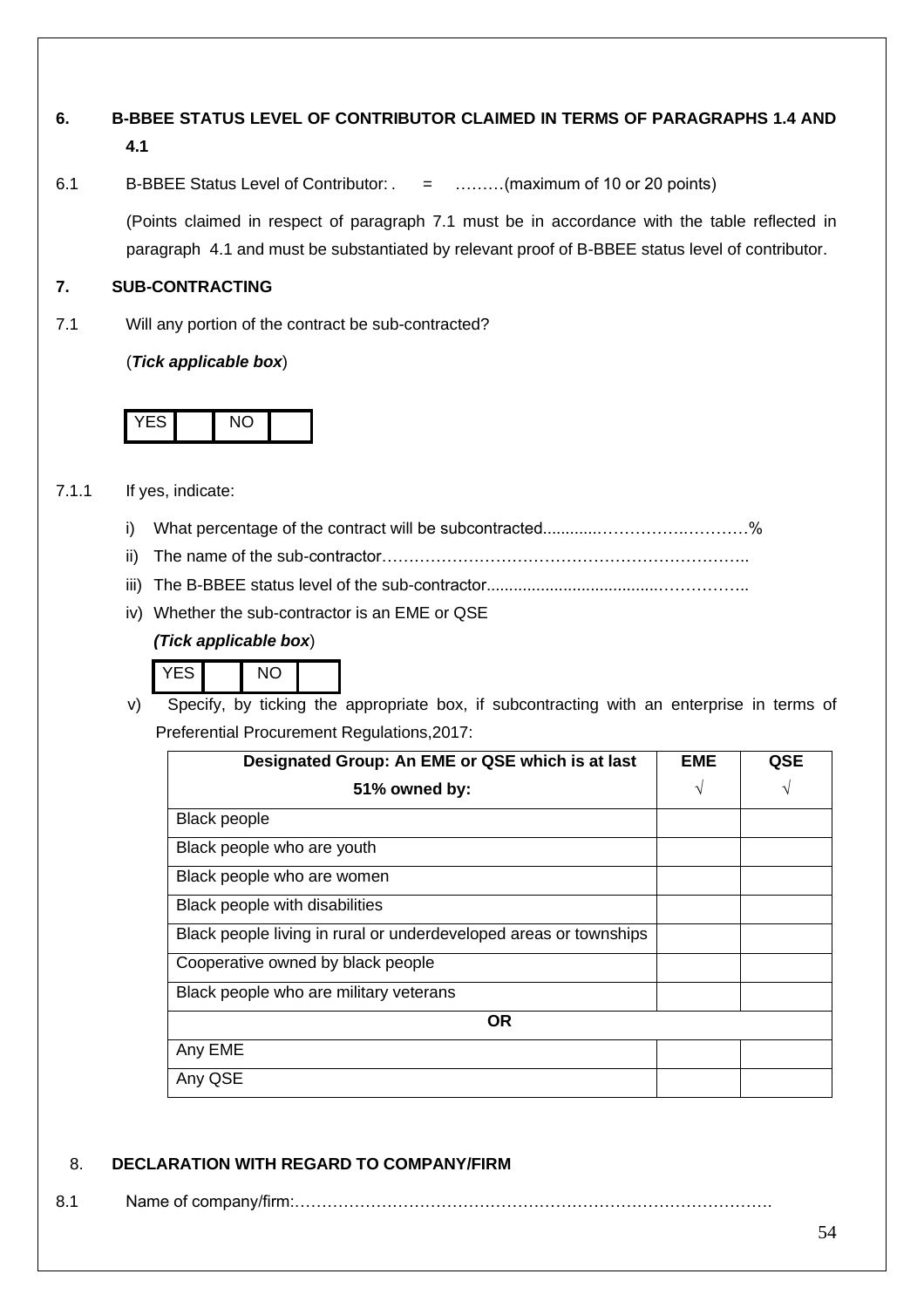## 6. B-BBEE STATUS LEVEL OF CONTRIBUTOR CLAIMED IN TERMS OF PARAGRAPHS 1.4 AND 4.1

6.1 B-BBEE Status Level of Contributor: . = ………(maximum of 10 or 20 points)

(Points claimed in respect of paragraph 7.1 must be in accordance with the table reflected in paragraph 4.1 and must be substantiated by relevant proof of B-BBEE status level of contributor.

## 7. SUB-CONTRACTING

7.1 Will any portion of the contract be sub-contracted?

(***Tick applicable box***)

| YES | | NO | |
|---|---|---|---|

7.1.1 If yes, indicate:

i) What percentage of the contract will be subcontracted............…………….………%

ii) The name of the sub-contractor…………………………………………………………..

iii) The B-BBEE status level of the sub-contractor......................................……………..

iv) Whether the sub-contractor is an EME or QSE

***(Tick applicable box***)

| YES | | NO | |
|---|---|---|---|

v) Specify, by ticking the appropriate box, if subcontracting with an enterprise in terms of Preferential Procurement Regulations,2017:

| **Designated Group: An EME or QSE which is at last 51% owned by:** | **EME** √ | **QSE** √ |
|---|---|---|
| Black people | | |
| Black people who are youth | | |
| Black people who are women | | |
| Black people with disabilities | | |
| Black people living in rural or underdeveloped areas or townships | | |
| Cooperative owned by black people | | |
| Black people who are military veterans | | |
| **OR** | | |
| Any EME | | |
| Any QSE | | |

## 8. DECLARATION WITH REGARD TO COMPANY/FIRM

8.1 Name of company/firm:……………………………………………………………………………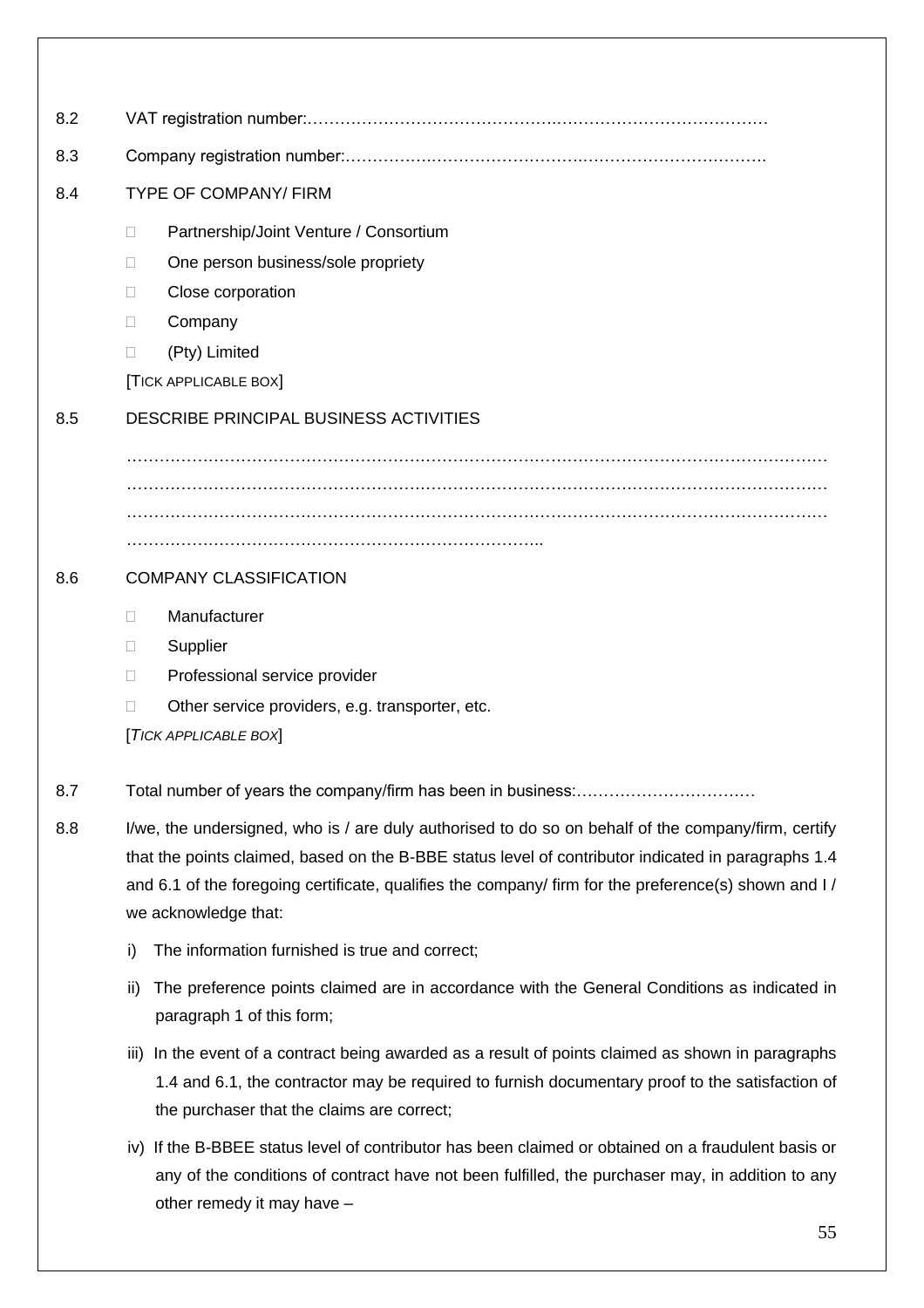8.2 VAT registration number:………………………………………..…………………………………

8.3 Company registration number:…………….……………………….…………………………….

8.4 TYPE OF COMPANY/ FIRM

- ☐ Partnership/Joint Venture / Consortium
- ☐ One person business/sole propriety
- ☐ Close corporation
- ☐ Company
- ☐ (Pty) Limited

[TICK APPLICABLE BOX]

8.5 DESCRIBE PRINCIPAL BUSINESS ACTIVITIES

………………………………………………………………………………………………………………
………………………………………………………………………………………………………………
………………………………………………………………………………………………………………
…………………………………………………………………..

8.6 COMPANY CLASSIFICATION

- ☐ Manufacturer
- ☐ Supplier
- ☐ Professional service provider
- ☐ Other service providers, e.g. transporter, etc.

[*TICK APPLICABLE BOX*]

8.7 Total number of years the company/firm has been in business:……………………………

8.8 I/we, the undersigned, who is / are duly authorised to do so on behalf of the company/firm, certify that the points claimed, based on the B-BBE status level of contributor indicated in paragraphs 1.4 and 6.1 of the foregoing certificate, qualifies the company/ firm for the preference(s) shown and I / we acknowledge that:

i) The information furnished is true and correct;

ii) The preference points claimed are in accordance with the General Conditions as indicated in paragraph 1 of this form;

iii) In the event of a contract being awarded as a result of points claimed as shown in paragraphs 1.4 and 6.1, the contractor may be required to furnish documentary proof to the satisfaction of the purchaser that the claims are correct;

iv) If the B-BBEE status level of contributor has been claimed or obtained on a fraudulent basis or any of the conditions of contract have not been fulfilled, the purchaser may, in addition to any other remedy it may have –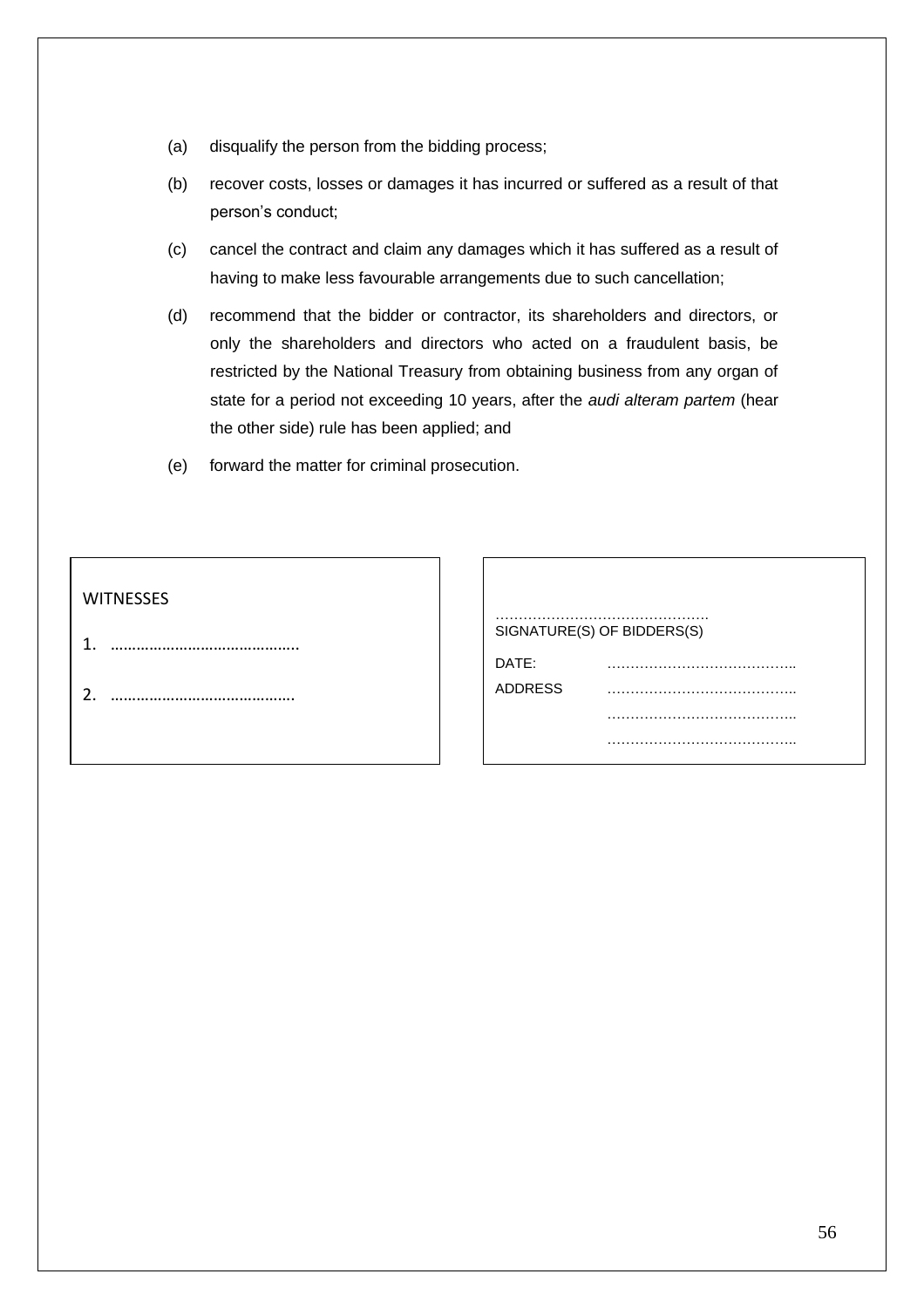(a) disqualify the person from the bidding process;

(b) recover costs, losses or damages it has incurred or suffered as a result of that person's conduct;

(c) cancel the contract and claim any damages which it has suffered as a result of having to make less favourable arrangements due to such cancellation;

(d) recommend that the bidder or contractor, its shareholders and directors, or only the shareholders and directors who acted on a fraudulent basis, be restricted by the National Treasury from obtaining business from any organ of state for a period not exceeding 10 years, after the *audi alteram partem* (hear the other side) rule has been applied; and

(e) forward the matter for criminal prosecution.

| WITNESSES | |
|---|---|
| 1. ……………………………………. | ……………………………………… SIGNATURE(S) OF BIDDERS(S) |
| 2. ……………………………………. | DATE: ………………………………….. |
| | ADDRESS ………………………………….. |
| | ………………………………….. |
| | ………………………………….. |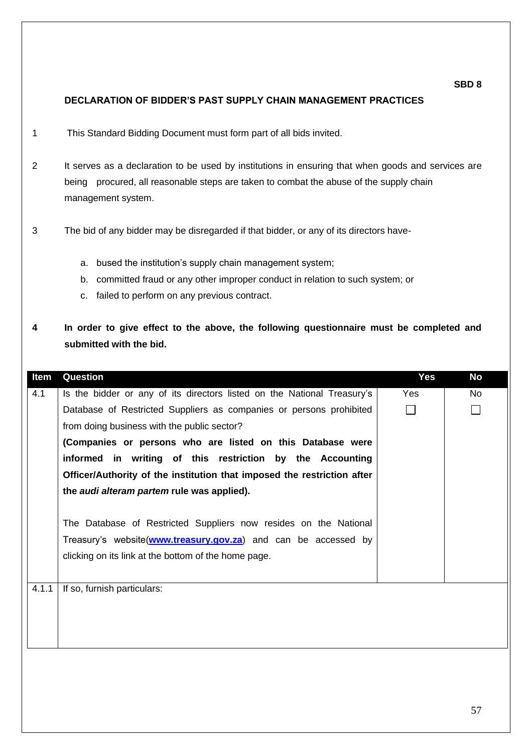**SBD 8**

**DECLARATION OF BIDDER'S PAST SUPPLY CHAIN MANAGEMENT PRACTICES**

1 This Standard Bidding Document must form part of all bids invited.

2 It serves as a declaration to be used by institutions in ensuring that when goods and services are being procured, all reasonable steps are taken to combat the abuse of the supply chain management system.

3 The bid of any bidder may be disregarded if that bidder, or any of its directors have-

a. bused the institution's supply chain management system;
b. committed fraud or any other improper conduct in relation to such system; or
c. failed to perform on any previous contract.

**4 In order to give effect to the above, the following questionnaire must be completed and submitted with the bid.**

| Item | Question | Yes | No |
|---|---|---|---|
| 4.1 | Is the bidder or any of its directors listed on the National Treasury's Database of Restricted Suppliers as companies or persons prohibited from doing business with the public sector?<br>**(Companies or persons who are listed on this Database were informed in writing of this restriction by the Accounting Officer/Authority of the institution that imposed the restriction after the *audi alteram partem* rule was applied).**<br><br>The Database of Restricted Suppliers now resides on the National Treasury's website(**www.treasury.gov.za**) and can be accessed by clicking on its link at the bottom of the home page. | Yes ☐ | No ☐ |
| 4.1.1 | If so, furnish particulars: | | |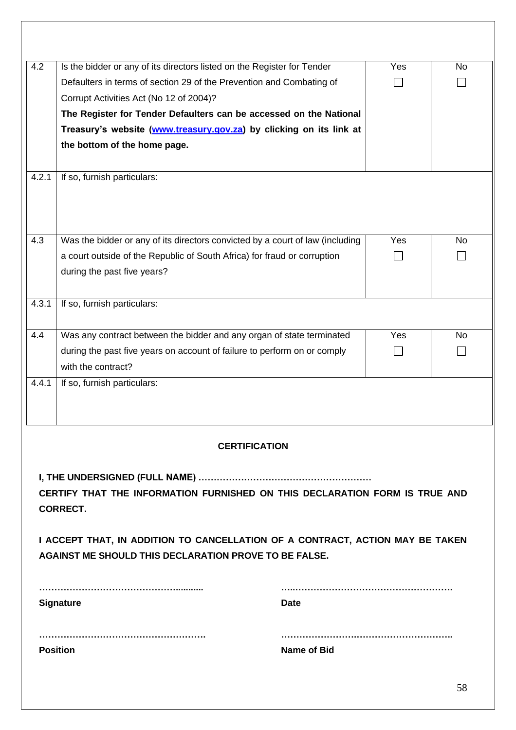| | | | |
|---|---|---|---|
| 4.2 | Is the bidder or any of its directors listed on the Register for Tender Defaulters in terms of section 29 of the Prevention and Combating of Corrupt Activities Act (No 12 of 2004)?<br>**The Register for Tender Defaulters can be accessed on the National Treasury's website ([www.treasury.gov.za](http://www.treasury.gov.za)) by clicking on its link at the bottom of the home page.** | Yes ☐ | No ☐ |
| 4.2.1 | If so, furnish particulars: | | |
| 4.3 | Was the bidder or any of its directors convicted by a court of law (including a court outside of the Republic of South Africa) for fraud or corruption during the past five years? | Yes ☐ | No ☐ |
| 4.3.1 | If so, furnish particulars: | | |
| 4.4 | Was any contract between the bidder and any organ of state terminated during the past five years on account of failure to perform on or comply with the contract? | Yes ☐ | No ☐ |
| 4.4.1 | If so, furnish particulars: | | |

**CERTIFICATION**

**I, THE UNDERSIGNED (FULL NAME) …………………………………………………**
**CERTIFY THAT THE INFORMATION FURNISHED ON THIS DECLARATION FORM IS TRUE AND CORRECT.**

**I ACCEPT THAT, IN ADDITION TO CANCELLATION OF A CONTRACT, ACTION MAY BE TAKEN AGAINST ME SHOULD THIS DECLARATION PROVE TO BE FALSE.**

| | |
|---|---|
| ………………………………………........... | …..……………………………………………. |
| **Signature** | **Date** |
| ………………………………………………. | ……………………………………………….. |
| **Position** | **Name of Bid** |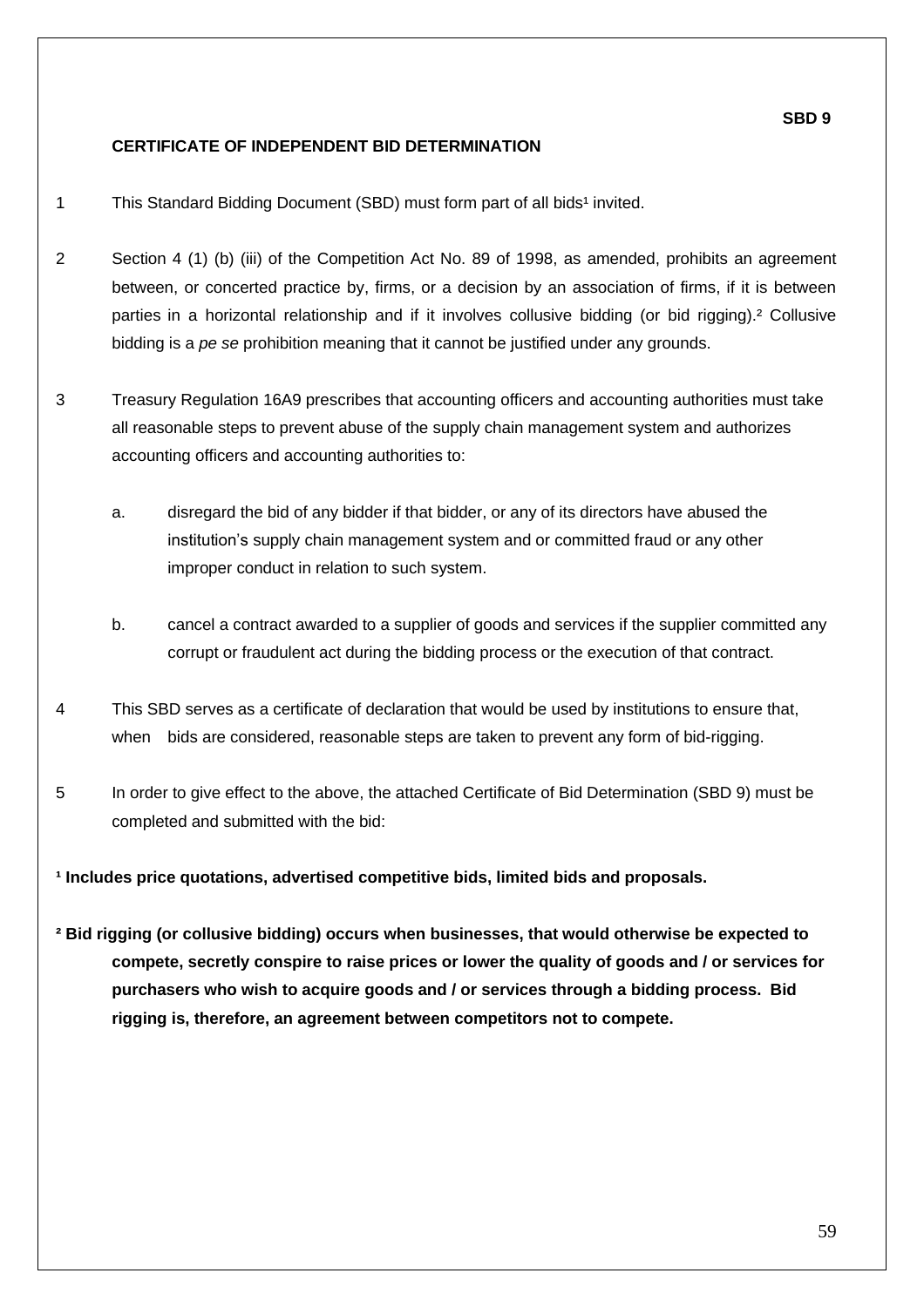**SBD 9**

# CERTIFICATE OF INDEPENDENT BID DETERMINATION

1 This Standard Bidding Document (SBD) must form part of all bids[1] invited.

2 Section 4 (1) (b) (iii) of the Competition Act No. 89 of 1998, as amended, prohibits an agreement between, or concerted practice by, firms, or a decision by an association of firms, if it is between parties in a horizontal relationship and if it involves collusive bidding (or bid rigging).[2] Collusive bidding is a *pe se* prohibition meaning that it cannot be justified under any grounds.

3 Treasury Regulation 16A9 prescribes that accounting officers and accounting authorities must take all reasonable steps to prevent abuse of the supply chain management system and authorizes accounting officers and accounting authorities to:

a. disregard the bid of any bidder if that bidder, or any of its directors have abused the institution's supply chain management system and or committed fraud or any other improper conduct in relation to such system.

b. cancel a contract awarded to a supplier of goods and services if the supplier committed any corrupt or fraudulent act during the bidding process or the execution of that contract.

4 This SBD serves as a certificate of declaration that would be used by institutions to ensure that, when bids are considered, reasonable steps are taken to prevent any form of bid-rigging.

5 In order to give effect to the above, the attached Certificate of Bid Determination (SBD 9) must be completed and submitted with the bid:

**[1] Includes price quotations, advertised competitive bids, limited bids and proposals.**

**[2] Bid rigging (or collusive bidding) occurs when businesses, that would otherwise be expected to compete, secretly conspire to raise prices or lower the quality of goods and / or services for purchasers who wish to acquire goods and / or services through a bidding process. Bid rigging is, therefore, an agreement between competitors not to compete.**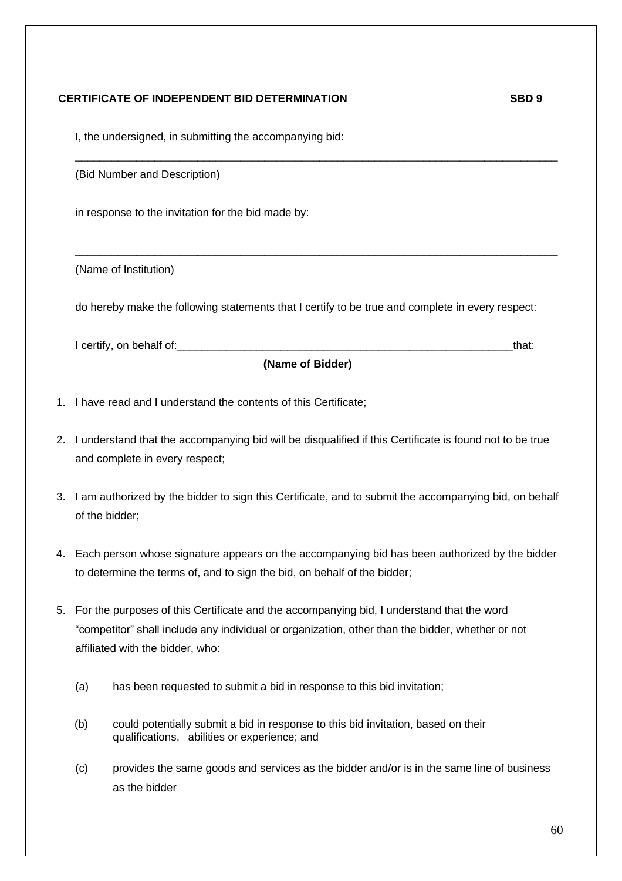**CERTIFICATE OF INDEPENDENT BID DETERMINATION** **SBD 9**

I, the undersigned, in submitting the accompanying bid:

______________________________________________________________________________

(Bid Number and Description)

in response to the invitation for the bid made by:

______________________________________________________________________________

(Name of Institution)

do hereby make the following statements that I certify to be true and complete in every respect:

I certify, on behalf of:_______________________________________________________that:

**(Name of Bidder)**

1. I have read and I understand the contents of this Certificate;
2. I understand that the accompanying bid will be disqualified if this Certificate is found not to be true and complete in every respect;
3. I am authorized by the bidder to sign this Certificate, and to submit the accompanying bid, on behalf of the bidder;
4. Each person whose signature appears on the accompanying bid has been authorized by the bidder to determine the terms of, and to sign the bid, on behalf of the bidder;
5. For the purposes of this Certificate and the accompanying bid, I understand that the word "competitor" shall include any individual or organization, other than the bidder, whether or not affiliated with the bidder, who:

   (a) has been requested to submit a bid in response to this bid invitation;

   (b) could potentially submit a bid in response to this bid invitation, based on their qualifications, abilities or experience; and

   (c) provides the same goods and services as the bidder and/or is in the same line of business as the bidder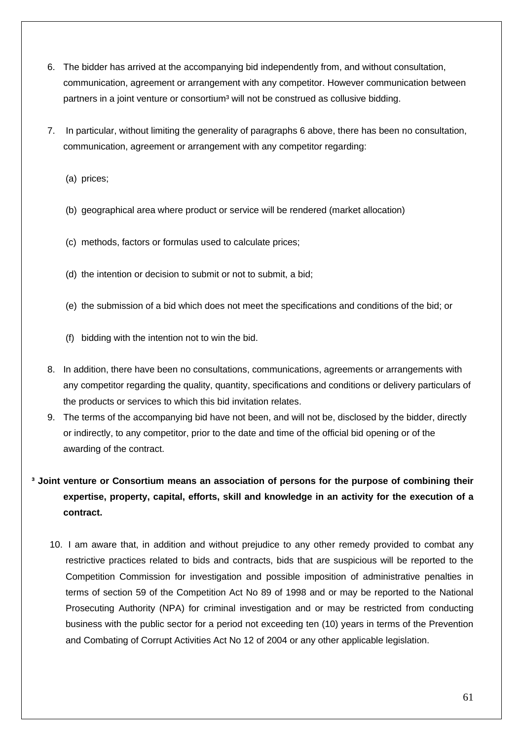6. The bidder has arrived at the accompanying bid independently from, and without consultation, communication, agreement or arrangement with any competitor. However communication between partners in a joint venture or consortium[3] will not be construed as collusive bidding.

7. In particular, without limiting the generality of paragraphs 6 above, there has been no consultation, communication, agreement or arrangement with any competitor regarding:

   (a) prices;

   (b) geographical area where product or service will be rendered (market allocation)

   (c) methods, factors or formulas used to calculate prices;

   (d) the intention or decision to submit or not to submit, a bid;

   (e) the submission of a bid which does not meet the specifications and conditions of the bid; or

   (f) bidding with the intention not to win the bid.

8. In addition, there have been no consultations, communications, agreements or arrangements with any competitor regarding the quality, quantity, specifications and conditions or delivery particulars of the products or services to which this bid invitation relates.

9. The terms of the accompanying bid have not been, and will not be, disclosed by the bidder, directly or indirectly, to any competitor, prior to the date and time of the official bid opening or of the awarding of the contract.

**[3] Joint venture or Consortium means an association of persons for the purpose of combining their expertise, property, capital, efforts, skill and knowledge in an activity for the execution of a contract.**

10. I am aware that, in addition and without prejudice to any other remedy provided to combat any restrictive practices related to bids and contracts, bids that are suspicious will be reported to the Competition Commission for investigation and possible imposition of administrative penalties in terms of section 59 of the Competition Act No 89 of 1998 and or may be reported to the National Prosecuting Authority (NPA) for criminal investigation and or may be restricted from conducting business with the public sector for a period not exceeding ten (10) years in terms of the Prevention and Combating of Corrupt Activities Act No 12 of 2004 or any other applicable legislation.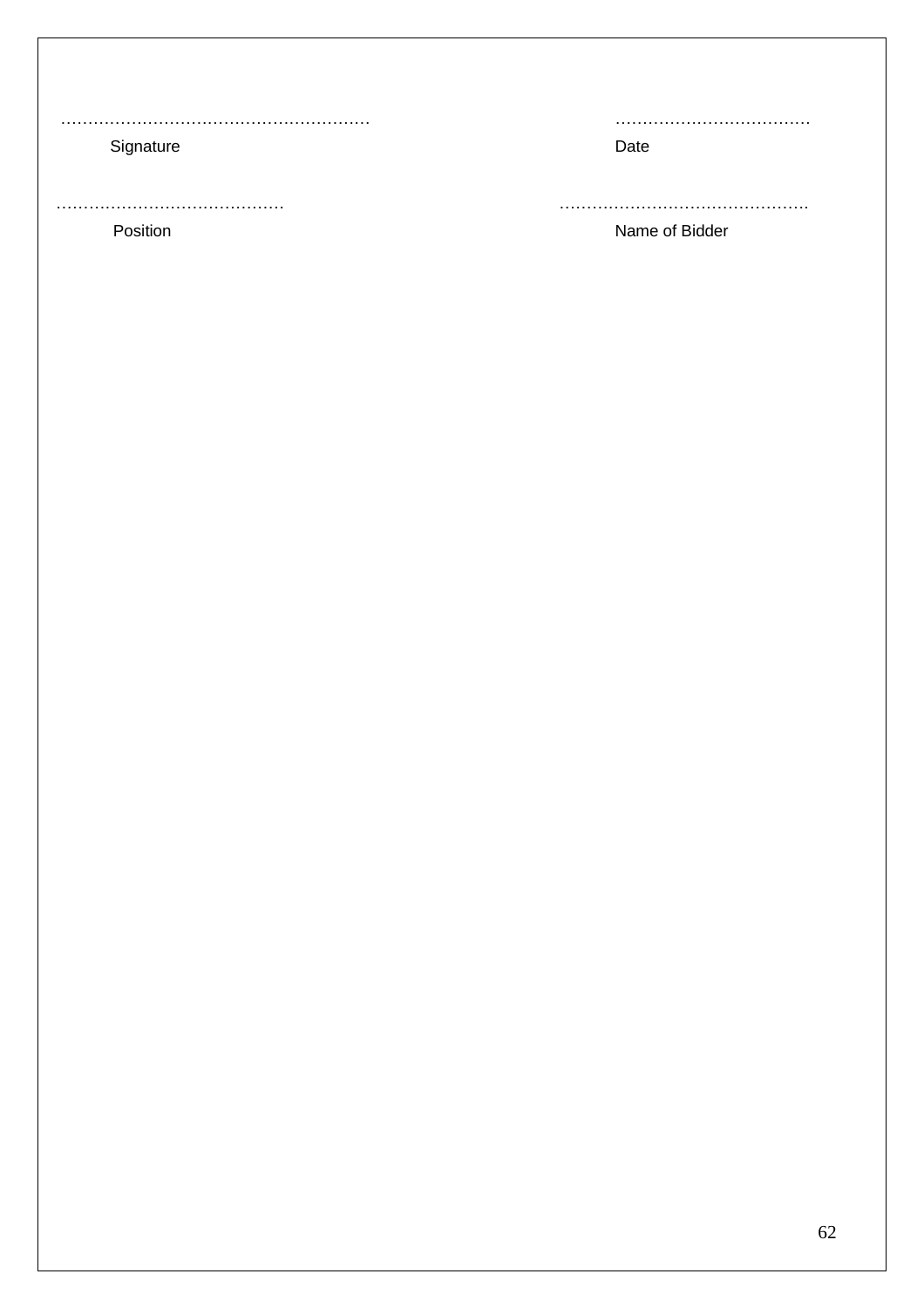……………………………………………………        ………………………………

Signature                                                                                   Date

……………………………………        ………………………………………

Position                                                                                     Name of Bidder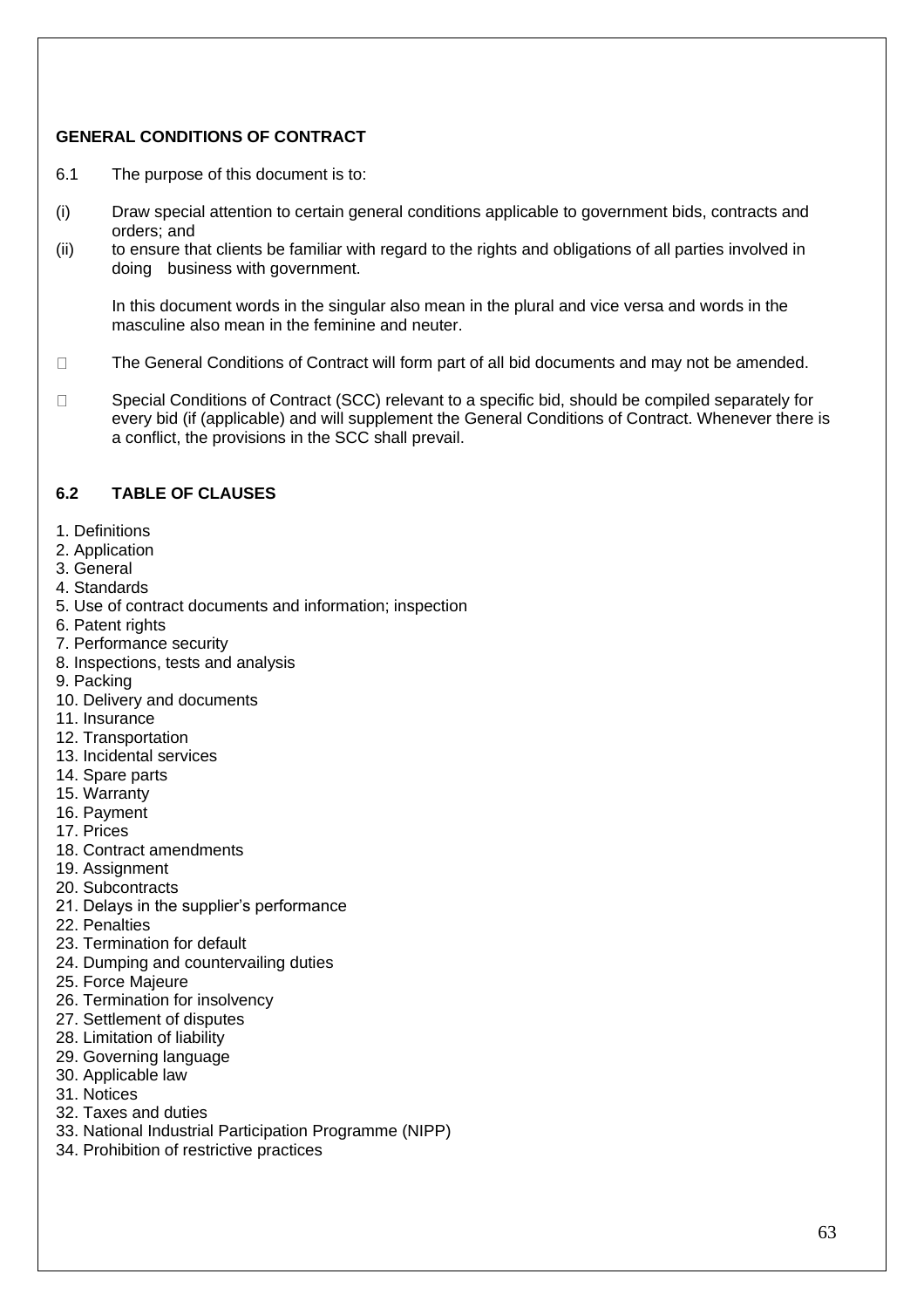## GENERAL CONDITIONS OF CONTRACT

6.1 The purpose of this document is to:

(i) Draw special attention to certain general conditions applicable to government bids, contracts and orders; and

(ii) to ensure that clients be familiar with regard to the rights and obligations of all parties involved in doing business with government.

In this document words in the singular also mean in the plural and vice versa and words in the masculine also mean in the feminine and neuter.

- The General Conditions of Contract will form part of all bid documents and may not be amended.
- Special Conditions of Contract (SCC) relevant to a specific bid, should be compiled separately for every bid (if (applicable) and will supplement the General Conditions of Contract. Whenever there is a conflict, the provisions in the SCC shall prevail.

### 6.2 TABLE OF CLAUSES

1. Definitions
2. Application
3. General
4. Standards
5. Use of contract documents and information; inspection
6. Patent rights
7. Performance security
8. Inspections, tests and analysis
9. Packing
10. Delivery and documents
11. Insurance
12. Transportation
13. Incidental services
14. Spare parts
15. Warranty
16. Payment
17. Prices
18. Contract amendments
19. Assignment
20. Subcontracts
21. Delays in the supplier's performance
22. Penalties
23. Termination for default
24. Dumping and countervailing duties
25. Force Majeure
26. Termination for insolvency
27. Settlement of disputes
28. Limitation of liability
29. Governing language
30. Applicable law
31. Notices
32. Taxes and duties
33. National Industrial Participation Programme (NIPP)
34. Prohibition of restrictive practices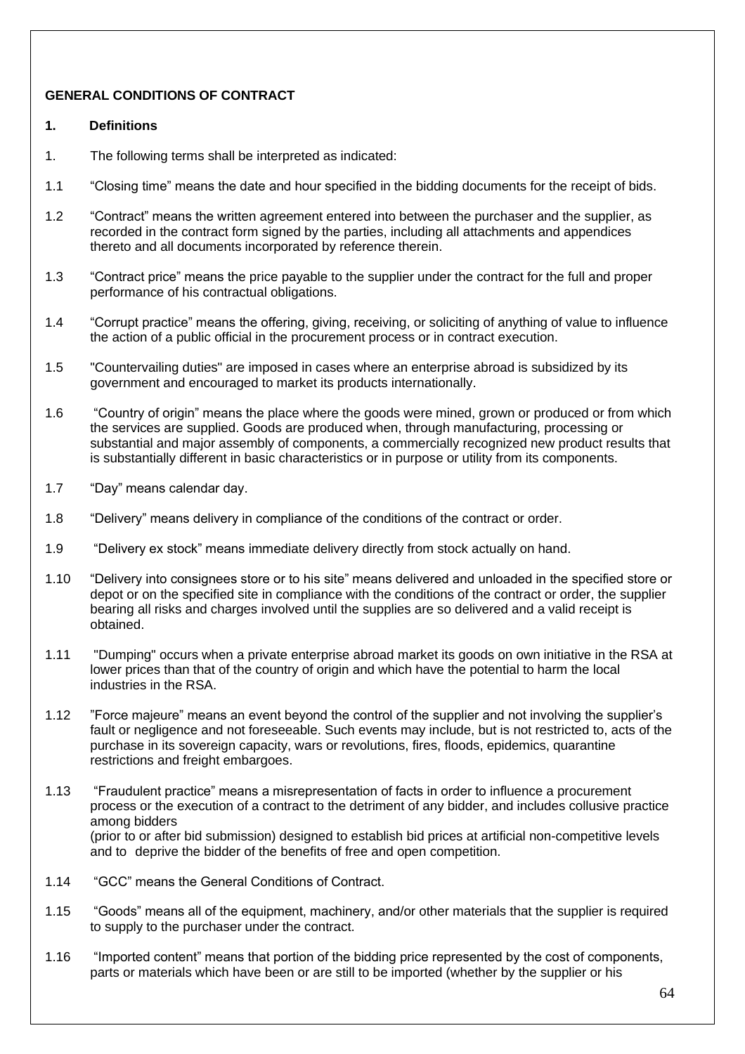**GENERAL CONDITIONS OF CONTRACT**

**1. Definitions**

1. The following terms shall be interpreted as indicated:

1.1 "Closing time" means the date and hour specified in the bidding documents for the receipt of bids.

1.2 "Contract" means the written agreement entered into between the purchaser and the supplier, as recorded in the contract form signed by the parties, including all attachments and appendices thereto and all documents incorporated by reference therein.

1.3 "Contract price" means the price payable to the supplier under the contract for the full and proper performance of his contractual obligations.

1.4 "Corrupt practice" means the offering, giving, receiving, or soliciting of anything of value to influence the action of a public official in the procurement process or in contract execution.

1.5 "Countervailing duties" are imposed in cases where an enterprise abroad is subsidized by its government and encouraged to market its products internationally.

1.6 "Country of origin" means the place where the goods were mined, grown or produced or from which the services are supplied. Goods are produced when, through manufacturing, processing or substantial and major assembly of components, a commercially recognized new product results that is substantially different in basic characteristics or in purpose or utility from its components.

1.7 "Day" means calendar day.

1.8 "Delivery" means delivery in compliance of the conditions of the contract or order.

1.9 "Delivery ex stock" means immediate delivery directly from stock actually on hand.

1.10 "Delivery into consignees store or to his site" means delivered and unloaded in the specified store or depot or on the specified site in compliance with the conditions of the contract or order, the supplier bearing all risks and charges involved until the supplies are so delivered and a valid receipt is obtained.

1.11 "Dumping" occurs when a private enterprise abroad market its goods on own initiative in the RSA at lower prices than that of the country of origin and which have the potential to harm the local industries in the RSA.

1.12 "Force majeure" means an event beyond the control of the supplier and not involving the supplier's fault or negligence and not foreseeable. Such events may include, but is not restricted to, acts of the purchase in its sovereign capacity, wars or revolutions, fires, floods, epidemics, quarantine restrictions and freight embargoes.

1.13 "Fraudulent practice" means a misrepresentation of facts in order to influence a procurement process or the execution of a contract to the detriment of any bidder, and includes collusive practice among bidders (prior to or after bid submission) designed to establish bid prices at artificial non-competitive levels and to deprive the bidder of the benefits of free and open competition.

1.14 "GCC" means the General Conditions of Contract.

1.15 "Goods" means all of the equipment, machinery, and/or other materials that the supplier is required to supply to the purchaser under the contract.

1.16 "Imported content" means that portion of the bidding price represented by the cost of components, parts or materials which have been or are still to be imported (whether by the supplier or his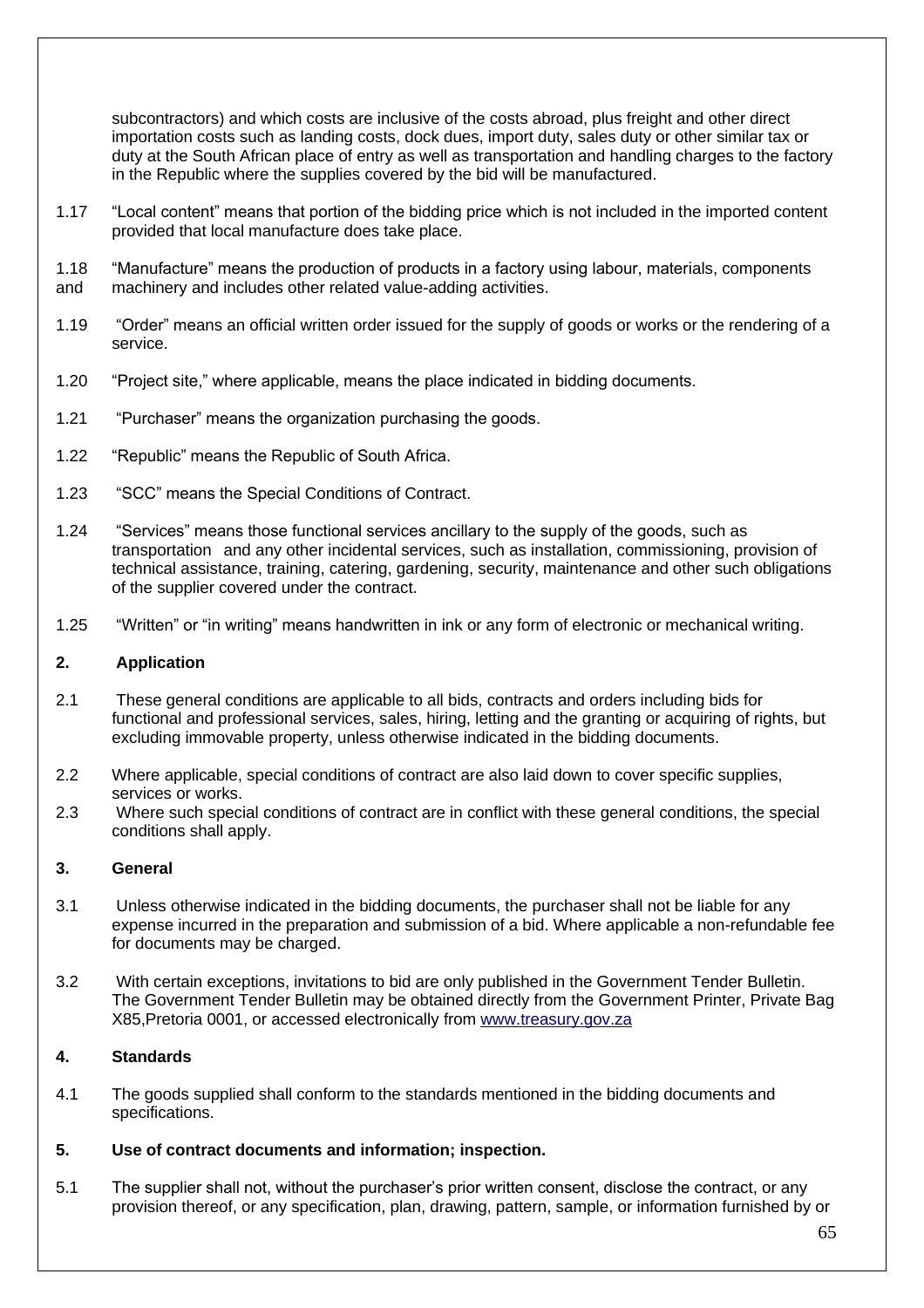subcontractors) and which costs are inclusive of the costs abroad, plus freight and other direct importation costs such as landing costs, dock dues, import duty, sales duty or other similar tax or duty at the South African place of entry as well as transportation and handling charges to the factory in the Republic where the supplies covered by the bid will be manufactured.

1.17 "Local content" means that portion of the bidding price which is not included in the imported content provided that local manufacture does take place.

1.18 "Manufacture" means the production of products in a factory using labour, materials, components and machinery and includes other related value-adding activities.

1.19 "Order" means an official written order issued for the supply of goods or works or the rendering of a service.

1.20 "Project site," where applicable, means the place indicated in bidding documents.

1.21 "Purchaser" means the organization purchasing the goods.

1.22 "Republic" means the Republic of South Africa.

1.23 "SCC" means the Special Conditions of Contract.

1.24 "Services" means those functional services ancillary to the supply of the goods, such as transportation and any other incidental services, such as installation, commissioning, provision of technical assistance, training, catering, gardening, security, maintenance and other such obligations of the supplier covered under the contract.

1.25 "Written" or "in writing" means handwritten in ink or any form of electronic or mechanical writing.

**2. Application**

2.1 These general conditions are applicable to all bids, contracts and orders including bids for functional and professional services, sales, hiring, letting and the granting or acquiring of rights, but excluding immovable property, unless otherwise indicated in the bidding documents.

2.2 Where applicable, special conditions of contract are also laid down to cover specific supplies, services or works.

2.3 Where such special conditions of contract are in conflict with these general conditions, the special conditions shall apply.

**3. General**

3.1 Unless otherwise indicated in the bidding documents, the purchaser shall not be liable for any expense incurred in the preparation and submission of a bid. Where applicable a non-refundable fee for documents may be charged.

3.2 With certain exceptions, invitations to bid are only published in the Government Tender Bulletin. The Government Tender Bulletin may be obtained directly from the Government Printer, Private Bag X85,Pretoria 0001, or accessed electronically from www.treasury.gov.za

**4. Standards**

4.1 The goods supplied shall conform to the standards mentioned in the bidding documents and specifications.

**5. Use of contract documents and information; inspection.**

5.1 The supplier shall not, without the purchaser's prior written consent, disclose the contract, or any provision thereof, or any specification, plan, drawing, pattern, sample, or information furnished by or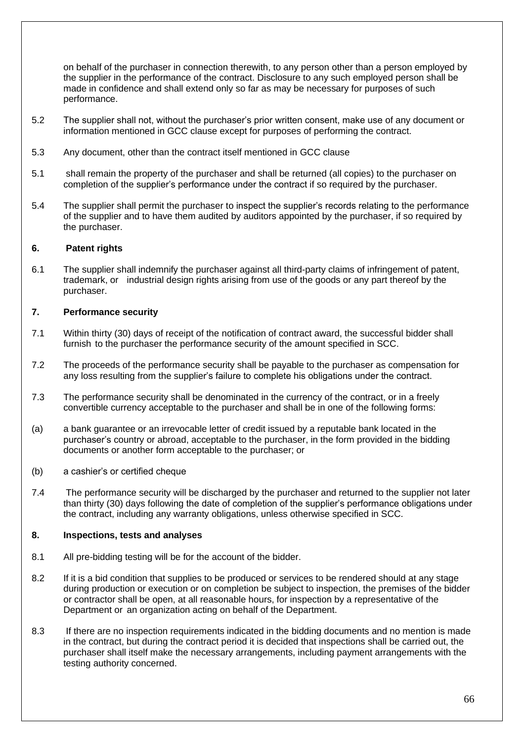on behalf of the purchaser in connection therewith, to any person other than a person employed by the supplier in the performance of the contract. Disclosure to any such employed person shall be made in confidence and shall extend only so far as may be necessary for purposes of such performance.

5.2 The supplier shall not, without the purchaser's prior written consent, make use of any document or information mentioned in GCC clause except for purposes of performing the contract.

5.3 Any document, other than the contract itself mentioned in GCC clause

5.1 shall remain the property of the purchaser and shall be returned (all copies) to the purchaser on completion of the supplier's performance under the contract if so required by the purchaser.

5.4 The supplier shall permit the purchaser to inspect the supplier's records relating to the performance of the supplier and to have them audited by auditors appointed by the purchaser, if so required by the purchaser.

**6. Patent rights**

6.1 The supplier shall indemnify the purchaser against all third-party claims of infringement of patent, trademark, or industrial design rights arising from use of the goods or any part thereof by the purchaser.

**7. Performance security**

7.1 Within thirty (30) days of receipt of the notification of contract award, the successful bidder shall furnish to the purchaser the performance security of the amount specified in SCC.

7.2 The proceeds of the performance security shall be payable to the purchaser as compensation for any loss resulting from the supplier's failure to complete his obligations under the contract.

7.3 The performance security shall be denominated in the currency of the contract, or in a freely convertible currency acceptable to the purchaser and shall be in one of the following forms:

(a) a bank guarantee or an irrevocable letter of credit issued by a reputable bank located in the purchaser's country or abroad, acceptable to the purchaser, in the form provided in the bidding documents or another form acceptable to the purchaser; or

(b) a cashier's or certified cheque

7.4 The performance security will be discharged by the purchaser and returned to the supplier not later than thirty (30) days following the date of completion of the supplier's performance obligations under the contract, including any warranty obligations, unless otherwise specified in SCC.

**8. Inspections, tests and analyses**

8.1 All pre-bidding testing will be for the account of the bidder.

8.2 If it is a bid condition that supplies to be produced or services to be rendered should at any stage during production or execution or on completion be subject to inspection, the premises of the bidder or contractor shall be open, at all reasonable hours, for inspection by a representative of the Department or an organization acting on behalf of the Department.

8.3 If there are no inspection requirements indicated in the bidding documents and no mention is made in the contract, but during the contract period it is decided that inspections shall be carried out, the purchaser shall itself make the necessary arrangements, including payment arrangements with the testing authority concerned.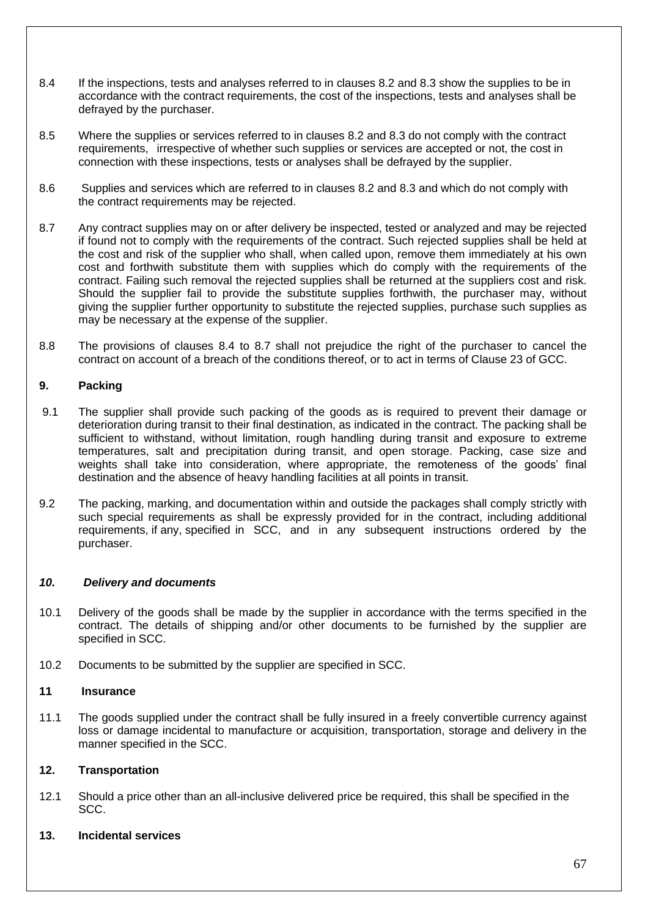8.4 If the inspections, tests and analyses referred to in clauses 8.2 and 8.3 show the supplies to be in accordance with the contract requirements, the cost of the inspections, tests and analyses shall be defrayed by the purchaser.

8.5 Where the supplies or services referred to in clauses 8.2 and 8.3 do not comply with the contract requirements, irrespective of whether such supplies or services are accepted or not, the cost in connection with these inspections, tests or analyses shall be defrayed by the supplier.

8.6 Supplies and services which are referred to in clauses 8.2 and 8.3 and which do not comply with the contract requirements may be rejected.

8.7 Any contract supplies may on or after delivery be inspected, tested or analyzed and may be rejected if found not to comply with the requirements of the contract. Such rejected supplies shall be held at the cost and risk of the supplier who shall, when called upon, remove them immediately at his own cost and forthwith substitute them with supplies which do comply with the requirements of the contract. Failing such removal the rejected supplies shall be returned at the suppliers cost and risk. Should the supplier fail to provide the substitute supplies forthwith, the purchaser may, without giving the supplier further opportunity to substitute the rejected supplies, purchase such supplies as may be necessary at the expense of the supplier.

8.8 The provisions of clauses 8.4 to 8.7 shall not prejudice the right of the purchaser to cancel the contract on account of a breach of the conditions thereof, or to act in terms of Clause 23 of GCC.

**9. Packing**

9.1 The supplier shall provide such packing of the goods as is required to prevent their damage or deterioration during transit to their final destination, as indicated in the contract. The packing shall be sufficient to withstand, without limitation, rough handling during transit and exposure to extreme temperatures, salt and precipitation during transit, and open storage. Packing, case size and weights shall take into consideration, where appropriate, the remoteness of the goods' final destination and the absence of heavy handling facilities at all points in transit.

9.2 The packing, marking, and documentation within and outside the packages shall comply strictly with such special requirements as shall be expressly provided for in the contract, including additional requirements, if any, specified in SCC, and in any subsequent instructions ordered by the purchaser.

***10. Delivery and documents***

10.1 Delivery of the goods shall be made by the supplier in accordance with the terms specified in the contract. The details of shipping and/or other documents to be furnished by the supplier are specified in SCC.

10.2 Documents to be submitted by the supplier are specified in SCC.

**11 Insurance**

11.1 The goods supplied under the contract shall be fully insured in a freely convertible currency against loss or damage incidental to manufacture or acquisition, transportation, storage and delivery in the manner specified in the SCC.

**12. Transportation**

12.1 Should a price other than an all-inclusive delivered price be required, this shall be specified in the SCC.

**13. Incidental services**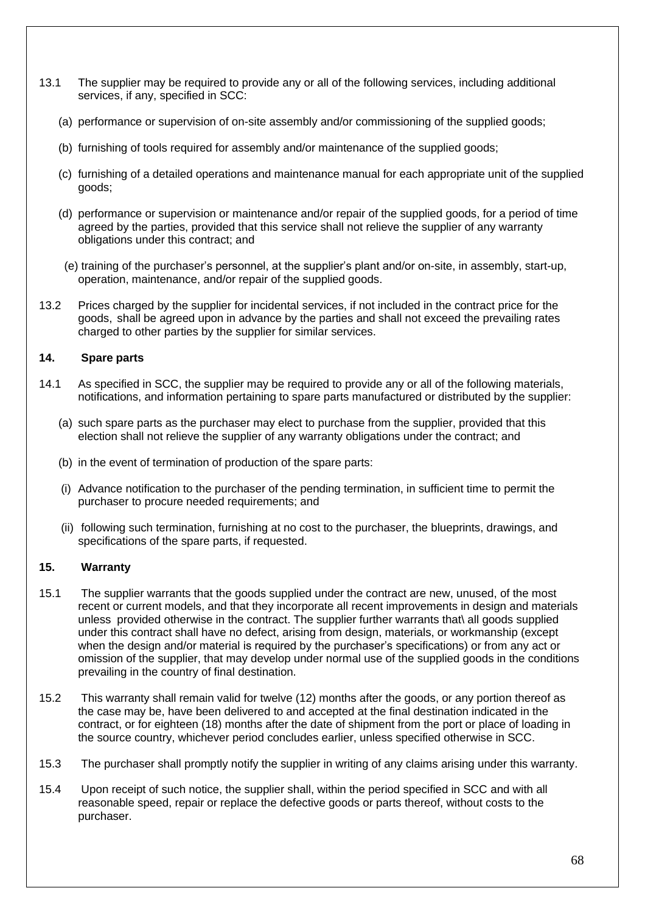13.1 The supplier may be required to provide any or all of the following services, including additional services, if any, specified in SCC:

(a) performance or supervision of on-site assembly and/or commissioning of the supplied goods;

(b) furnishing of tools required for assembly and/or maintenance of the supplied goods;

(c) furnishing of a detailed operations and maintenance manual for each appropriate unit of the supplied goods;

(d) performance or supervision or maintenance and/or repair of the supplied goods, for a period of time agreed by the parties, provided that this service shall not relieve the supplier of any warranty obligations under this contract; and

(e) training of the purchaser's personnel, at the supplier's plant and/or on-site, in assembly, start-up, operation, maintenance, and/or repair of the supplied goods.

13.2 Prices charged by the supplier for incidental services, if not included in the contract price for the goods, shall be agreed upon in advance by the parties and shall not exceed the prevailing rates charged to other parties by the supplier for similar services.

**14. Spare parts**

14.1 As specified in SCC, the supplier may be required to provide any or all of the following materials, notifications, and information pertaining to spare parts manufactured or distributed by the supplier:

(a) such spare parts as the purchaser may elect to purchase from the supplier, provided that this election shall not relieve the supplier of any warranty obligations under the contract; and

(b) in the event of termination of production of the spare parts:

(i) Advance notification to the purchaser of the pending termination, in sufficient time to permit the purchaser to procure needed requirements; and

(ii) following such termination, furnishing at no cost to the purchaser, the blueprints, drawings, and specifications of the spare parts, if requested.

**15. Warranty**

15.1 The supplier warrants that the goods supplied under the contract are new, unused, of the most recent or current models, and that they incorporate all recent improvements in design and materials unless provided otherwise in the contract. The supplier further warrants that\ all goods supplied under this contract shall have no defect, arising from design, materials, or workmanship (except when the design and/or material is required by the purchaser's specifications) or from any act or omission of the supplier, that may develop under normal use of the supplied goods in the conditions prevailing in the country of final destination.

15.2 This warranty shall remain valid for twelve (12) months after the goods, or any portion thereof as the case may be, have been delivered to and accepted at the final destination indicated in the contract, or for eighteen (18) months after the date of shipment from the port or place of loading in the source country, whichever period concludes earlier, unless specified otherwise in SCC.

15.3 The purchaser shall promptly notify the supplier in writing of any claims arising under this warranty.

15.4 Upon receipt of such notice, the supplier shall, within the period specified in SCC and with all reasonable speed, repair or replace the defective goods or parts thereof, without costs to the purchaser.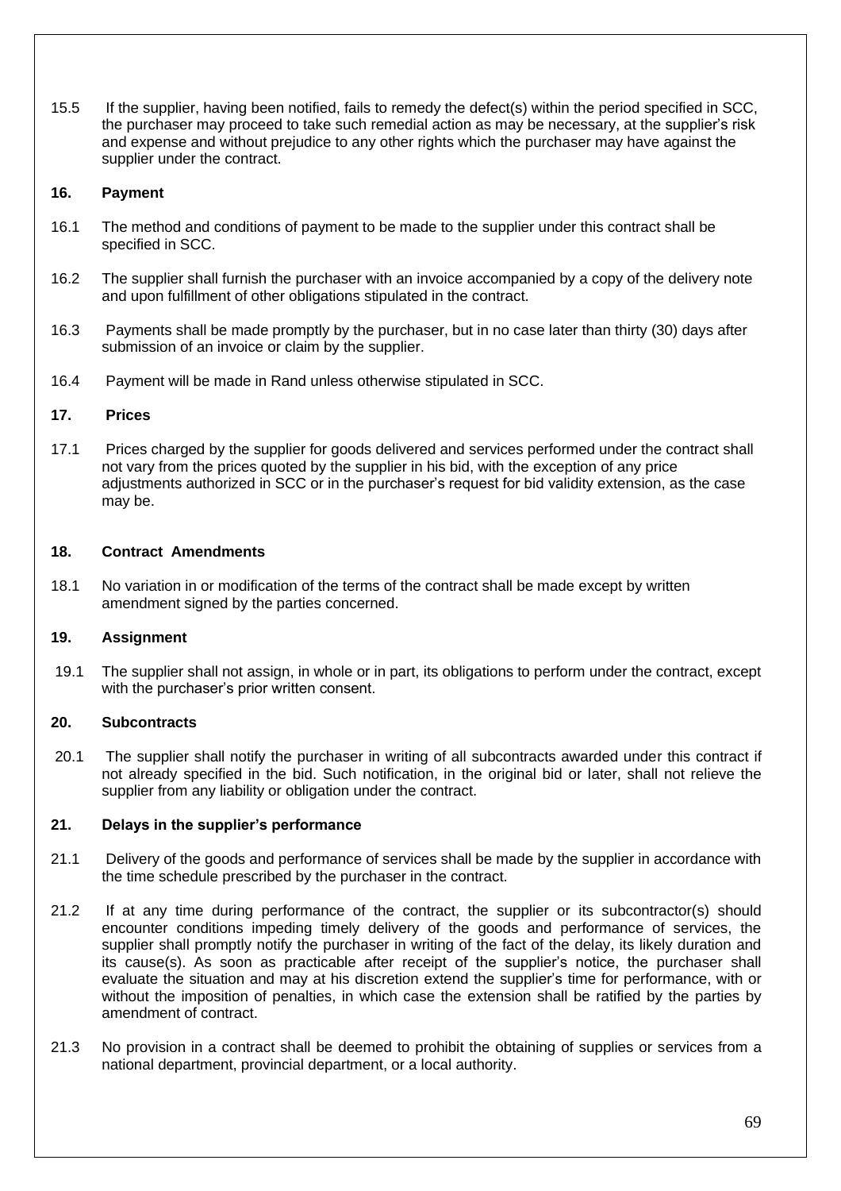15.5 If the supplier, having been notified, fails to remedy the defect(s) within the period specified in SCC, the purchaser may proceed to take such remedial action as may be necessary, at the supplier's risk and expense and without prejudice to any other rights which the purchaser may have against the supplier under the contract.

### 16. Payment

16.1 The method and conditions of payment to be made to the supplier under this contract shall be specified in SCC.

16.2 The supplier shall furnish the purchaser with an invoice accompanied by a copy of the delivery note and upon fulfillment of other obligations stipulated in the contract.

16.3 Payments shall be made promptly by the purchaser, but in no case later than thirty (30) days after submission of an invoice or claim by the supplier.

16.4 Payment will be made in Rand unless otherwise stipulated in SCC.

### 17. Prices

17.1 Prices charged by the supplier for goods delivered and services performed under the contract shall not vary from the prices quoted by the supplier in his bid, with the exception of any price adjustments authorized in SCC or in the purchaser's request for bid validity extension, as the case may be.

### 18. Contract Amendments

18.1 No variation in or modification of the terms of the contract shall be made except by written amendment signed by the parties concerned.

### 19. Assignment

19.1 The supplier shall not assign, in whole or in part, its obligations to perform under the contract, except with the purchaser's prior written consent.

### 20. Subcontracts

20.1 The supplier shall notify the purchaser in writing of all subcontracts awarded under this contract if not already specified in the bid. Such notification, in the original bid or later, shall not relieve the supplier from any liability or obligation under the contract.

### 21. Delays in the supplier's performance

21.1 Delivery of the goods and performance of services shall be made by the supplier in accordance with the time schedule prescribed by the purchaser in the contract.

21.2 If at any time during performance of the contract, the supplier or its subcontractor(s) should encounter conditions impeding timely delivery of the goods and performance of services, the supplier shall promptly notify the purchaser in writing of the fact of the delay, its likely duration and its cause(s). As soon as practicable after receipt of the supplier's notice, the purchaser shall evaluate the situation and may at his discretion extend the supplier's time for performance, with or without the imposition of penalties, in which case the extension shall be ratified by the parties by amendment of contract.

21.3 No provision in a contract shall be deemed to prohibit the obtaining of supplies or services from a national department, provincial department, or a local authority.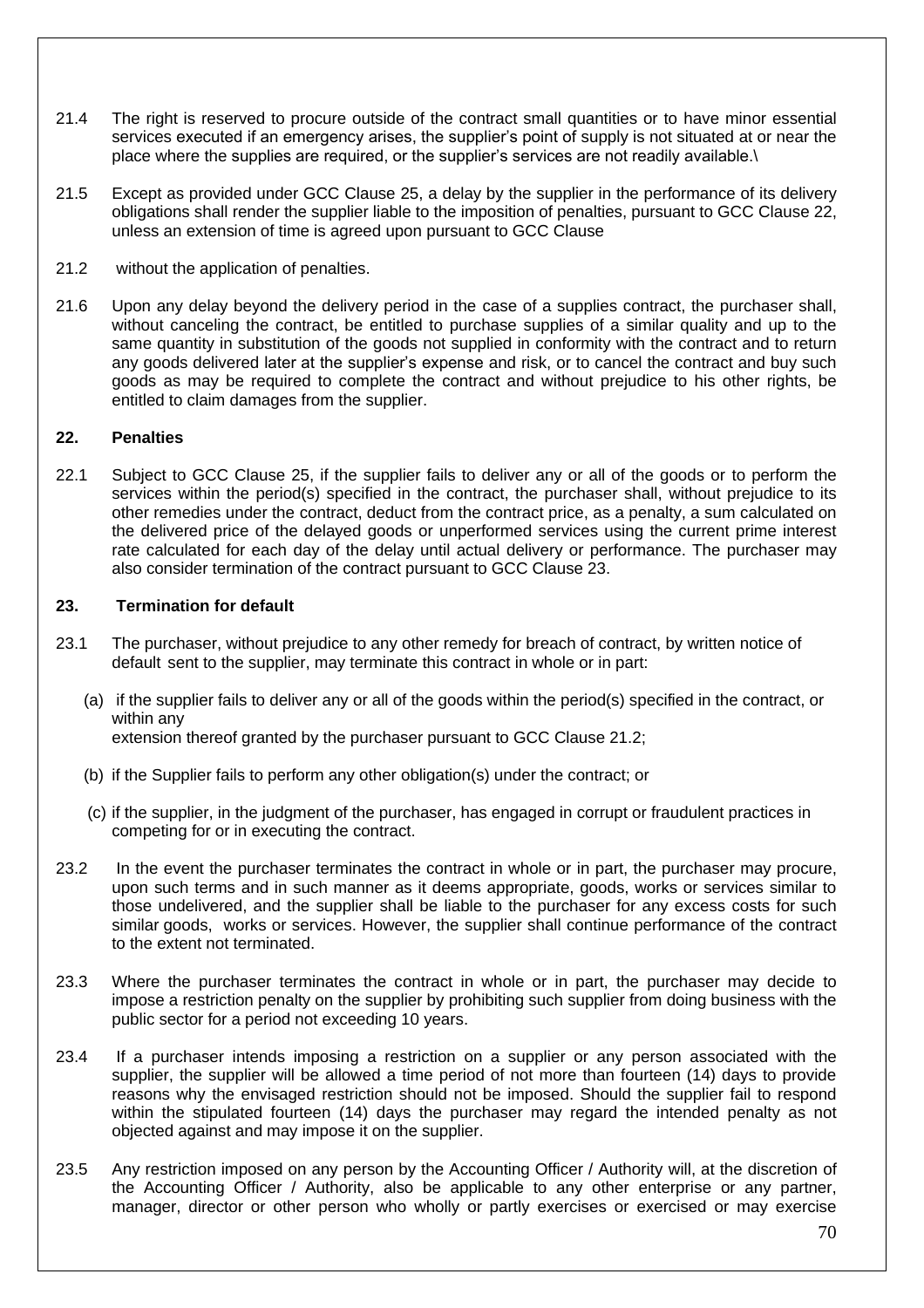21.4 The right is reserved to procure outside of the contract small quantities or to have minor essential services executed if an emergency arises, the supplier's point of supply is not situated at or near the place where the supplies are required, or the supplier's services are not readily available.\

21.5 Except as provided under GCC Clause 25, a delay by the supplier in the performance of its delivery obligations shall render the supplier liable to the imposition of penalties, pursuant to GCC Clause 22, unless an extension of time is agreed upon pursuant to GCC Clause

21.2 without the application of penalties.

21.6 Upon any delay beyond the delivery period in the case of a supplies contract, the purchaser shall, without canceling the contract, be entitled to purchase supplies of a similar quality and up to the same quantity in substitution of the goods not supplied in conformity with the contract and to return any goods delivered later at the supplier's expense and risk, or to cancel the contract and buy such goods as may be required to complete the contract and without prejudice to his other rights, be entitled to claim damages from the supplier.

**22. Penalties**

22.1 Subject to GCC Clause 25, if the supplier fails to deliver any or all of the goods or to perform the services within the period(s) specified in the contract, the purchaser shall, without prejudice to its other remedies under the contract, deduct from the contract price, as a penalty, a sum calculated on the delivered price of the delayed goods or unperformed services using the current prime interest rate calculated for each day of the delay until actual delivery or performance. The purchaser may also consider termination of the contract pursuant to GCC Clause 23.

**23. Termination for default**

23.1 The purchaser, without prejudice to any other remedy for breach of contract, by written notice of default sent to the supplier, may terminate this contract in whole or in part:

(a) if the supplier fails to deliver any or all of the goods within the period(s) specified in the contract, or within any
extension thereof granted by the purchaser pursuant to GCC Clause 21.2;

(b) if the Supplier fails to perform any other obligation(s) under the contract; or

(c) if the supplier, in the judgment of the purchaser, has engaged in corrupt or fraudulent practices in competing for or in executing the contract.

23.2 In the event the purchaser terminates the contract in whole or in part, the purchaser may procure, upon such terms and in such manner as it deems appropriate, goods, works or services similar to those undelivered, and the supplier shall be liable to the purchaser for any excess costs for such similar goods, works or services. However, the supplier shall continue performance of the contract to the extent not terminated.

23.3 Where the purchaser terminates the contract in whole or in part, the purchaser may decide to impose a restriction penalty on the supplier by prohibiting such supplier from doing business with the public sector for a period not exceeding 10 years.

23.4 If a purchaser intends imposing a restriction on a supplier or any person associated with the supplier, the supplier will be allowed a time period of not more than fourteen (14) days to provide reasons why the envisaged restriction should not be imposed. Should the supplier fail to respond within the stipulated fourteen (14) days the purchaser may regard the intended penalty as not objected against and may impose it on the supplier.

23.5 Any restriction imposed on any person by the Accounting Officer / Authority will, at the discretion of the Accounting Officer / Authority, also be applicable to any other enterprise or any partner, manager, director or other person who wholly or partly exercises or exercised or may exercise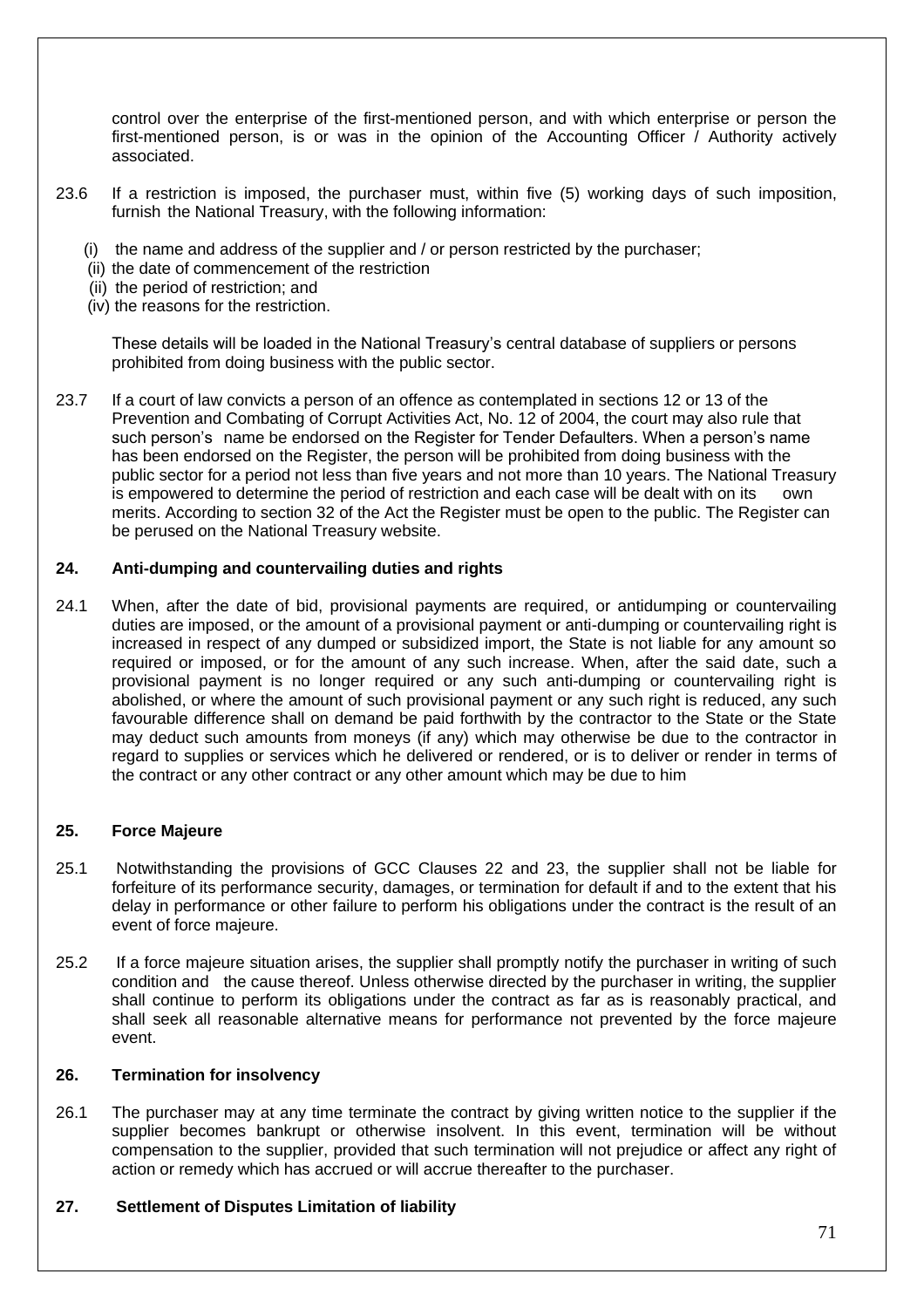control over the enterprise of the first-mentioned person, and with which enterprise or person the first-mentioned person, is or was in the opinion of the Accounting Officer / Authority actively associated.

23.6 If a restriction is imposed, the purchaser must, within five (5) working days of such imposition, furnish the National Treasury, with the following information:

(i) the name and address of the supplier and / or person restricted by the purchaser;
(ii) the date of commencement of the restriction
(ii) the period of restriction; and
(iv) the reasons for the restriction.

These details will be loaded in the National Treasury's central database of suppliers or persons prohibited from doing business with the public sector.

23.7 If a court of law convicts a person of an offence as contemplated in sections 12 or 13 of the Prevention and Combating of Corrupt Activities Act, No. 12 of 2004, the court may also rule that such person's name be endorsed on the Register for Tender Defaulters. When a person's name has been endorsed on the Register, the person will be prohibited from doing business with the public sector for a period not less than five years and not more than 10 years. The National Treasury is empowered to determine the period of restriction and each case will be dealt with on its own merits. According to section 32 of the Act the Register must be open to the public. The Register can be perused on the National Treasury website.

**24. Anti-dumping and countervailing duties and rights**

24.1 When, after the date of bid, provisional payments are required, or antidumping or countervailing duties are imposed, or the amount of a provisional payment or anti-dumping or countervailing right is increased in respect of any dumped or subsidized import, the State is not liable for any amount so required or imposed, or for the amount of any such increase. When, after the said date, such a provisional payment is no longer required or any such anti-dumping or countervailing right is abolished, or where the amount of such provisional payment or any such right is reduced, any such favourable difference shall on demand be paid forthwith by the contractor to the State or the State may deduct such amounts from moneys (if any) which may otherwise be due to the contractor in regard to supplies or services which he delivered or rendered, or is to deliver or render in terms of the contract or any other contract or any other amount which may be due to him

**25. Force Majeure**

25.1 Notwithstanding the provisions of GCC Clauses 22 and 23, the supplier shall not be liable for forfeiture of its performance security, damages, or termination for default if and to the extent that his delay in performance or other failure to perform his obligations under the contract is the result of an event of force majeure.

25.2 If a force majeure situation arises, the supplier shall promptly notify the purchaser in writing of such condition and the cause thereof. Unless otherwise directed by the purchaser in writing, the supplier shall continue to perform its obligations under the contract as far as is reasonably practical, and shall seek all reasonable alternative means for performance not prevented by the force majeure event.

**26. Termination for insolvency**

26.1 The purchaser may at any time terminate the contract by giving written notice to the supplier if the supplier becomes bankrupt or otherwise insolvent. In this event, termination will be without compensation to the supplier, provided that such termination will not prejudice or affect any right of action or remedy which has accrued or will accrue thereafter to the purchaser.

**27. Settlement of Disputes Limitation of liability**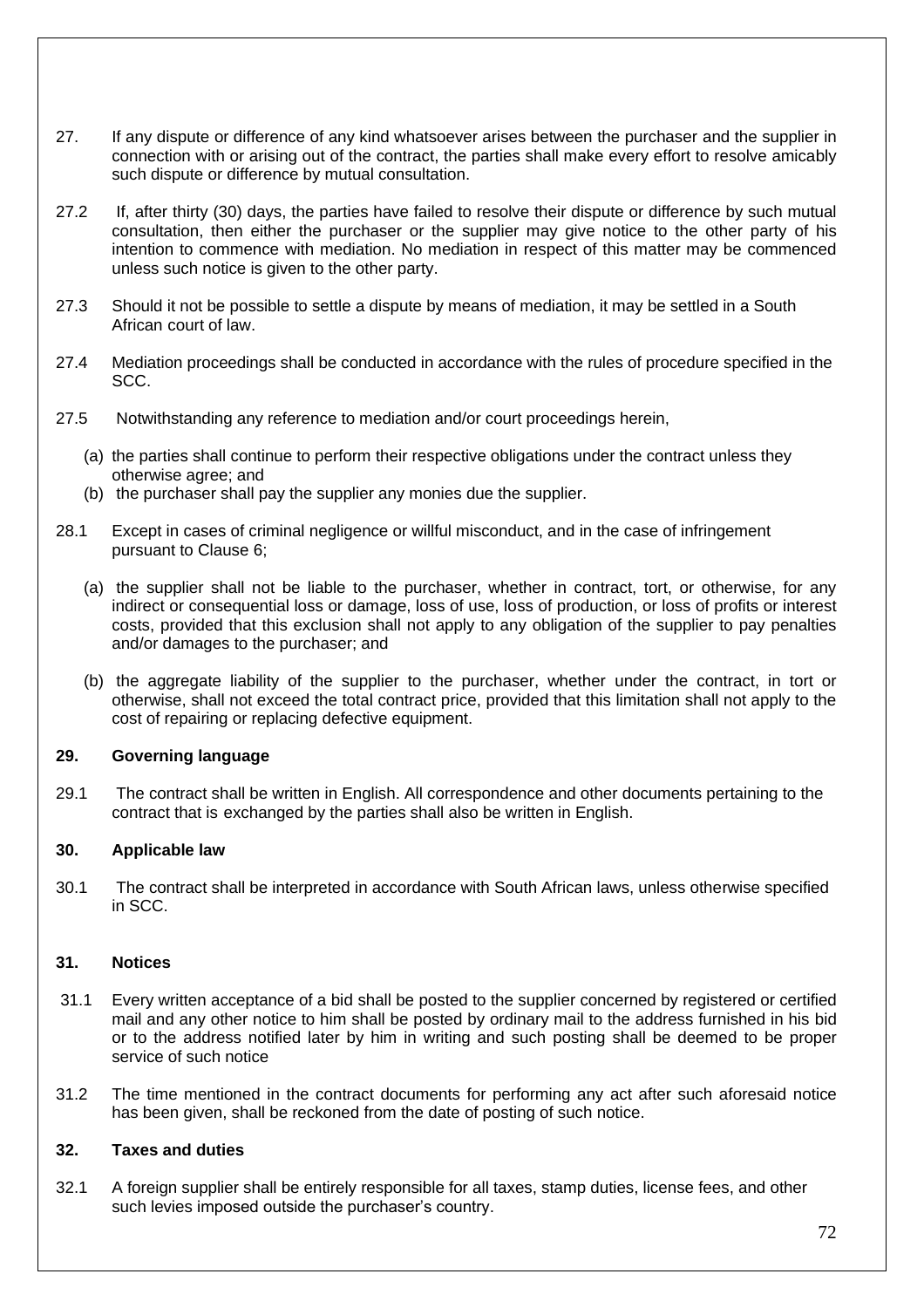27. If any dispute or difference of any kind whatsoever arises between the purchaser and the supplier in connection with or arising out of the contract, the parties shall make every effort to resolve amicably such dispute or difference by mutual consultation.

27.2 If, after thirty (30) days, the parties have failed to resolve their dispute or difference by such mutual consultation, then either the purchaser or the supplier may give notice to the other party of his intention to commence with mediation. No mediation in respect of this matter may be commenced unless such notice is given to the other party.

27.3 Should it not be possible to settle a dispute by means of mediation, it may be settled in a South African court of law.

27.4 Mediation proceedings shall be conducted in accordance with the rules of procedure specified in the SCC.

27.5 Notwithstanding any reference to mediation and/or court proceedings herein,

(a) the parties shall continue to perform their respective obligations under the contract unless they otherwise agree; and
(b) the purchaser shall pay the supplier any monies due the supplier.

28.1 Except in cases of criminal negligence or willful misconduct, and in the case of infringement pursuant to Clause 6;

(a) the supplier shall not be liable to the purchaser, whether in contract, tort, or otherwise, for any indirect or consequential loss or damage, loss of use, loss of production, or loss of profits or interest costs, provided that this exclusion shall not apply to any obligation of the supplier to pay penalties and/or damages to the purchaser; and

(b) the aggregate liability of the supplier to the purchaser, whether under the contract, in tort or otherwise, shall not exceed the total contract price, provided that this limitation shall not apply to the cost of repairing or replacing defective equipment.

**29. Governing language**

29.1 The contract shall be written in English. All correspondence and other documents pertaining to the contract that is exchanged by the parties shall also be written in English.

**30. Applicable law**

30.1 The contract shall be interpreted in accordance with South African laws, unless otherwise specified in SCC.

**31. Notices**

31.1 Every written acceptance of a bid shall be posted to the supplier concerned by registered or certified mail and any other notice to him shall be posted by ordinary mail to the address furnished in his bid or to the address notified later by him in writing and such posting shall be deemed to be proper service of such notice

31.2 The time mentioned in the contract documents for performing any act after such aforesaid notice has been given, shall be reckoned from the date of posting of such notice.

**32. Taxes and duties**

32.1 A foreign supplier shall be entirely responsible for all taxes, stamp duties, license fees, and other such levies imposed outside the purchaser's country.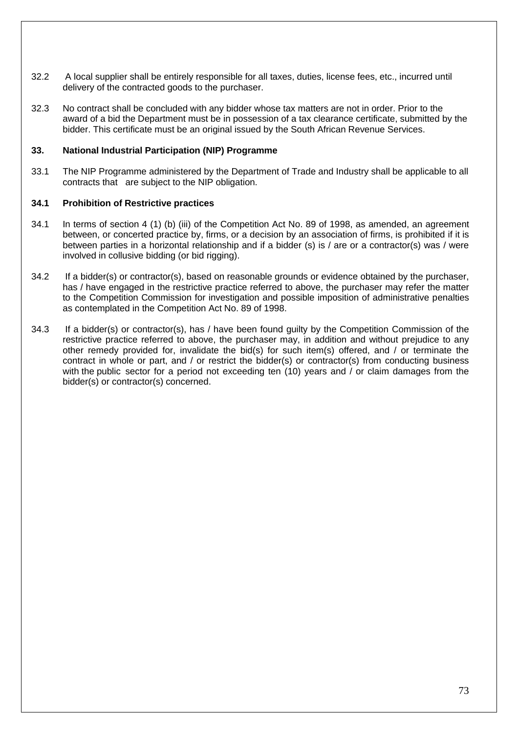32.2 A local supplier shall be entirely responsible for all taxes, duties, license fees, etc., incurred until delivery of the contracted goods to the purchaser.

32.3 No contract shall be concluded with any bidder whose tax matters are not in order. Prior to the award of a bid the Department must be in possession of a tax clearance certificate, submitted by the bidder. This certificate must be an original issued by the South African Revenue Services.

### 33. National Industrial Participation (NIP) Programme

33.1 The NIP Programme administered by the Department of Trade and Industry shall be applicable to all contracts that are subject to the NIP obligation.

### 34.1 Prohibition of Restrictive practices

34.1 In terms of section 4 (1) (b) (iii) of the Competition Act No. 89 of 1998, as amended, an agreement between, or concerted practice by, firms, or a decision by an association of firms, is prohibited if it is between parties in a horizontal relationship and if a bidder (s) is / are or a contractor(s) was / were involved in collusive bidding (or bid rigging).

34.2 If a bidder(s) or contractor(s), based on reasonable grounds or evidence obtained by the purchaser, has / have engaged in the restrictive practice referred to above, the purchaser may refer the matter to the Competition Commission for investigation and possible imposition of administrative penalties as contemplated in the Competition Act No. 89 of 1998.

34.3 If a bidder(s) or contractor(s), has / have been found guilty by the Competition Commission of the restrictive practice referred to above, the purchaser may, in addition and without prejudice to any other remedy provided for, invalidate the bid(s) for such item(s) offered, and / or terminate the contract in whole or part, and / or restrict the bidder(s) or contractor(s) from conducting business with the public sector for a period not exceeding ten (10) years and / or claim damages from the bidder(s) or contractor(s) concerned.